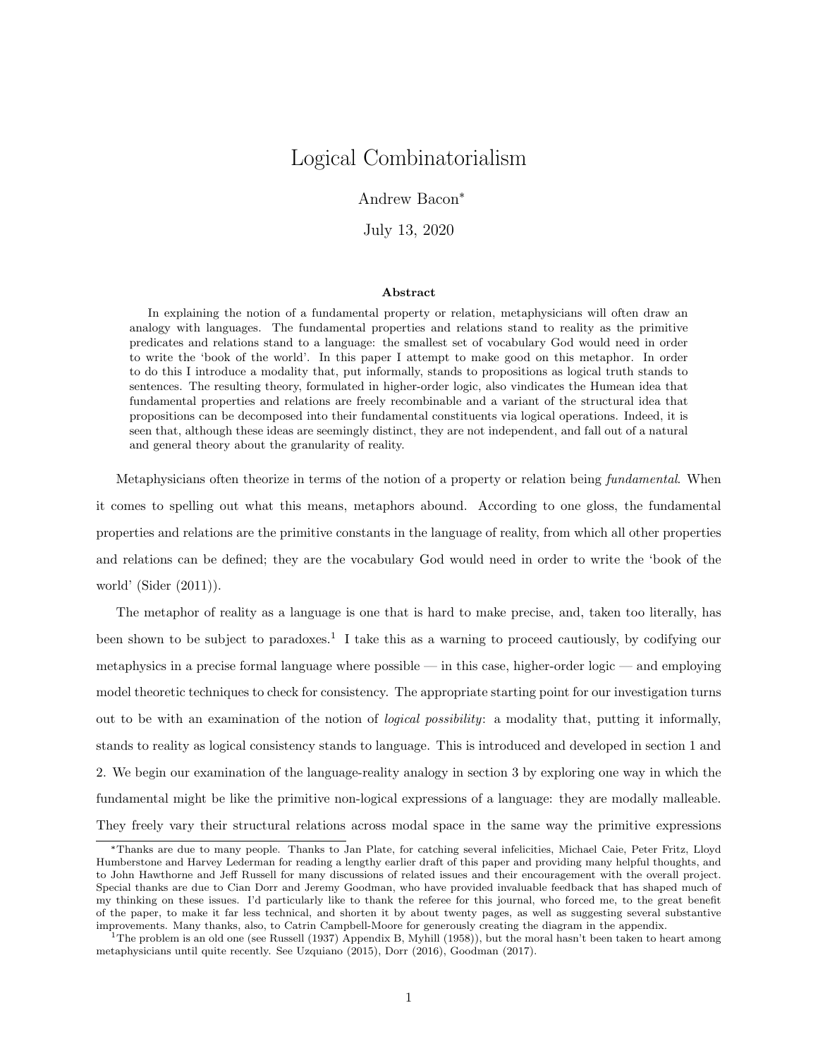# Logical Combinatorialism

Andrew Bacon*

July 13, 2020

### Abstract

In explaining the notion of a fundamental property or relation, metaphysicians will often draw an analogy with languages. The fundamental properties and relations stand to reality as the primitive predicates and relations stand to a language: the smallest set of vocabulary God would need in order to write the 'book of the world'. In this paper I attempt to make good on this metaphor. In order to do this I introduce a modality that, put informally, stands to propositions as logical truth stands to sentences. The resulting theory, formulated in higher-order logic, also vindicates the Humean idea that fundamental properties and relations are freely recombinable and a variant of the structural idea that propositions can be decomposed into their fundamental constituents via logical operations. Indeed, it is seen that, although these ideas are seemingly distinct, they are not independent, and fall out of a natural and general theory about the granularity of reality.

Metaphysicians often theorize in terms of the notion of a property or relation being *fundamental*. When it comes to spelling out what this means, metaphors abound. According to one gloss, the fundamental properties and relations are the primitive constants in the language of reality, from which all other properties and relations can be defined; they are the vocabulary God would need in order to write the 'book of the world' (Sider (2011)).

The metaphor of reality as a language is one that is hard to make precise, and, taken too literally, has been shown to be subject to paradoxes.[1] I take this as a warning to proceed cautiously, by codifying our metaphysics in a precise formal language where possible — in this case, higher-order logic — and employing model theoretic techniques to check for consistency. The appropriate starting point for our investigation turns out to be with an examination of the notion of *logical possibility*: a modality that, putting it informally, stands to reality as logical consistency stands to language. This is introduced and developed in section 1 and 2. We begin our examination of the language-reality analogy in section 3 by exploring one way in which the fundamental might be like the primitive non-logical expressions of a language: they are modally malleable. They freely vary their structural relations across modal space in the same way the primitive expressions

---

*Thanks are due to many people. Thanks to Jan Plate, for catching several infelicities, Michael Caie, Peter Fritz, Lloyd Humberstone and Harvey Lederman for reading a lengthy earlier draft of this paper and providing many helpful thoughts, and to John Hawthorne and Jeff Russell for many discussions of related issues and their encouragement with the overall project. Special thanks are due to Cian Dorr and Jeremy Goodman, who have provided invaluable feedback that has shaped much of my thinking on these issues. I'd particularly like to thank the referee for this journal, who forced me, to the great benefit of the paper, to make it far less technical, and shorten it by about twenty pages, as well as suggesting several substantive improvements. Many thanks, also, to Catrin Campbell-Moore for generously creating the diagram in the appendix.

[1] The problem is an old one (see Russell (1937) Appendix B, Myhill (1958)), but the moral hasn't been taken to heart among metaphysicians until quite recently. See Uzquiano (2015), Dorr (2016), Goodman (2017).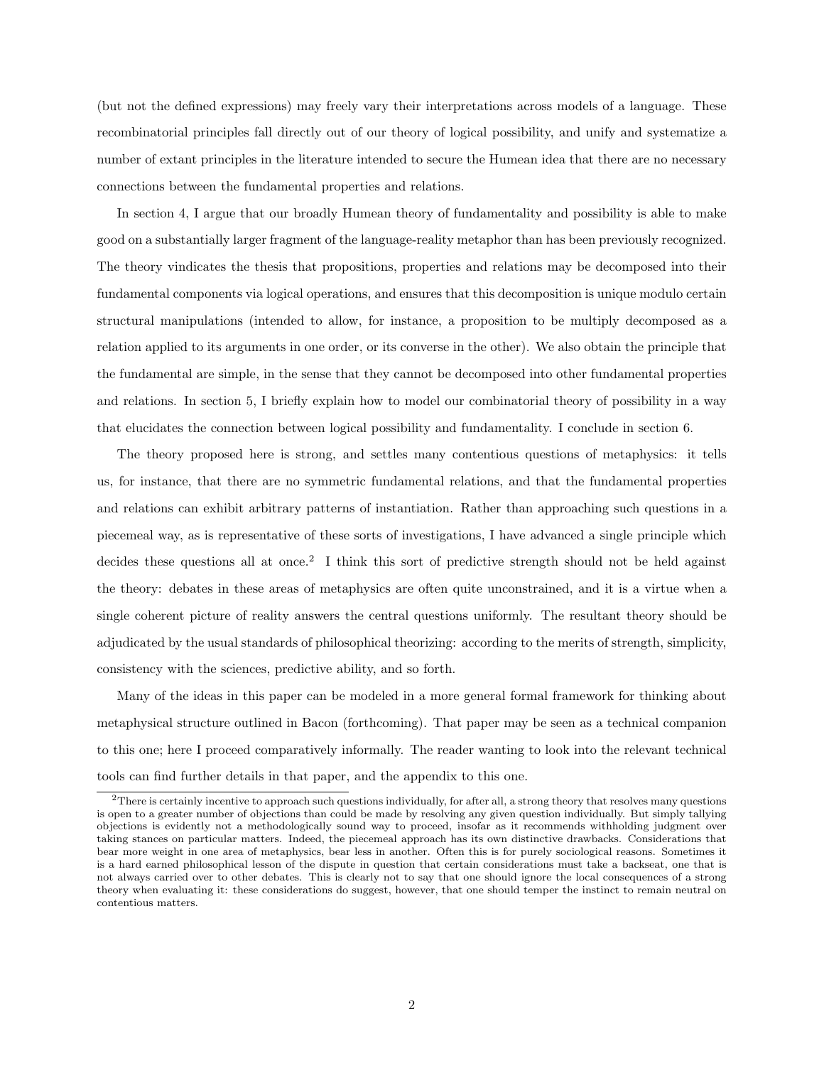(but not the defined expressions) may freely vary their interpretations across models of a language. These recombinatorial principles fall directly out of our theory of logical possibility, and unify and systematize a number of extant principles in the literature intended to secure the Humean idea that there are no necessary connections between the fundamental properties and relations.

In section 4, I argue that our broadly Humean theory of fundamentality and possibility is able to make good on a substantially larger fragment of the language-reality metaphor than has been previously recognized. The theory vindicates the thesis that propositions, properties and relations may be decomposed into their fundamental components via logical operations, and ensures that this decomposition is unique modulo certain structural manipulations (intended to allow, for instance, a proposition to be multiply decomposed as a relation applied to its arguments in one order, or its converse in the other). We also obtain the principle that the fundamental are simple, in the sense that they cannot be decomposed into other fundamental properties and relations. In section 5, I briefly explain how to model our combinatorial theory of possibility in a way that elucidates the connection between logical possibility and fundamentality. I conclude in section 6.

The theory proposed here is strong, and settles many contentious questions of metaphysics: it tells us, for instance, that there are no symmetric fundamental relations, and that the fundamental properties and relations can exhibit arbitrary patterns of instantiation. Rather than approaching such questions in a piecemeal way, as is representative of these sorts of investigations, I have advanced a single principle which decides these questions all at once.[2] I think this sort of predictive strength should not be held against the theory: debates in these areas of metaphysics are often quite unconstrained, and it is a virtue when a single coherent picture of reality answers the central questions uniformly. The resultant theory should be adjudicated by the usual standards of philosophical theorizing: according to the merits of strength, simplicity, consistency with the sciences, predictive ability, and so forth.

Many of the ideas in this paper can be modeled in a more general formal framework for thinking about metaphysical structure outlined in Bacon (forthcoming). That paper may be seen as a technical companion to this one; here I proceed comparatively informally. The reader wanting to look into the relevant technical tools can find further details in that paper, and the appendix to this one.

[2] There is certainly incentive to approach such questions individually, for after all, a strong theory that resolves many questions is open to a greater number of objections than could be made by resolving any given question individually. But simply tallying objections is evidently not a methodologically sound way to proceed, insofar as it recommends withholding judgment over taking stances on particular matters. Indeed, the piecemeal approach has its own distinctive drawbacks. Considerations that bear more weight in one area of metaphysics, bear less in another. Often this is for purely sociological reasons. Sometimes it is a hard earned philosophical lesson of the dispute in question that certain considerations must take a backseat, one that is not always carried over to other debates. This is clearly not to say that one should ignore the local consequences of a strong theory when evaluating it: these considerations do suggest, however, that one should temper the instinct to remain neutral on contentious matters.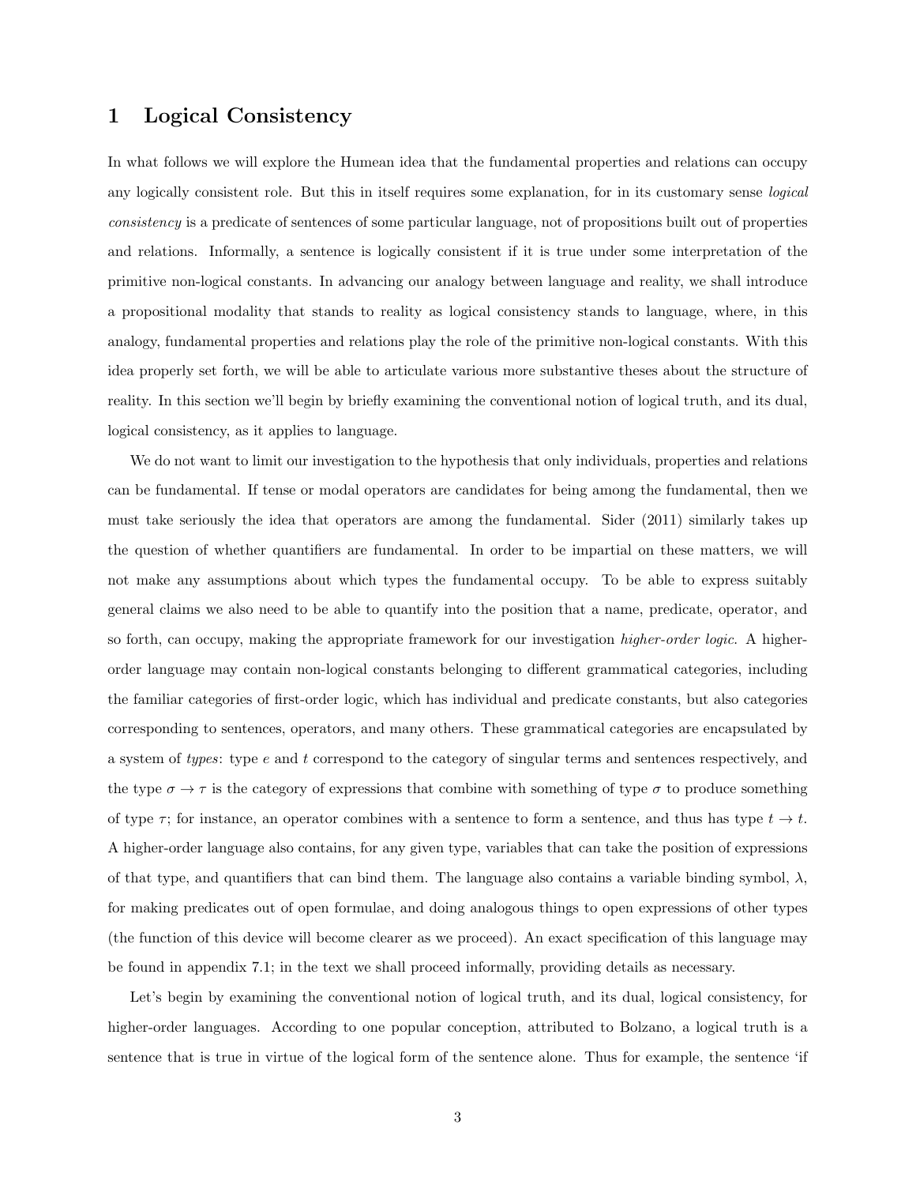# 1 Logical Consistency

In what follows we will explore the Humean idea that the fundamental properties and relations can occupy any logically consistent role. But this in itself requires some explanation, for in its customary sense *logical consistency* is a predicate of sentences of some particular language, not of propositions built out of properties and relations. Informally, a sentence is logically consistent if it is true under some interpretation of the primitive non-logical constants. In advancing our analogy between language and reality, we shall introduce a propositional modality that stands to reality as logical consistency stands to language, where, in this analogy, fundamental properties and relations play the role of the primitive non-logical constants. With this idea properly set forth, we will be able to articulate various more substantive theses about the structure of reality. In this section we'll begin by briefly examining the conventional notion of logical truth, and its dual, logical consistency, as it applies to language.

We do not want to limit our investigation to the hypothesis that only individuals, properties and relations can be fundamental. If tense or modal operators are candidates for being among the fundamental, then we must take seriously the idea that operators are among the fundamental. Sider (2011) similarly takes up the question of whether quantifiers are fundamental. In order to be impartial on these matters, we will not make any assumptions about which types the fundamental occupy. To be able to express suitably general claims we also need to be able to quantify into the position that a name, predicate, operator, and so forth, can occupy, making the appropriate framework for our investigation *higher-order logic*. A higher-order language may contain non-logical constants belonging to different grammatical categories, including the familiar categories of first-order logic, which has individual and predicate constants, but also categories corresponding to sentences, operators, and many others. These grammatical categories are encapsulated by a system of *types*: type $e$ and $t$ correspond to the category of singular terms and sentences respectively, and the type $\sigma \to \tau$ is the category of expressions that combine with something of type $\sigma$ to produce something of type $\tau$; for instance, an operator combines with a sentence to form a sentence, and thus has type $t \to t$. A higher-order language also contains, for any given type, variables that can take the position of expressions of that type, and quantifiers that can bind them. The language also contains a variable binding symbol, $\lambda$, for making predicates out of open formulae, and doing analogous things to open expressions of other types (the function of this device will become clearer as we proceed). An exact specification of this language may be found in appendix 7.1; in the text we shall proceed informally, providing details as necessary.

Let's begin by examining the conventional notion of logical truth, and its dual, logical consistency, for higher-order languages. According to one popular conception, attributed to Bolzano, a logical truth is a sentence that is true in virtue of the logical form of the sentence alone. Thus for example, the sentence 'if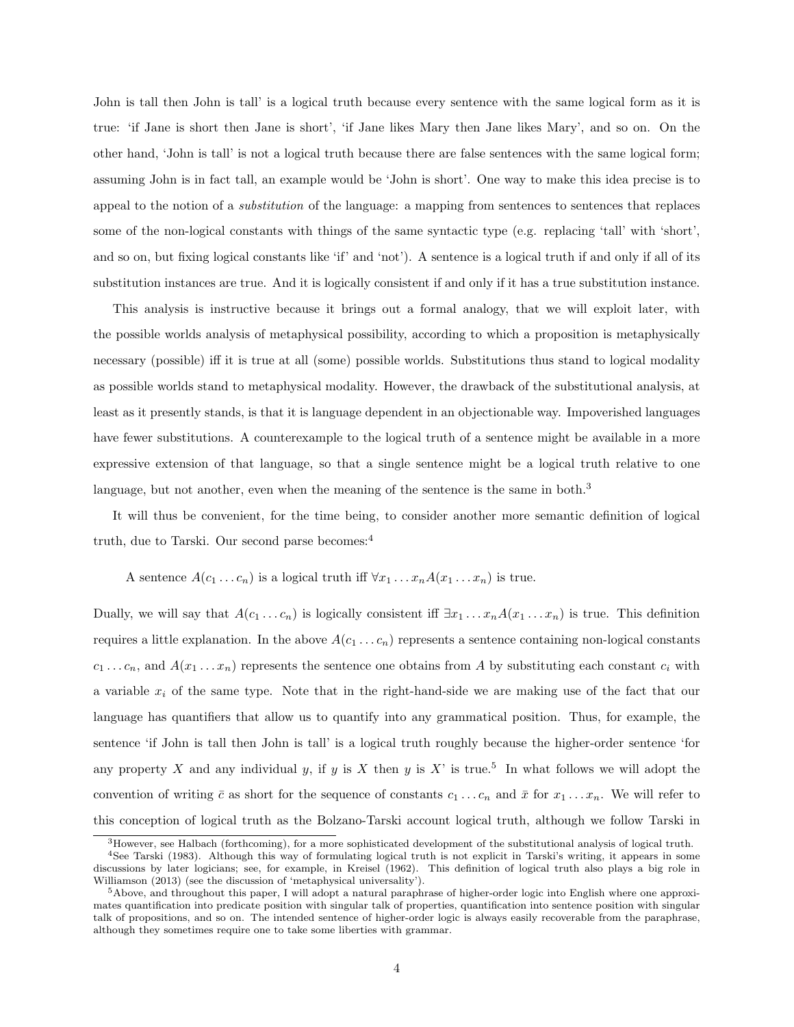John is tall then John is tall' is a logical truth because every sentence with the same logical form as it is true: 'if Jane is short then Jane is short', 'if Jane likes Mary then Jane likes Mary', and so on. On the other hand, 'John is tall' is not a logical truth because there are false sentences with the same logical form; assuming John is in fact tall, an example would be 'John is short'. One way to make this idea precise is to appeal to the notion of a *substitution* of the language: a mapping from sentences to sentences that replaces some of the non-logical constants with things of the same syntactic type (e.g. replacing 'tall' with 'short', and so on, but fixing logical constants like 'if' and 'not'). A sentence is a logical truth if and only if all of its substitution instances are true. And it is logically consistent if and only if it has a true substitution instance.

This analysis is instructive because it brings out a formal analogy, that we will exploit later, with the possible worlds analysis of metaphysical possibility, according to which a proposition is metaphysically necessary (possible) iff it is true at all (some) possible worlds. Substitutions thus stand to logical modality as possible worlds stand to metaphysical modality. However, the drawback of the substitutional analysis, at least as it presently stands, is that it is language dependent in an objectionable way. Impoverished languages have fewer substitutions. A counterexample to the logical truth of a sentence might be available in a more expressive extension of that language, so that a single sentence might be a logical truth relative to one language, but not another, even when the meaning of the sentence is the same in both.[3]

It will thus be convenient, for the time being, to consider another more semantic definition of logical truth, due to Tarski. Our second parse becomes:[4]

> A sentence $A(c_1 \ldots c_n)$ is a logical truth iff $\forall x_1 \ldots x_n A(x_1 \ldots x_n)$ is true.

Dually, we will say that $A(c_1 \ldots c_n)$ is logically consistent iff $\exists x_1 \ldots x_n A(x_1 \ldots x_n)$ is true. This definition requires a little explanation. In the above $A(c_1 \ldots c_n)$ represents a sentence containing non-logical constants $c_1 \ldots c_n$, and $A(x_1 \ldots x_n)$ represents the sentence one obtains from $A$ by substituting each constant $c_i$ with a variable $x_i$ of the same type. Note that in the right-hand-side we are making use of the fact that our language has quantifiers that allow us to quantify into any grammatical position. Thus, for example, the sentence 'if John is tall then John is tall' is a logical truth roughly because the higher-order sentence 'for any property $X$ and any individual $y$, if $y$ is $X$ then $y$ is $X$' is true.[5] In what follows we will adopt the convention of writing $\bar{c}$ as short for the sequence of constants $c_1 \ldots c_n$ and $\bar{x}$ for $x_1 \ldots x_n$. We will refer to this conception of logical truth as the Bolzano-Tarski account logical truth, although we follow Tarski in

[3] However, see Halbach (forthcoming), for a more sophisticated development of the substitutional analysis of logical truth.

[4] See Tarski (1983). Although this way of formulating logical truth is not explicit in Tarski's writing, it appears in some discussions by later logicians; see, for example, in Kreisel (1962). This definition of logical truth also plays a big role in Williamson (2013) (see the discussion of 'metaphysical universality').

[5] Above, and throughout this paper, I will adopt a natural paraphrase of higher-order logic into English where one approximates quantification into predicate position with singular talk of properties, quantification into sentence position with singular talk of propositions, and so on. The intended sentence of higher-order logic is always easily recoverable from the paraphrase, although they sometimes require one to take some liberties with grammar.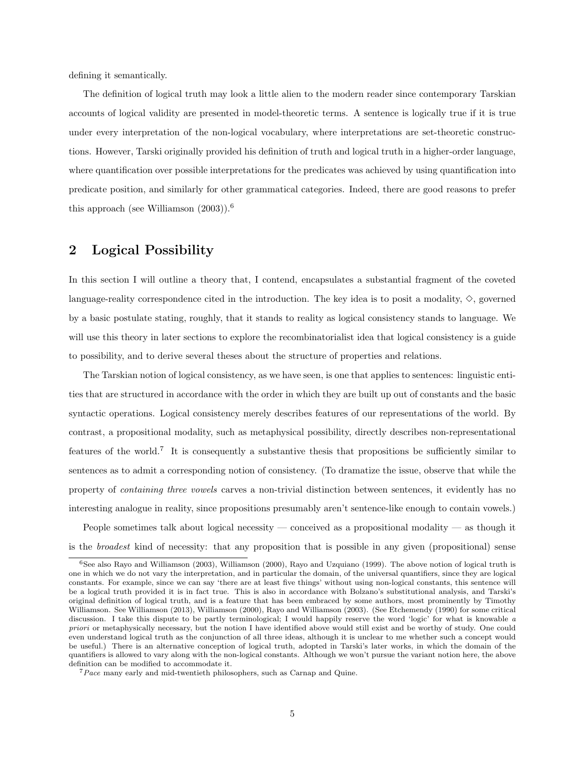defining it semantically.

The definition of logical truth may look a little alien to the modern reader since contemporary Tarskian accounts of logical validity are presented in model-theoretic terms. A sentence is logically true if it is true under every interpretation of the non-logical vocabulary, where interpretations are set-theoretic constructions. However, Tarski originally provided his definition of truth and logical truth in a higher-order language, where quantification over possible interpretations for the predicates was achieved by using quantification into predicate position, and similarly for other grammatical categories. Indeed, there are good reasons to prefer this approach (see Williamson (2003)).[6]

## 2 Logical Possibility

In this section I will outline a theory that, I contend, encapsulates a substantial fragment of the coveted language-reality correspondence cited in the introduction. The key idea is to posit a modality, $\Diamond$, governed by a basic postulate stating, roughly, that it stands to reality as logical consistency stands to language. We will use this theory in later sections to explore the recombinatorialist idea that logical consistency is a guide to possibility, and to derive several theses about the structure of properties and relations.

The Tarskian notion of logical consistency, as we have seen, is one that applies to sentences: linguistic entities that are structured in accordance with the order in which they are built up out of constants and the basic syntactic operations. Logical consistency merely describes features of our representations of the world. By contrast, a propositional modality, such as metaphysical possibility, directly describes non-representational features of the world.[7] It is consequently a substantive thesis that propositions be sufficiently similar to sentences as to admit a corresponding notion of consistency. (To dramatize the issue, observe that while the property of *containing three vowels* carves a non-trivial distinction between sentences, it evidently has no interesting analogue in reality, since propositions presumably aren't sentence-like enough to contain vowels.)

People sometimes talk about logical necessity — conceived as a propositional modality — as though it is the *broadest* kind of necessity: that any proposition that is possible in any given (propositional) sense

[6] See also Rayo and Williamson (2003), Williamson (2000), Rayo and Uzquiano (1999). The above notion of logical truth is one in which we do not vary the interpretation, and in particular the domain, of the universal quantifiers, since they are logical constants. For example, since we can say 'there are at least five things' without using non-logical constants, this sentence will be a logical truth provided it is in fact true. This is also in accordance with Bolzano's substitutional analysis, and Tarski's original definition of logical truth, and is a feature that has been embraced by some authors, most prominently by Timothy Williamson. See Williamson (2013), Williamson (2000), Rayo and Williamson (2003). (See Etchemendy (1990) for some critical discussion. I take this dispute to be partly terminological; I would happily reserve the word 'logic' for what is knowable *a priori* or metaphysically necessary, but the notion I have identified above would still exist and be worthy of study. One could even understand logical truth as the conjunction of all three ideas, although it is unclear to me whether such a concept would be useful.) There is an alternative conception of logical truth, adopted in Tarski's later works, in which the domain of the quantifiers is allowed to vary along with the non-logical constants. Although we won't pursue the variant notion here, the above definition can be modified to accommodate it.

[7] *Pace* many early and mid-twentieth philosophers, such as Carnap and Quine.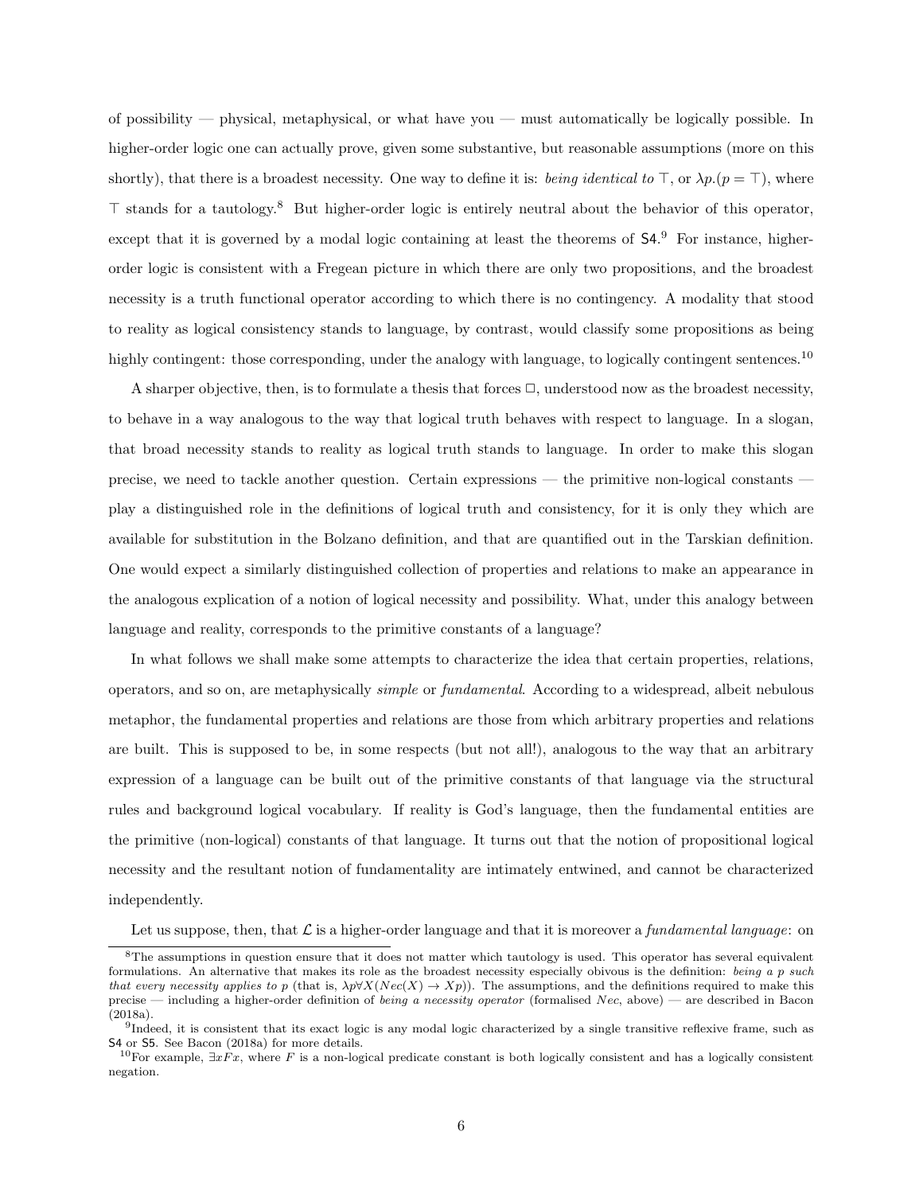of possibility — physical, metaphysical, or what have you — must automatically be logically possible. In higher-order logic one can actually prove, given some substantive, but reasonable assumptions (more on this shortly), that there is a broadest necessity. One way to define it is: *being identical to* $\top$, or $\lambda p.(p = \top)$, where $\top$ stands for a tautology.[8] But higher-order logic is entirely neutral about the behavior of this operator, except that it is governed by a modal logic containing at least the theorems of S4.[9] For instance, higher-order logic is consistent with a Fregean picture in which there are only two propositions, and the broadest necessity is a truth functional operator according to which there is no contingency. A modality that stood to reality as logical consistency stands to language, by contrast, would classify some propositions as being highly contingent: those corresponding, under the analogy with language, to logically contingent sentences.[10]

A sharper objective, then, is to formulate a thesis that forces $\Box$, understood now as the broadest necessity, to behave in a way analogous to the way that logical truth behaves with respect to language. In a slogan, that broad necessity stands to reality as logical truth stands to language. In order to make this slogan precise, we need to tackle another question. Certain expressions — the primitive non-logical constants — play a distinguished role in the definitions of logical truth and consistency, for it is only they which are available for substitution in the Bolzano definition, and that are quantified out in the Tarskian definition. One would expect a similarly distinguished collection of properties and relations to make an appearance in the analogous explication of a notion of logical necessity and possibility. What, under this analogy between language and reality, corresponds to the primitive constants of a language?

In what follows we shall make some attempts to characterize the idea that certain properties, relations, operators, and so on, are metaphysically *simple* or *fundamental*. According to a widespread, albeit nebulous metaphor, the fundamental properties and relations are those from which arbitrary properties and relations are built. This is supposed to be, in some respects (but not all!), analogous to the way that an arbitrary expression of a language can be built out of the primitive constants of that language via the structural rules and background logical vocabulary. If reality is God's language, then the fundamental entities are the primitive (non-logical) constants of that language. It turns out that the notion of propositional logical necessity and the resultant notion of fundamentality are intimately entwined, and cannot be characterized independently.

Let us suppose, then, that $\mathcal{L}$ is a higher-order language and that it is moreover a *fundamental language*: on

---

[8] The assumptions in question ensure that it does not matter which tautology is used. This operator has several equivalent formulations. An alternative that makes its role as the broadest necessity especially obivous is the definition: *being a p such that every necessity applies to p* (that is, $\lambda p \forall X(Nec(X) \to Xp)$). The assumptions, and the definitions required to make this precise — including a higher-order definition of *being a necessity operator* (formalised $Nec$, above) — are described in Bacon (2018a).

[9] Indeed, it is consistent that its exact logic is any modal logic characterized by a single transitive reflexive frame, such as S4 or S5. See Bacon (2018a) for more details.

[10] For example, $\exists x Fx$, where $F$ is a non-logical predicate constant is both logically consistent and has a logically consistent negation.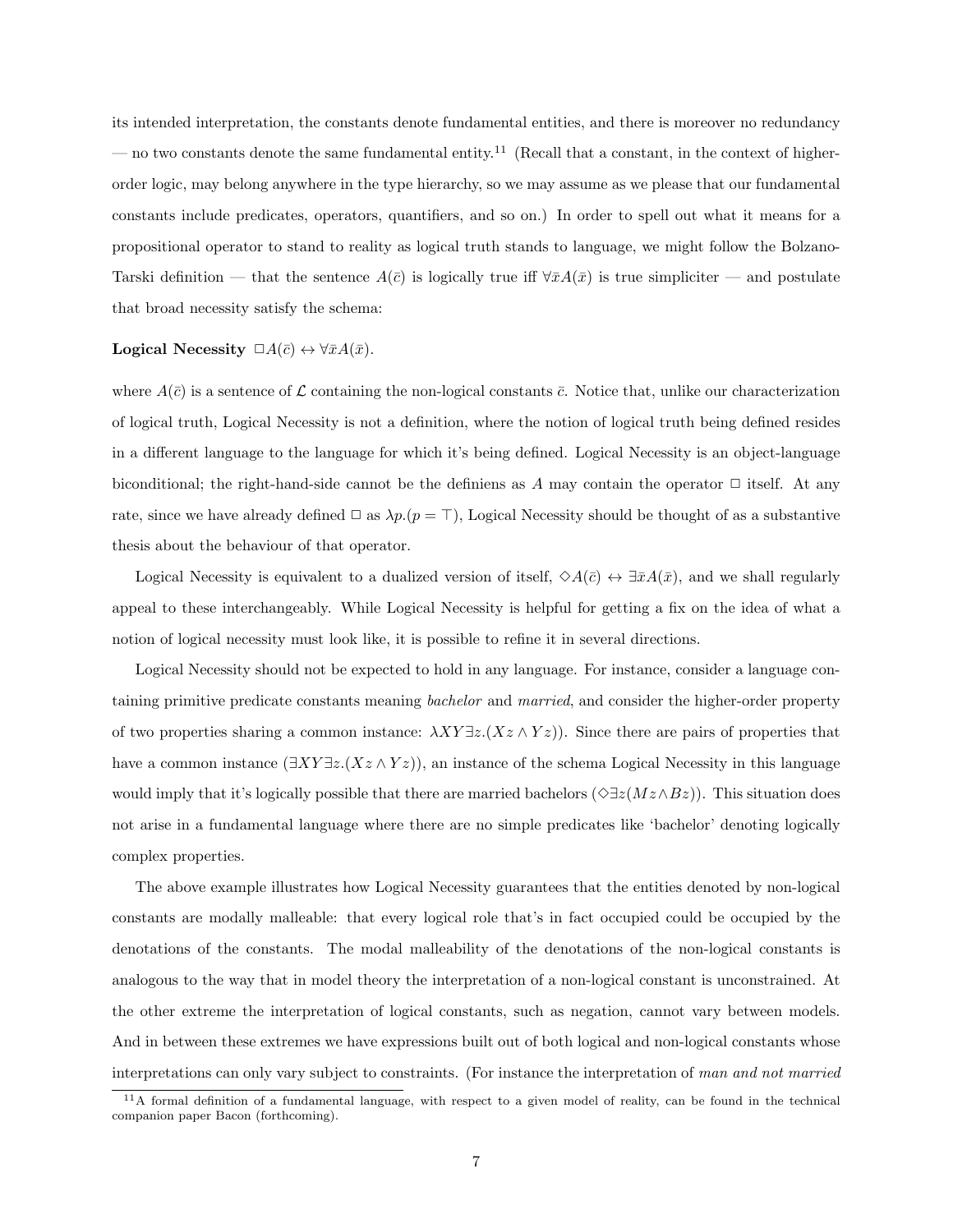its intended interpretation, the constants denote fundamental entities, and there is moreover no redundancy — no two constants denote the same fundamental entity.[11] (Recall that a constant, in the context of higher-order logic, may belong anywhere in the type hierarchy, so we may assume as we please that our fundamental constants include predicates, operators, quantifiers, and so on.) In order to spell out what it means for a propositional operator to stand to reality as logical truth stands to language, we might follow the Bolzano-Tarski definition — that the sentence $A(\bar{c})$ is logically true iff $\forall \bar{x} A(\bar{x})$ is true simpliciter — and postulate that broad necessity satisfy the schema:

**Logical Necessity** $\Box A(\bar{c}) \leftrightarrow \forall \bar{x} A(\bar{x})$.

where $A(\bar{c})$ is a sentence of $\mathcal{L}$ containing the non-logical constants $\bar{c}$. Notice that, unlike our characterization of logical truth, Logical Necessity is not a definition, where the notion of logical truth being defined resides in a different language to the language for which it's being defined. Logical Necessity is an object-language biconditional; the right-hand-side cannot be the definiens as $A$ may contain the operator $\Box$ itself. At any rate, since we have already defined $\Box$ as $\lambda p.(p = \top)$, Logical Necessity should be thought of as a substantive thesis about the behaviour of that operator.

Logical Necessity is equivalent to a dualized version of itself, $\Diamond A(\bar{c}) \leftrightarrow \exists \bar{x} A(\bar{x})$, and we shall regularly appeal to these interchangeably. While Logical Necessity is helpful for getting a fix on the idea of what a notion of logical necessity must look like, it is possible to refine it in several directions.

Logical Necessity should not be expected to hold in any language. For instance, consider a language containing primitive predicate constants meaning *bachelor* and *married*, and consider the higher-order property of two properties sharing a common instance: $\lambda XY \exists z.(Xz \wedge Yz)$). Since there are pairs of properties that have a common instance ($\exists XY \exists z.(Xz \wedge Yz)$), an instance of the schema Logical Necessity in this language would imply that it's logically possible that there are married bachelors ($\Diamond \exists z(Mz \wedge Bz)$). This situation does not arise in a fundamental language where there are no simple predicates like 'bachelor' denoting logically complex properties.

The above example illustrates how Logical Necessity guarantees that the entities denoted by non-logical constants are modally malleable: that every logical role that's in fact occupied could be occupied by the denotations of the constants. The modal malleability of the denotations of the non-logical constants is analogous to the way that in model theory the interpretation of a non-logical constant is unconstrained. At the other extreme the interpretation of logical constants, such as negation, cannot vary between models. And in between these extremes we have expressions built out of both logical and non-logical constants whose interpretations can only vary subject to constraints. (For instance the interpretation of *man and not married*

[11] A formal definition of a fundamental language, with respect to a given model of reality, can be found in the technical companion paper Bacon (forthcoming).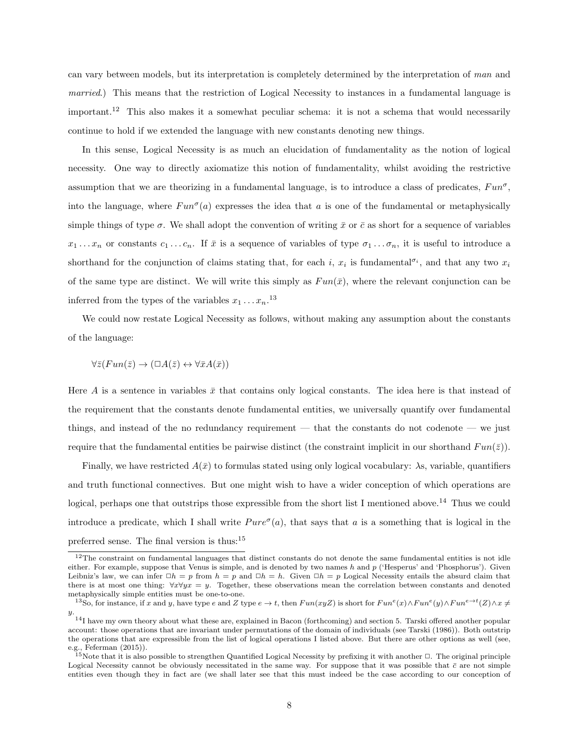can vary between models, but its interpretation is completely determined by the interpretation of *man* and *married*.) This means that the restriction of Logical Necessity to instances in a fundamental language is important.[12] This also makes it a somewhat peculiar schema: it is not a schema that would necessarily continue to hold if we extended the language with new constants denoting new things.

In this sense, Logical Necessity is as much an elucidation of fundamentality as the notion of logical necessity. One way to directly axiomatize this notion of fundamentality, whilst avoiding the restrictive assumption that we are theorizing in a fundamental language, is to introduce a class of predicates, $Fun^{\sigma}$, into the language, where $Fun^{\sigma}(a)$ expresses the idea that $a$ is one of the fundamental or metaphysically simple things of type $\sigma$. We shall adopt the convention of writing $\bar{x}$ or $\bar{c}$ as short for a sequence of variables $x_1 \ldots x_n$ or constants $c_1 \ldots c_n$. If $\bar{x}$ is a sequence of variables of type $\sigma_1 \ldots \sigma_n$, it is useful to introduce a shorthand for the conjunction of claims stating that, for each $i$, $x_i$ is fundamental$^{\sigma_i}$, and that any two $x_i$ of the same type are distinct. We will write this simply as $Fun(\bar{x})$, where the relevant conjunction can be inferred from the types of the variables $x_1 \ldots x_n$.[13]

We could now restate Logical Necessity as follows, without making any assumption about the constants of the language:

$$\forall \bar{z}(Fun(\bar{z}) \rightarrow (\Box A(\bar{z}) \leftrightarrow \forall \bar{x} A(\bar{x}))$$

Here $A$ is a sentence in variables $\bar{x}$ that contains only logical constants. The idea here is that instead of the requirement that the constants denote fundamental entities, we universally quantify over fundamental things, and instead of the no redundancy requirement — that the constants do not codenote — we just require that the fundamental entities be pairwise distinct (the constraint implicit in our shorthand $Fun(\bar{z})$).

Finally, we have restricted $A(\bar{x})$ to formulas stated using only logical vocabulary: $\lambda$s, variable, quantifiers and truth functional connectives. But one might wish to have a wider conception of which operations are logical, perhaps one that outstrips those expressible from the short list I mentioned above.[14] Thus we could introduce a predicate, which I shall write $Pure^{\sigma}(a)$, that says that $a$ is a something that is logical in the preferred sense. The final version is thus:[15]

---

[12] The constraint on fundamental languages that distinct constants do not denote the same fundamental entities is not idle either. For example, suppose that Venus is simple, and is denoted by two names $h$ and $p$ ('Hesperus' and 'Phosphorus'). Given Leibniz's law, we can infer $\Box h = p$ from $h = p$ and $\Box h = h$. Given $\Box h = p$ Logical Necessity entails the absurd claim that there is at most one thing: $\forall x \forall y x = y$. Together, these observations mean the correlation between constants and denoted metaphysically simple entities must be one-to-one.

[13] So, for instance, if $x$ and $y$, have type $e$ and $Z$ type $e \rightarrow t$, then $Fun(xyZ)$ is short for $Fun^{e}(x) \wedge Fun^{e}(y) \wedge Fun^{e \rightarrow t}(Z) \wedge x \neq y$.

[14] I have my own theory about what these are, explained in Bacon (forthcoming) and section 5. Tarski offered another popular account: those operations that are invariant under permutations of the domain of individuals (see Tarski (1986)). Both outstrip the operations that are expressible from the list of logical operations I listed above. But there are other options as well (see, e.g., Feferman (2015)).

[15] Note that it is also possible to strengthen Quantified Logical Necessity by prefixing it with another $\Box$. The original principle Logical Necessity cannot be obviously necessitated in the same way. For suppose that it was possible that $\bar{c}$ are not simple entities even though they in fact are (we shall later see that this must indeed be the case according to our conception of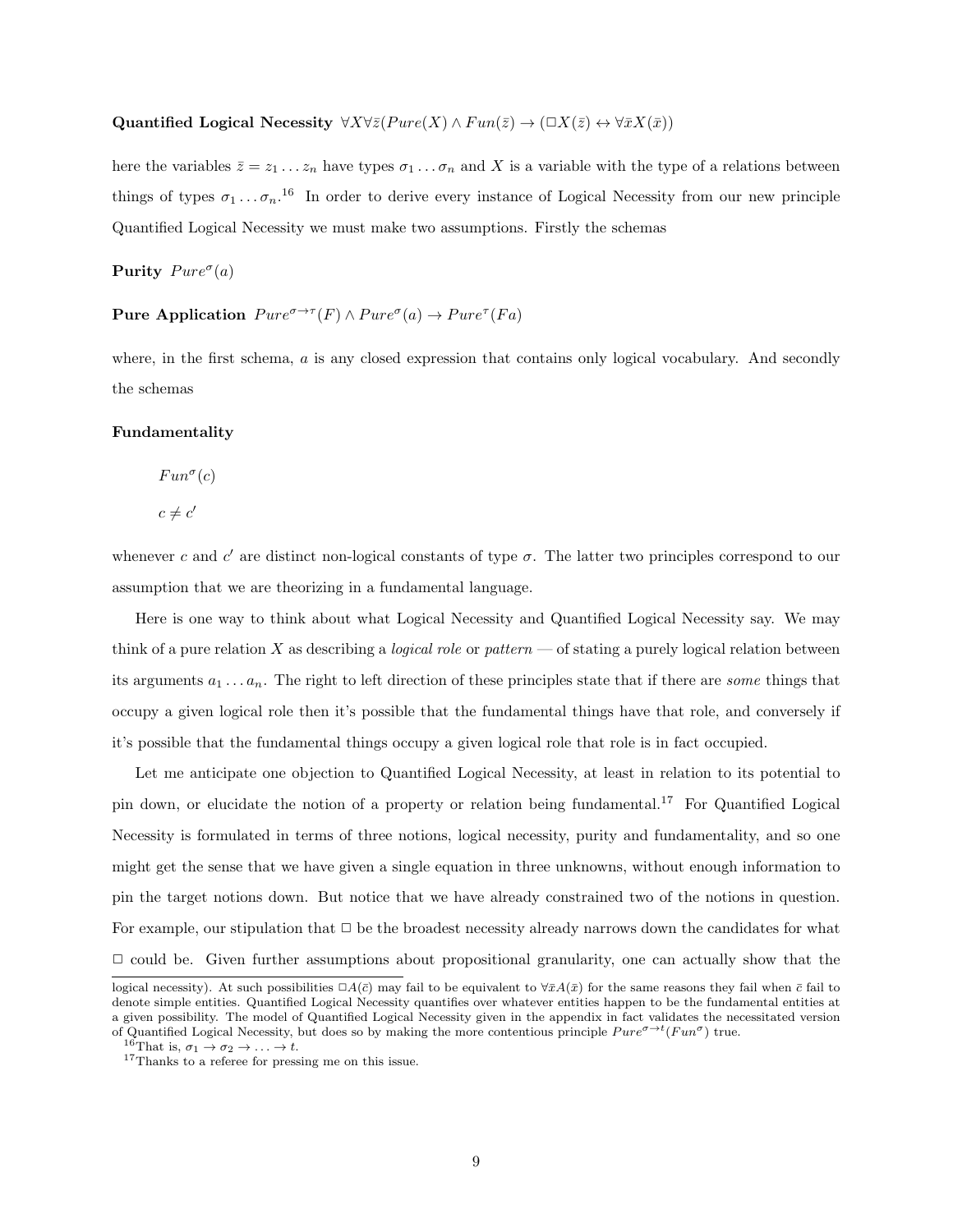**Quantified Logical Necessity** $\forall X \forall \bar{z}(Pure(X) \wedge Fun(\bar{z}) \rightarrow (\Box X(\bar{z}) \leftrightarrow \forall \bar{x} X(\bar{x}))$

here the variables $\bar{z} = z_1 \dots z_n$ have types $\sigma_1 \dots \sigma_n$ and $X$ is a variable with the type of a relations between things of types $\sigma_1 \dots \sigma_n$.[16] In order to derive every instance of Logical Necessity from our new principle Quantified Logical Necessity we must make two assumptions. Firstly the schemas

**Purity** $Pure^{\sigma}(a)$

**Pure Application** $Pure^{\sigma \rightarrow \tau}(F) \wedge Pure^{\sigma}(a) \rightarrow Pure^{\tau}(Fa)$

where, in the first schema, $a$ is any closed expression that contains only logical vocabulary. And secondly the schemas

**Fundamentality**

$$Fun^{\sigma}(c)$$

$$c \neq c'$$

whenever $c$ and $c'$ are distinct non-logical constants of type $\sigma$. The latter two principles correspond to our assumption that we are theorizing in a fundamental language.

Here is one way to think about what Logical Necessity and Quantified Logical Necessity say. We may think of a pure relation $X$ as describing a *logical role* or *pattern* — of stating a purely logical relation between its arguments $a_1 \dots a_n$. The right to left direction of these principles state that if there are *some* things that occupy a given logical role then it's possible that the fundamental things have that role, and conversely if it's possible that the fundamental things occupy a given logical role that role is in fact occupied.

Let me anticipate one objection to Quantified Logical Necessity, at least in relation to its potential to pin down, or elucidate the notion of a property or relation being fundamental.[17] For Quantified Logical Necessity is formulated in terms of three notions, logical necessity, purity and fundamentality, and so one might get the sense that we have given a single equation in three unknowns, without enough information to pin the target notions down. But notice that we have already constrained two of the notions in question. For example, our stipulation that $\Box$ be the broadest necessity already narrows down the candidates for what $\Box$ could be. Given further assumptions about propositional granularity, one can actually show that the

---

logical necessity). At such possibilities $\Box A(\bar{c})$ may fail to be equivalent to $\forall \bar{x} A(\bar{x})$ for the same reasons they fail when $\bar{c}$ fail to denote simple entities. Quantified Logical Necessity quantifies over whatever entities happen to be the fundamental entities at a given possibility. The model of Quantified Logical Necessity given in the appendix in fact validates the necessitated version of Quantified Logical Necessity, but does so by making the more contentious principle $Pure^{\sigma \rightarrow t}(Fun^{\sigma})$ true.

[16] That is, $\sigma_1 \rightarrow \sigma_2 \rightarrow \dots \rightarrow t$.

[17] Thanks to a referee for pressing me on this issue.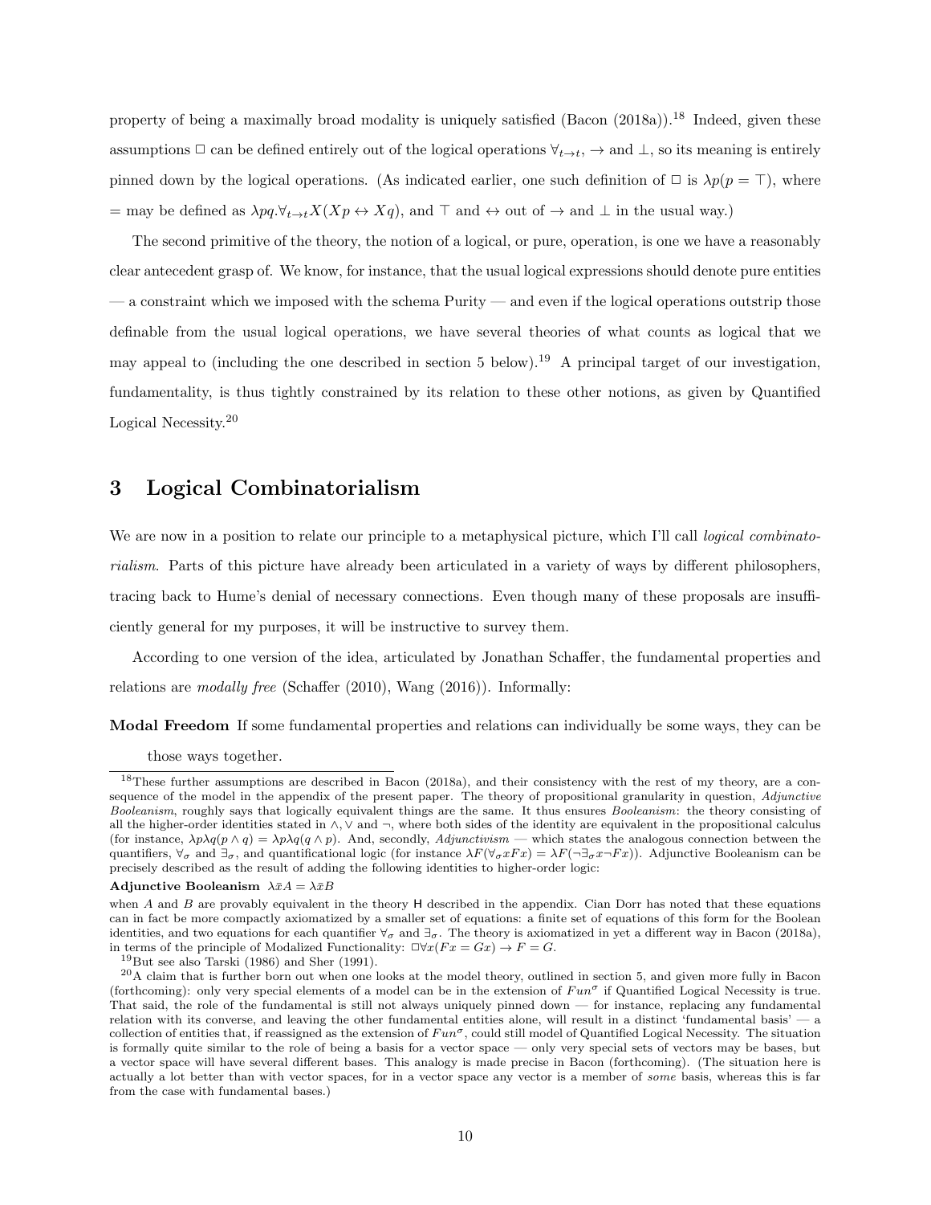property of being a maximally broad modality is uniquely satisfied (Bacon (2018a)).[18] Indeed, given these assumptions $\Box$ can be defined entirely out of the logical operations $\forall_{t\to t}$, $\to$ and $\bot$, so its meaning is entirely pinned down by the logical operations. (As indicated earlier, one such definition of $\Box$ is $\lambda p(p = \top)$, where $=$ may be defined as $\lambda pq.\forall_{t\to t}X(Xp \leftrightarrow Xq)$, and $\top$ and $\leftrightarrow$ out of $\to$ and $\bot$ in the usual way.)

The second primitive of the theory, the notion of a logical, or pure, operation, is one we have a reasonably clear antecedent grasp of. We know, for instance, that the usual logical expressions should denote pure entities — a constraint which we imposed with the schema Purity — and even if the logical operations outstrip those definable from the usual logical operations, we have several theories of what counts as logical that we may appeal to (including the one described in section 5 below).[19] A principal target of our investigation, fundamentality, is thus tightly constrained by its relation to these other notions, as given by Quantified Logical Necessity.[20]

## 3 Logical Combinatorialism

We are now in a position to relate our principle to a metaphysical picture, which I'll call *logical combinatorialism*. Parts of this picture have already been articulated in a variety of ways by different philosophers, tracing back to Hume's denial of necessary connections. Even though many of these proposals are insufficiently general for my purposes, it will be instructive to survey them.

According to one version of the idea, articulated by Jonathan Schaffer, the fundamental properties and relations are *modally free* (Schaffer (2010), Wang (2016)). Informally:

**Modal Freedom** If some fundamental properties and relations can individually be some ways, they can be those ways together.

---

[18] These further assumptions are described in Bacon (2018a), and their consistency with the rest of my theory, are a consequence of the model in the appendix of the present paper. The theory of propositional granularity in question, *Adjunctive Booleanism*, roughly says that logically equivalent things are the same. It thus ensures *Booleanism*: the theory consisting of all the higher-order identities stated in $\wedge, \vee$ and $\neg$, where both sides of the identity are equivalent in the propositional calculus (for instance, $\lambda p\lambda q(p \wedge q) = \lambda p\lambda q(q \wedge p)$. And, secondly, *Adjunctivism* — which states the analogous connection between the quantifiers, $\forall_\sigma$ and $\exists_\sigma$, and quantificational logic (for instance $\lambda F(\forall_\sigma xFx) = \lambda F(\neg\exists_\sigma x\neg Fx)$). Adjunctive Booleanism can be precisely described as the result of adding the following identities to higher-order logic:

**Adjunctive Booleanism** $\lambda\bar{x}A = \lambda\bar{x}B$

when $A$ and $B$ are provably equivalent in the theory $\mathsf{H}$ described in the appendix. Cian Dorr has noted that these equations can in fact be more compactly axiomatized by a smaller set of equations: a finite set of equations of this form for the Boolean identities, and two equations for each quantifier $\forall_\sigma$ and $\exists_\sigma$. The theory is axiomatized in yet a different way in Bacon (2018a), in terms of the principle of Modalized Functionality: $\Box\forall x(Fx = Gx) \to F = G$.

[19] But see also Tarski (1986) and Sher (1991).

[20] A claim that is further born out when one looks at the model theory, outlined in section 5, and given more fully in Bacon (forthcoming): only very special elements of a model can be in the extension of $Fun^\sigma$ if Quantified Logical Necessity is true. That said, the role of the fundamental is still not always uniquely pinned down — for instance, replacing any fundamental relation with its converse, and leaving the other fundamental entities alone, will result in a distinct 'fundamental basis' — a collection of entities that, if reassigned as the extension of $Fun^\sigma$, could still model of Quantified Logical Necessity. The situation is formally quite similar to the role of being a basis for a vector space — only very special sets of vectors may be bases, but a vector space will have several different bases. This analogy is made precise in Bacon (forthcoming). (The situation here is actually a lot better than with vector spaces, for in a vector space any vector is a member of *some* basis, whereas this is far from the case with fundamental bases.)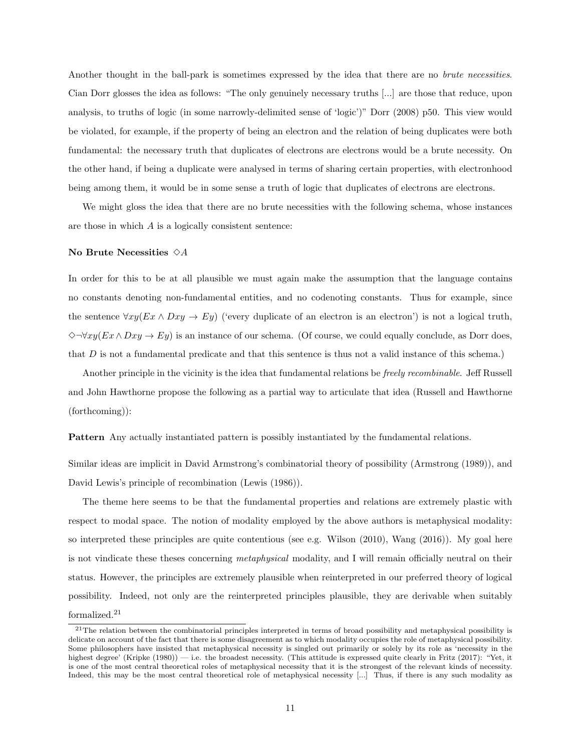Another thought in the ball-park is sometimes expressed by the idea that there are no *brute necessities*. Cian Dorr glosses the idea as follows: "The only genuinely necessary truths [...] are those that reduce, upon analysis, to truths of logic (in some narrowly-delimited sense of 'logic')" Dorr (2008) p50. This view would be violated, for example, if the property of being an electron and the relation of being duplicates were both fundamental: the necessary truth that duplicates of electrons are electrons would be a brute necessity. On the other hand, if being a duplicate were analysed in terms of sharing certain properties, with electronhood being among them, it would be in some sense a truth of logic that duplicates of electrons are electrons.

We might gloss the idea that there are no brute necessities with the following schema, whose instances are those in which $A$ is a logically consistent sentence:

**No Brute Necessities** $\Diamond A$

In order for this to be at all plausible we must again make the assumption that the language contains no constants denoting non-fundamental entities, and no codenoting constants. Thus for example, since the sentence $\forall xy(Ex \wedge Dxy \rightarrow Ey)$ ('every duplicate of an electron is an electron') is not a logical truth, $\Diamond\neg\forall xy(Ex \wedge Dxy \rightarrow Ey)$ is an instance of our schema. (Of course, we could equally conclude, as Dorr does, that $D$ is not a fundamental predicate and that this sentence is thus not a valid instance of this schema.)

Another principle in the vicinity is the idea that fundamental relations be *freely recombinable*. Jeff Russell and John Hawthorne propose the following as a partial way to articulate that idea (Russell and Hawthorne (forthcoming)):

**Pattern** Any actually instantiated pattern is possibly instantiated by the fundamental relations.

Similar ideas are implicit in David Armstrong's combinatorial theory of possibility (Armstrong (1989)), and David Lewis's principle of recombination (Lewis (1986)).

The theme here seems to be that the fundamental properties and relations are extremely plastic with respect to modal space. The notion of modality employed by the above authors is metaphysical modality: so interpreted these principles are quite contentious (see e.g. Wilson (2010), Wang (2016)). My goal here is not vindicate these theses concerning *metaphysical* modality, and I will remain officially neutral on their status. However, the principles are extremely plausible when reinterpreted in our preferred theory of logical possibility. Indeed, not only are the reinterpreted principles plausible, they are derivable when suitably formalized.[21]

[21] The relation between the combinatorial principles interpreted in terms of broad possibility and metaphysical possibility is delicate on account of the fact that there is some disagreement as to which modality occupies the role of metaphysical possibility. Some philosophers have insisted that metaphysical necessity is singled out primarily or solely by its role as 'necessity in the highest degree' (Kripke (1980)) — i.e. the broadest necessity. (This attitude is expressed quite clearly in Fritz (2017): "Yet, it is one of the most central theoretical roles of metaphysical necessity that it is the strongest of the relevant kinds of necessity. Indeed, this may be the most central theoretical role of metaphysical necessity [...] Thus, if there is any such modality as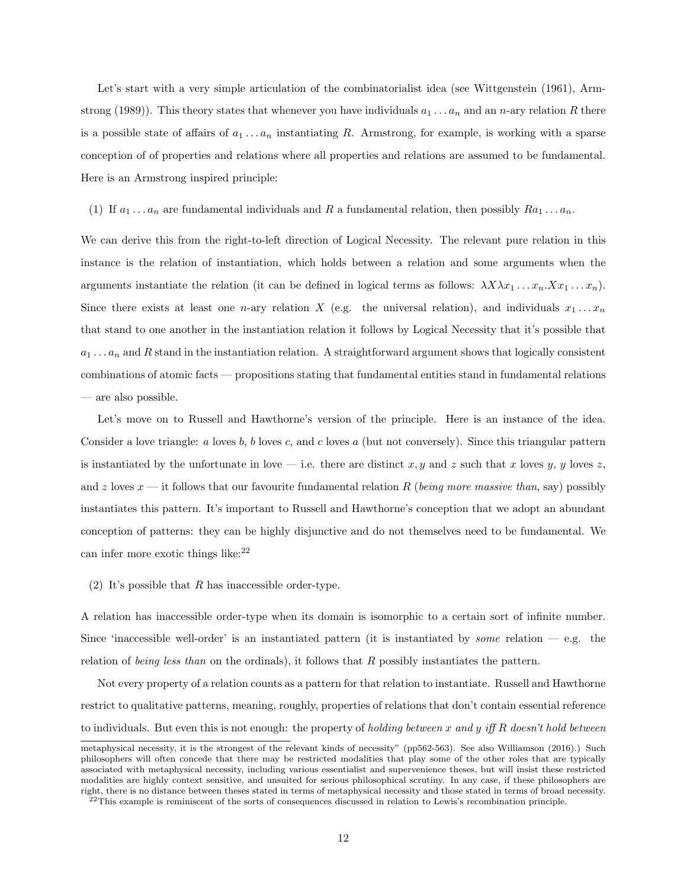Let's start with a very simple articulation of the combinatorialist idea (see Wittgenstein (1961), Armstrong (1989)). This theory states that whenever you have individuals $a_1 \dots a_n$ and an $n$-ary relation $R$ there is a possible state of affairs of $a_1 \dots a_n$ instantiating $R$. Armstrong, for example, is working with a sparse conception of of properties and relations where all properties and relations are assumed to be fundamental. Here is an Armstrong inspired principle:

(1) If $a_1 \dots a_n$ are fundamental individuals and $R$ a fundamental relation, then possibly $Ra_1 \dots a_n$.

We can derive this from the right-to-left direction of Logical Necessity. The relevant pure relation in this instance is the relation of instantiation, which holds between a relation and some arguments when the arguments instantiate the relation (it can be defined in logical terms as follows: $\lambda X \lambda x_1 \dots x_n.Xx_1 \dots x_n$). Since there exists at least one $n$-ary relation $X$ (e.g. the universal relation), and individuals $x_1 \dots x_n$ that stand to one another in the instantiation relation it follows by Logical Necessity that it's possible that $a_1 \dots a_n$ and $R$ stand in the instantiation relation. A straightforward argument shows that logically consistent combinations of atomic facts — propositions stating that fundamental entities stand in fundamental relations — are also possible.

Let's move on to Russell and Hawthorne's version of the principle. Here is an instance of the idea. Consider a love triangle: $a$ loves $b$, $b$ loves $c$, and $c$ loves $a$ (but not conversely). Since this triangular pattern is instantiated by the unfortunate in love — i.e. there are distinct $x, y$ and $z$ such that $x$ loves $y$, $y$ loves $z$, and $z$ loves $x$ — it follows that our favourite fundamental relation $R$ (*being more massive than*, say) possibly instantiates this pattern. It's important to Russell and Hawthorne's conception that we adopt an abundant conception of patterns: they can be highly disjunctive and do not themselves need to be fundamental. We can infer more exotic things like:[22]

(2) It's possible that $R$ has inaccessible order-type.

A relation has inaccessible order-type when its domain is isomorphic to a certain sort of infinite number. Since 'inaccessible well-order' is an instantiated pattern (it is instantiated by *some* relation — e.g. the relation of *being less than* on the ordinals), it follows that $R$ possibly instantiates the pattern.

Not every property of a relation counts as a pattern for that relation to instantiate. Russell and Hawthorne restrict to qualitative patterns, meaning, roughly, properties of relations that don't contain essential reference to individuals. But even this is not enough: the property of *holding between $x$ and $y$ iff $R$ doesn't hold between*

metaphysical necessity, it is the strongest of the relevant kinds of necessity" (pp562-563). See also Williamson (2016).) Such philosophers will often concede that there may be restricted modalities that play some of the other roles that are typically associated with metaphysical necessity, including various essentialist and supervenience theses, but will insist these restricted modalities are highly context sensitive, and unsuited for serious philosophical scrutiny. In any case, if these philosophers are right, there is no distance between theses stated in terms of metaphysical necessity and those stated in terms of broad necessity.

[22] This example is reminiscent of the sorts of consequences discussed in relation to Lewis's recombination principle.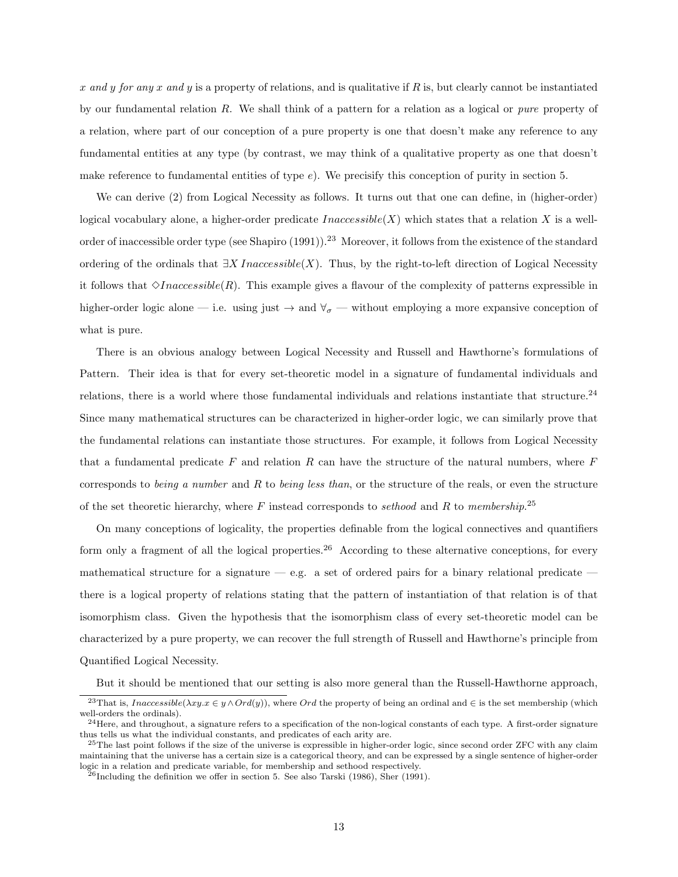*x and y for any x and y* is a property of relations, and is qualitative if $R$ is, but clearly cannot be instantiated by our fundamental relation $R$. We shall think of a pattern for a relation as a logical or *pure* property of a relation, where part of our conception of a pure property is one that doesn't make any reference to any fundamental entities at any type (by contrast, we may think of a qualitative property as one that doesn't make reference to fundamental entities of type $e$). We precisify this conception of purity in section 5.

We can derive (2) from Logical Necessity as follows. It turns out that one can define, in (higher-order) logical vocabulary alone, a higher-order predicate $Inaccessible(X)$ which states that a relation $X$ is a well-order of inaccessible order type (see Shapiro (1991)).[23] Moreover, it follows from the existence of the standard ordering of the ordinals that $\exists X\, Inaccessible(X)$. Thus, by the right-to-left direction of Logical Necessity it follows that $\Diamond Inaccessible(R)$. This example gives a flavour of the complexity of patterns expressible in higher-order logic alone — i.e. using just $\rightarrow$ and $\forall_\sigma$ — without employing a more expansive conception of what is pure.

There is an obvious analogy between Logical Necessity and Russell and Hawthorne's formulations of Pattern. Their idea is that for every set-theoretic model in a signature of fundamental individuals and relations, there is a world where those fundamental individuals and relations instantiate that structure.[24] Since many mathematical structures can be characterized in higher-order logic, we can similarly prove that the fundamental relations can instantiate those structures. For example, it follows from Logical Necessity that a fundamental predicate $F$ and relation $R$ can have the structure of the natural numbers, where $F$ corresponds to *being a number* and $R$ to *being less than*, or the structure of the reals, or even the structure of the set theoretic hierarchy, where $F$ instead corresponds to *sethood* and $R$ to *membership*.[25]

On many conceptions of logicality, the properties definable from the logical connectives and quantifiers form only a fragment of all the logical properties.[26] According to these alternative conceptions, for every mathematical structure for a signature — e.g. a set of ordered pairs for a binary relational predicate — there is a logical property of relations stating that the pattern of instantiation of that relation is of that isomorphism class. Given the hypothesis that the isomorphism class of every set-theoretic model can be characterized by a pure property, we can recover the full strength of Russell and Hawthorne's principle from Quantified Logical Necessity.

But it should be mentioned that our setting is also more general than the Russell-Hawthorne approach,

---

[23] That is, $Inaccessible(\lambda xy.x \in y \wedge Ord(y))$, where $Ord$ the property of being an ordinal and $\in$ is the set membership (which well-orders the ordinals).

[24] Here, and throughout, a signature refers to a specification of the non-logical constants of each type. A first-order signature thus tells us what the individual constants, and predicates of each arity are.

[25] The last point follows if the size of the universe is expressible in higher-order logic, since second order ZFC with any claim maintaining that the universe has a certain size is a categorical theory, and can be expressed by a single sentence of higher-order logic in a relation and predicate variable, for membership and sethood respectively.

[26] Including the definition we offer in section 5. See also Tarski (1986), Sher (1991).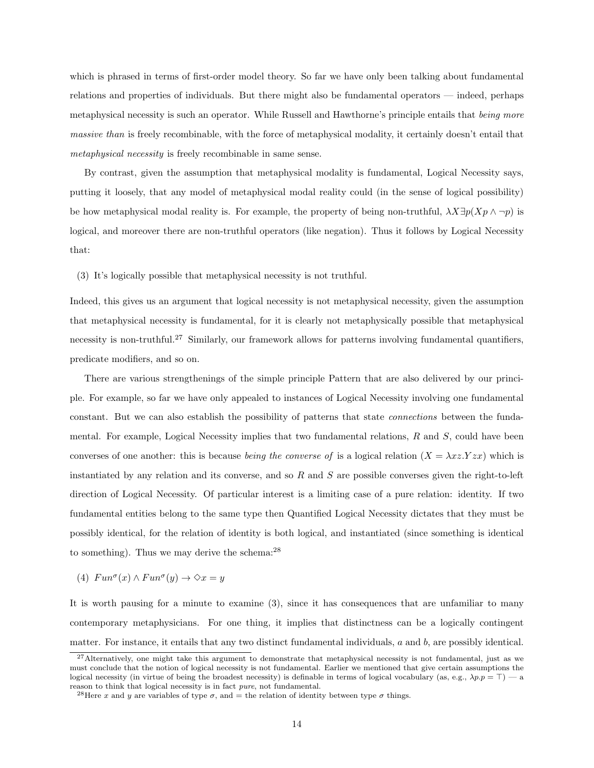which is phrased in terms of first-order model theory. So far we have only been talking about fundamental relations and properties of individuals. But there might also be fundamental operators — indeed, perhaps metaphysical necessity is such an operator. While Russell and Hawthorne's principle entails that *being more massive than* is freely recombinable, with the force of metaphysical modality, it certainly doesn't entail that *metaphysical necessity* is freely recombinable in same sense.

By contrast, given the assumption that metaphysical modality is fundamental, Logical Necessity says, putting it loosely, that any model of metaphysical modal reality could (in the sense of logical possibility) be how metaphysical modal reality is. For example, the property of being non-truthful, $\lambda X \exists p(Xp \wedge \neg p)$ is logical, and moreover there are non-truthful operators (like negation). Thus it follows by Logical Necessity that:

(3) It's logically possible that metaphysical necessity is not truthful.

Indeed, this gives us an argument that logical necessity is not metaphysical necessity, given the assumption that metaphysical necessity is fundamental, for it is clearly not metaphysically possible that metaphysical necessity is non-truthful.[27] Similarly, our framework allows for patterns involving fundamental quantifiers, predicate modifiers, and so on.

There are various strengthenings of the simple principle Pattern that are also delivered by our principle. For example, so far we have only appealed to instances of Logical Necessity involving one fundamental constant. But we can also establish the possibility of patterns that state *connections* between the fundamental. For example, Logical Necessity implies that two fundamental relations, $R$ and $S$, could have been converses of one another: this is because *being the converse of* is a logical relation ($X = \lambda xz.Yzx$) which is instantiated by any relation and its converse, and so $R$ and $S$ are possible converses given the right-to-left direction of Logical Necessity. Of particular interest is a limiting case of a pure relation: identity. If two fundamental entities belong to the same type then Quantified Logical Necessity dictates that they must be possibly identical, for the relation of identity is both logical, and instantiated (since something is identical to something). Thus we may derive the schema:[28]

(4) $Fun^{\sigma}(x) \wedge Fun^{\sigma}(y) \rightarrow \Diamond x = y$

It is worth pausing for a minute to examine (3), since it has consequences that are unfamiliar to many contemporary metaphysicians. For one thing, it implies that distinctness can be a logically contingent matter. For instance, it entails that any two distinct fundamental individuals, $a$ and $b$, are possibly identical.

[27] Alternatively, one might take this argument to demonstrate that metaphysical necessity is not fundamental, just as we must conclude that the notion of logical necessity is not fundamental. Earlier we mentioned that give certain assumptions the logical necessity (in virtue of being the broadest necessity) is definable in terms of logical vocabulary (as, e.g., $\lambda p.p = \top$) — a reason to think that logical necessity is in fact *pure*, not fundamental.

[28] Here $x$ and $y$ are variables of type $\sigma$, and $=$ the relation of identity between type $\sigma$ things.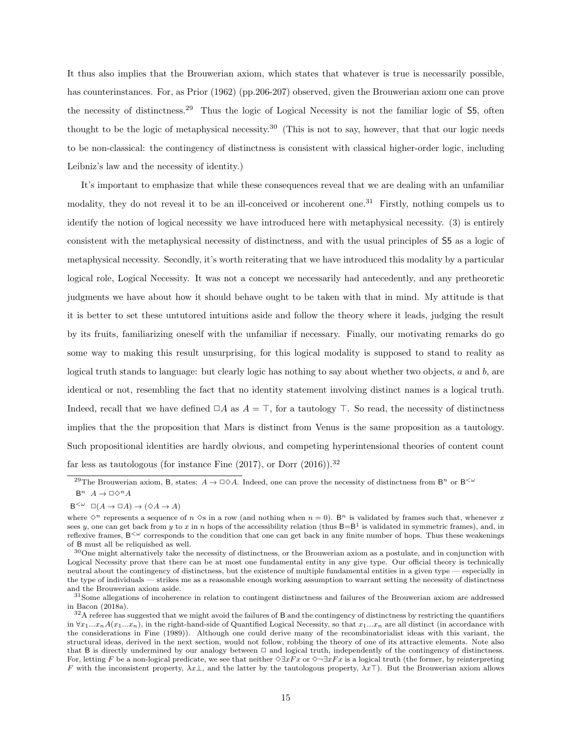It thus also implies that the Brouwerian axiom, which states that whatever is true is necessarily possible, has counterinstances. For, as Prior (1962) (pp.206-207) observed, given the Brouwerian axiom one can prove the necessity of distinctness.[29] Thus the logic of Logical Necessity is not the familiar logic of S5, often thought to be the logic of metaphysical necessity.[30] (This is not to say, however, that that our logic needs to be non-classical: the contingency of distinctness is consistent with classical higher-order logic, including Leibniz's law and the necessity of identity.)

It's important to emphasize that while these consequences reveal that we are dealing with an unfamiliar modality, they do not reveal it to be an ill-conceived or incoherent one.[31] Firstly, nothing compels us to identify the notion of logical necessity we have introduced here with metaphysical necessity. (3) is entirely consistent with the metaphysical necessity of distinctness, and with the usual principles of S5 as a logic of metaphysical necessity. Secondly, it's worth reiterating that we have introduced this modality by a particular logical role, Logical Necessity. It was not a concept we necessarily had antecedently, and any pretheoretic judgments we have about how it should behave ought to be taken with that in mind. My attitude is that it is better to set these untutored intuitions aside and follow the theory where it leads, judging the result by its fruits, familiarizing oneself with the unfamiliar if necessary. Finally, our motivating remarks do go some way to making this result unsurprising, for this logical modality is supposed to stand to reality as logical truth stands to language: but clearly logic has nothing to say about whether two objects, $a$ and $b$, are identical or not, resembling the fact that no identity statement involving distinct names is a logical truth. Indeed, recall that we have defined $\Box A$ as $A = \top$, for a tautology $\top$. So read, the necessity of distinctness implies that the the proposition that Mars is distinct from Venus is the same proposition as a tautology. Such propositional identities are hardly obvious, and competing hyperintensional theories of content count far less as tautologous (for instance Fine (2017), or Dorr (2016)).[32]

---

[29] The Brouwerian axiom, B, states: $A \to \Box\Diamond A$. Indeed, one can prove the necessity of distinctness from $\mathsf{B}^n$ or $\mathsf{B}^{<\omega}$

$\mathsf{B}^n$ $\quad A \to \Box\Diamond^n A$

$\mathsf{B}^{<\omega}$ $\quad \Box(A \to \Box A) \to (\Diamond A \to A)$

where $\Diamond^n$ represents a sequence of $n$ $\Diamond$s in a row (and nothing when $n = 0$). $\mathsf{B}^n$ is validated by frames such that, whenever $x$ sees $y$, one can get back from $y$ to $x$ in $n$ hops of the accessibility relation (thus $\mathsf{B}=\mathsf{B}^1$ is validated in symmetric frames), and, in reflexive frames, $\mathsf{B}^{<\omega}$ corresponds to the condition that one can get back in any finite number of hops. Thus these weakenings of B must all be reliquished as well.

[30] One might alternatively take the necessity of distinctness, or the Brouwerian axiom as a postulate, and in conjunction with Logical Necessity prove that there can be at most one fundamental entity in any give type. Our official theory is technically neutral about the contingency of distinctness, but the existence of multiple fundamental entities in a given type — especially in the type of individuals — strikes me as a reasonable enough working assumption to warrant setting the necessity of distinctness and the Brouwerian axiom aside.

[31] Some allegations of incoherence in relation to contingent distinctness and failures of the Brouwerian axiom are addressed in Bacon (2018a).

[32] A referee has suggested that we might avoid the failures of B and the contingency of distinctness by restricting the quantifiers in $\forall x_1...x_n A(x_1...x_n)$, in the right-hand-side of Quantified Logical Necessity, so that $x_1...x_n$ are all distinct (in accordance with the considerations in Fine (1989)). Although one could derive many of the recombinatorialist ideas with this variant, the structural ideas, derived in the next section, would not follow, robbing the theory of one of its attractive elements. Note also that B is directly undermined by our analogy between $\Box$ and logical truth, independently of the contingency of distinctness. For, letting $F$ be a non-logical predicate, we see that neither $\Diamond\exists x Fx$ or $\Diamond\neg\exists x Fx$ is a logical truth (the former, by reinterpreting $F$ with the inconsistent property, $\lambda x\bot$, and the latter by the tautologous property, $\lambda x\top$). But the Brouwerian axiom allows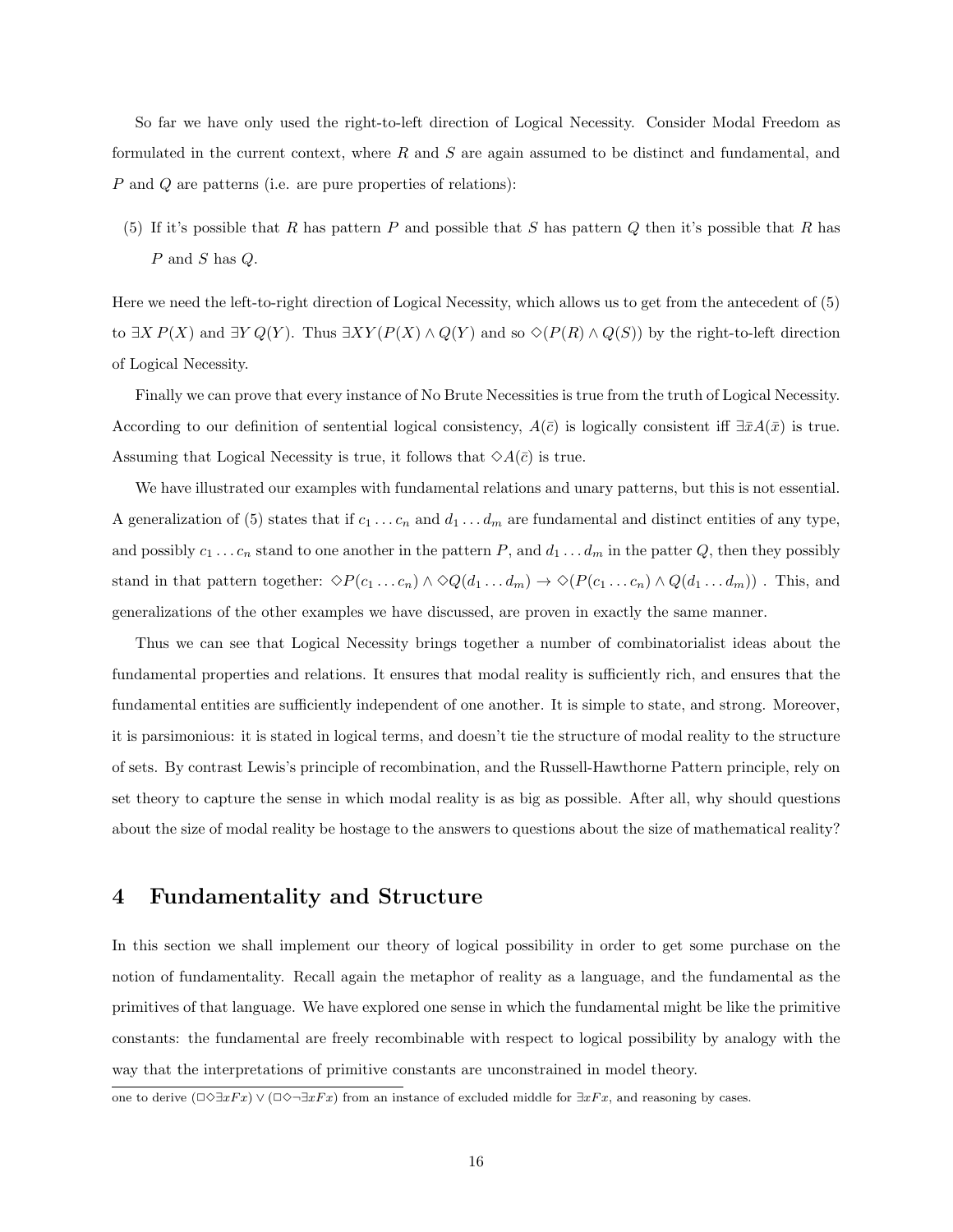So far we have only used the right-to-left direction of Logical Necessity. Consider Modal Freedom as formulated in the current context, where $R$ and $S$ are again assumed to be distinct and fundamental, and $P$ and $Q$ are patterns (i.e. are pure properties of relations):

(5) If it's possible that $R$ has pattern $P$ and possible that $S$ has pattern $Q$ then it's possible that $R$ has $P$ and $S$ has $Q$.

Here we need the left-to-right direction of Logical Necessity, which allows us to get from the antecedent of (5) to $\exists X\, P(X)$ and $\exists Y\, Q(Y)$. Thus $\exists XY(P(X) \wedge Q(Y)$ and so $\Diamond(P(R) \wedge Q(S))$ by the right-to-left direction of Logical Necessity.

Finally we can prove that every instance of No Brute Necessities is true from the truth of Logical Necessity. According to our definition of sentential logical consistency, $A(\bar{c})$ is logically consistent iff $\exists \bar{x} A(\bar{x})$ is true. Assuming that Logical Necessity is true, it follows that $\Diamond A(\bar{c})$ is true.

We have illustrated our examples with fundamental relations and unary patterns, but this is not essential. A generalization of (5) states that if $c_1 \ldots c_n$ and $d_1 \ldots d_m$ are fundamental and distinct entities of any type, and possibly $c_1 \ldots c_n$ stand to one another in the pattern $P$, and $d_1 \ldots d_m$ in the patter $Q$, then they possibly stand in that pattern together: $\Diamond P(c_1 \ldots c_n) \wedge \Diamond Q(d_1 \ldots d_m) \rightarrow \Diamond(P(c_1 \ldots c_n) \wedge Q(d_1 \ldots d_m))$ . This, and generalizations of the other examples we have discussed, are proven in exactly the same manner.

Thus we can see that Logical Necessity brings together a number of combinatorialist ideas about the fundamental properties and relations. It ensures that modal reality is sufficiently rich, and ensures that the fundamental entities are sufficiently independent of one another. It is simple to state, and strong. Moreover, it is parsimonious: it is stated in logical terms, and doesn't tie the structure of modal reality to the structure of sets. By contrast Lewis's principle of recombination, and the Russell-Hawthorne Pattern principle, rely on set theory to capture the sense in which modal reality is as big as possible. After all, why should questions about the size of modal reality be hostage to the answers to questions about the size of mathematical reality?

# 4 Fundamentality and Structure

In this section we shall implement our theory of logical possibility in order to get some purchase on the notion of fundamentality. Recall again the metaphor of reality as a language, and the fundamental as the primitives of that language. We have explored one sense in which the fundamental might be like the primitive constants: the fundamental are freely recombinable with respect to logical possibility by analogy with the way that the interpretations of primitive constants are unconstrained in model theory.

one to derive $(\Box\Diamond\exists xFx) \vee (\Box\Diamond\neg\exists xFx)$ from an instance of excluded middle for $\exists xFx$, and reasoning by cases.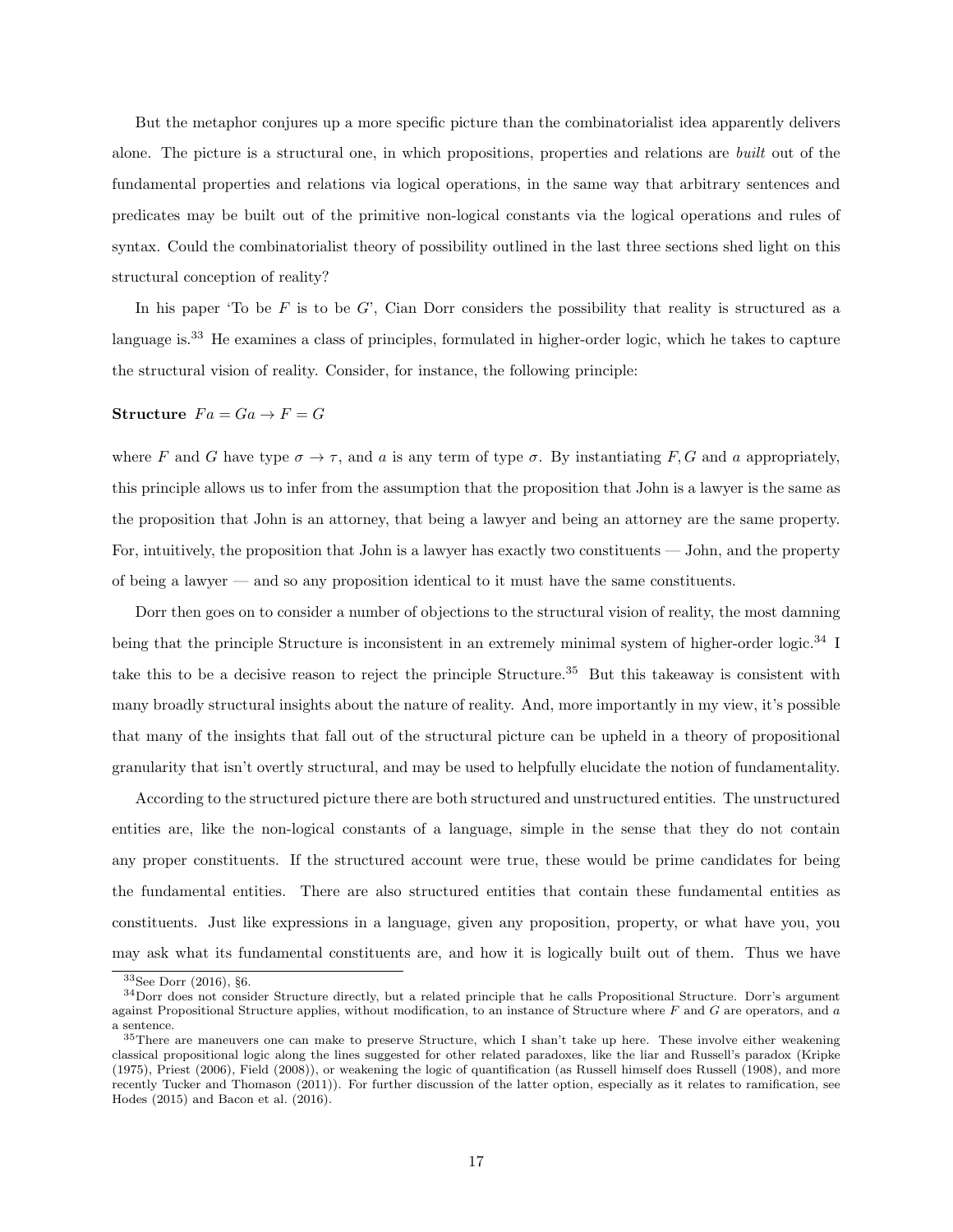But the metaphor conjures up a more specific picture than the combinatorialist idea apparently delivers alone. The picture is a structural one, in which propositions, properties and relations are *built* out of the fundamental properties and relations via logical operations, in the same way that arbitrary sentences and predicates may be built out of the primitive non-logical constants via the logical operations and rules of syntax. Could the combinatorialist theory of possibility outlined in the last three sections shed light on this structural conception of reality?

In his paper 'To be $F$ is to be $G$', Cian Dorr considers the possibility that reality is structured as a language is.[33] He examines a class of principles, formulated in higher-order logic, which he takes to capture the structural vision of reality. Consider, for instance, the following principle:

**Structure** $Fa = Ga \rightarrow F = G$

where $F$ and $G$ have type $\sigma \rightarrow \tau$, and $a$ is any term of type $\sigma$. By instantiating $F, G$ and $a$ appropriately, this principle allows us to infer from the assumption that the proposition that John is a lawyer is the same as the proposition that John is an attorney, that being a lawyer and being an attorney are the same property. For, intuitively, the proposition that John is a lawyer has exactly two constituents — John, and the property of being a lawyer — and so any proposition identical to it must have the same constituents.

Dorr then goes on to consider a number of objections to the structural vision of reality, the most damning being that the principle Structure is inconsistent in an extremely minimal system of higher-order logic.[34] I take this to be a decisive reason to reject the principle Structure.[35] But this takeaway is consistent with many broadly structural insights about the nature of reality. And, more importantly in my view, it's possible that many of the insights that fall out of the structural picture can be upheld in a theory of propositional granularity that isn't overtly structural, and may be used to helpfully elucidate the notion of fundamentality.

According to the structured picture there are both structured and unstructured entities. The unstructured entities are, like the non-logical constants of a language, simple in the sense that they do not contain any proper constituents. If the structured account were true, these would be prime candidates for being the fundamental entities. There are also structured entities that contain these fundamental entities as constituents. Just like expressions in a language, given any proposition, property, or what have you, you may ask what its fundamental constituents are, and how it is logically built out of them. Thus we have

---

[33] See Dorr (2016), §6.

[34] Dorr does not consider Structure directly, but a related principle that he calls Propositional Structure. Dorr's argument against Propositional Structure applies, without modification, to an instance of Structure where $F$ and $G$ are operators, and $a$ a sentence.

[35] There are maneuvers one can make to preserve Structure, which I shan't take up here. These involve either weakening classical propositional logic along the lines suggested for other related paradoxes, like the liar and Russell's paradox (Kripke (1975), Priest (2006), Field (2008)), or weakening the logic of quantification (as Russell himself does Russell (1908), and more recently Tucker and Thomason (2011)). For further discussion of the latter option, especially as it relates to ramification, see Hodes (2015) and Bacon et al. (2016).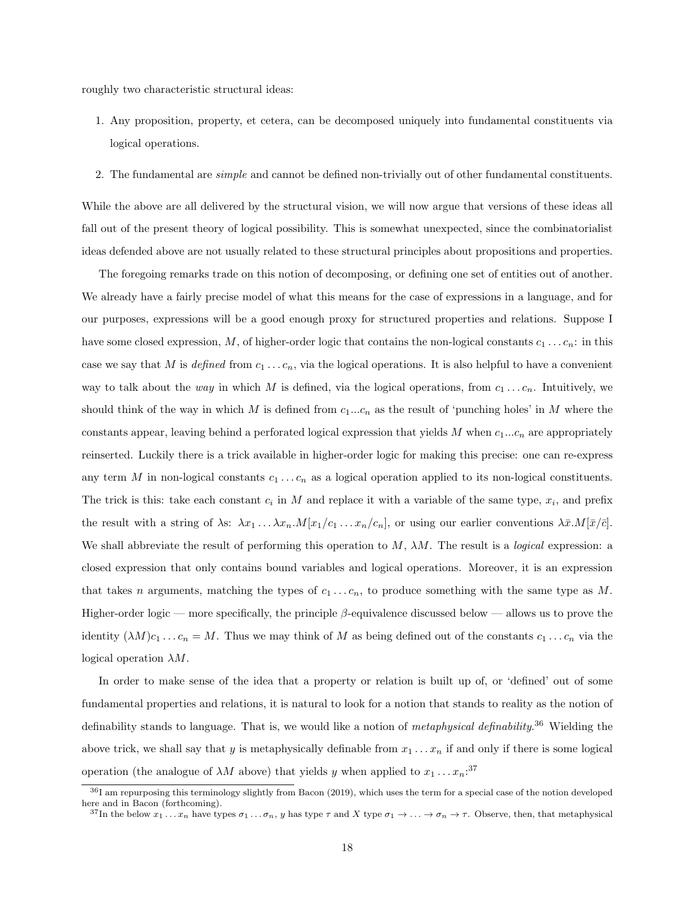roughly two characteristic structural ideas:

1. Any proposition, property, et cetera, can be decomposed uniquely into fundamental constituents via logical operations.
2. The fundamental are *simple* and cannot be defined non-trivially out of other fundamental constituents.

While the above are all delivered by the structural vision, we will now argue that versions of these ideas all fall out of the present theory of logical possibility. This is somewhat unexpected, since the combinatorialist ideas defended above are not usually related to these structural principles about propositions and properties.

The foregoing remarks trade on this notion of decomposing, or defining one set of entities out of another. We already have a fairly precise model of what this means for the case of expressions in a language, and for our purposes, expressions will be a good enough proxy for structured properties and relations. Suppose I have some closed expression, $M$, of higher-order logic that contains the non-logical constants $c_1 \ldots c_n$: in this case we say that $M$ is *defined* from $c_1 \ldots c_n$, via the logical operations. It is also helpful to have a convenient way to talk about the *way* in which $M$ is defined, via the logical operations, from $c_1 \ldots c_n$. Intuitively, we should think of the way in which $M$ is defined from $c_1 ... c_n$ as the result of 'punching holes' in $M$ where the constants appear, leaving behind a perforated logical expression that yields $M$ when $c_1 ... c_n$ are appropriately reinserted. Luckily there is a trick available in higher-order logic for making this precise: one can re-express any term $M$ in non-logical constants $c_1 \ldots c_n$ as a logical operation applied to its non-logical constituents. The trick is this: take each constant $c_i$ in $M$ and replace it with a variable of the same type, $x_i$, and prefix the result with a string of λs: $\lambda x_1 \ldots \lambda x_n.M[x_1/c_1 \ldots x_n/c_n]$, or using our earlier conventions $\lambda \bar{x}.M[\bar{x}/\bar{c}]$. We shall abbreviate the result of performing this operation to $M$, $\lambda M$. The result is a *logical* expression: a closed expression that only contains bound variables and logical operations. Moreover, it is an expression that takes $n$ arguments, matching the types of $c_1 \ldots c_n$, to produce something with the same type as $M$. Higher-order logic — more specifically, the principle $\beta$-equivalence discussed below — allows us to prove the identity $(\lambda M)c_1 \ldots c_n = M$. Thus we may think of $M$ as being defined out of the constants $c_1 \ldots c_n$ via the logical operation $\lambda M$.

In order to make sense of the idea that a property or relation is built up of, or 'defined' out of some fundamental properties and relations, it is natural to look for a notion that stands to reality as the notion of definability stands to language. That is, we would like a notion of *metaphysical definability*.[36] Wielding the above trick, we shall say that $y$ is metaphysically definable from $x_1 \ldots x_n$ if and only if there is some logical operation (the analogue of $\lambda M$ above) that yields $y$ when applied to $x_1 \ldots x_n$:[37]

[36] I am repurposing this terminology slightly from Bacon (2019), which uses the term for a special case of the notion developed here and in Bacon (forthcoming).

[37] In the below $x_1 \ldots x_n$ have types $\sigma_1 \ldots \sigma_n$, $y$ has type $\tau$ and $X$ type $\sigma_1 \to \ldots \to \sigma_n \to \tau$. Observe, then, that metaphysical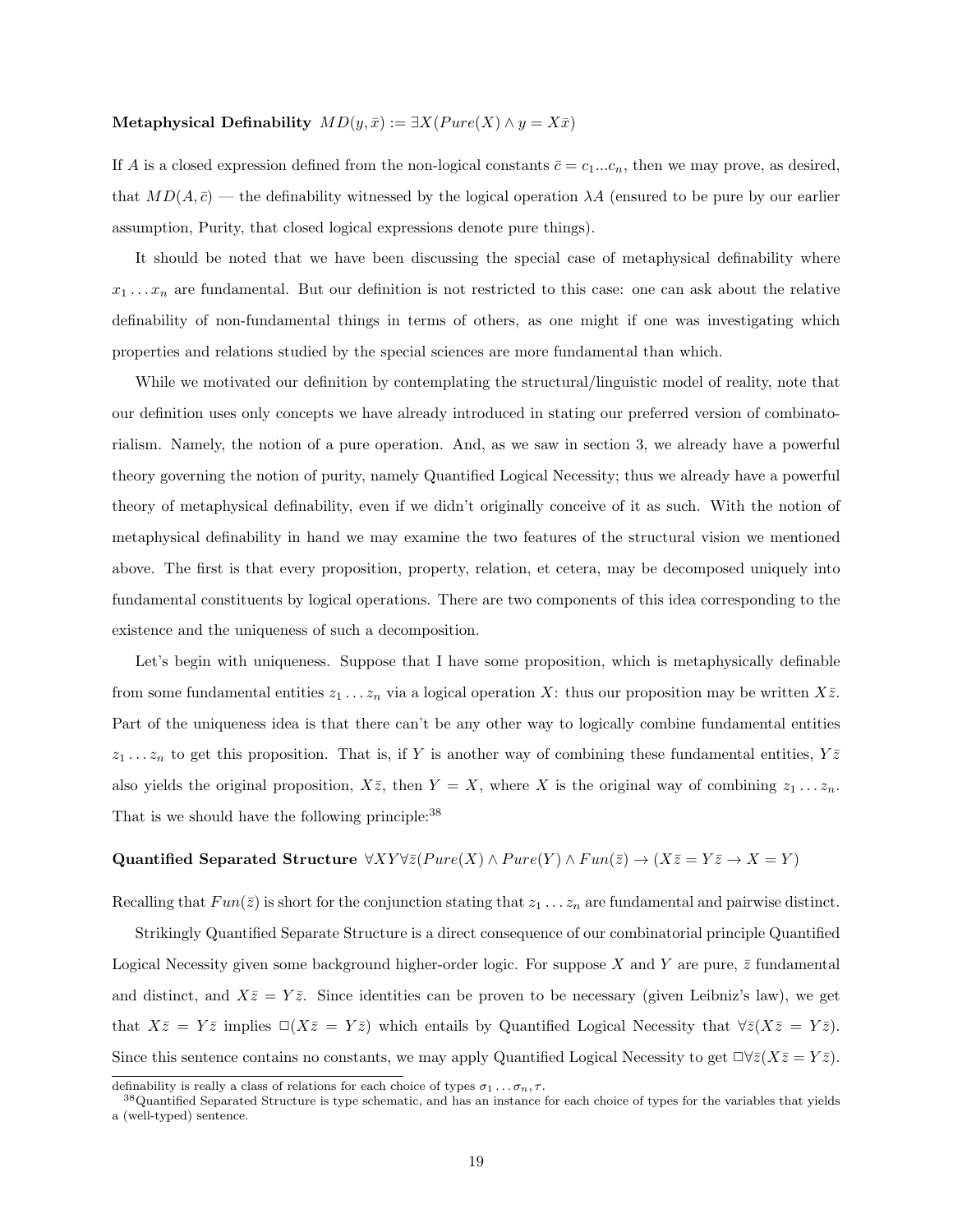**Metaphysical Definability** $MD(y, \bar{x}) := \exists X(Pure(X) \wedge y = X\bar{x})$

If $A$ is a closed expression defined from the non-logical constants $\bar{c} = c_1...c_n$, then we may prove, as desired, that $MD(A, \bar{c})$ — the definability witnessed by the logical operation $\lambda A$ (ensured to be pure by our earlier assumption, Purity, that closed logical expressions denote pure things).

It should be noted that we have been discussing the special case of metaphysical definability where $x_1 \ldots x_n$ are fundamental. But our definition is not restricted to this case: one can ask about the relative definability of non-fundamental things in terms of others, as one might if one was investigating which properties and relations studied by the special sciences are more fundamental than which.

While we motivated our definition by contemplating the structural/linguistic model of reality, note that our definition uses only concepts we have already introduced in stating our preferred version of combinatorialism. Namely, the notion of a pure operation. And, as we saw in section 3, we already have a powerful theory governing the notion of purity, namely Quantified Logical Necessity; thus we already have a powerful theory of metaphysical definability, even if we didn't originally conceive of it as such. With the notion of metaphysical definability in hand we may examine the two features of the structural vision we mentioned above. The first is that every proposition, property, relation, et cetera, may be decomposed uniquely into fundamental constituents by logical operations. There are two components of this idea corresponding to the existence and the uniqueness of such a decomposition.

Let's begin with uniqueness. Suppose that I have some proposition, which is metaphysically definable from some fundamental entities $z_1 \ldots z_n$ via a logical operation $X$: thus our proposition may be written $X\bar{z}$. Part of the uniqueness idea is that there can't be any other way to logically combine fundamental entities $z_1 \ldots z_n$ to get this proposition. That is, if $Y$ is another way of combining these fundamental entities, $Y\bar{z}$ also yields the original proposition, $X\bar{z}$, then $Y = X$, where $X$ is the original way of combining $z_1 \ldots z_n$. That is we should have the following principle:[38]

**Quantified Separated Structure** $\forall XY\forall\bar{z}(Pure(X) \wedge Pure(Y) \wedge Fun(\bar{z}) \rightarrow (X\bar{z} = Y\bar{z} \rightarrow X = Y)$

Recalling that $Fun(\bar{z})$ is short for the conjunction stating that $z_1 \ldots z_n$ are fundamental and pairwise distinct.

Strikingly Quantified Separate Structure is a direct consequence of our combinatorial principle Quantified Logical Necessity given some background higher-order logic. For suppose $X$ and $Y$ are pure, $\bar{z}$ fundamental and distinct, and $X\bar{z} = Y\bar{z}$. Since identities can be proven to be necessary (given Leibniz's law), we get that $X\bar{z} = Y\bar{z}$ implies $\Box(X\bar{z} = Y\bar{z})$ which entails by Quantified Logical Necessity that $\forall\bar{z}(X\bar{z} = Y\bar{z})$. Since this sentence contains no constants, we may apply Quantified Logical Necessity to get $\Box\forall\bar{z}(X\bar{z} = Y\bar{z})$.

definability is really a class of relations for each choice of types $\sigma_1 \ldots \sigma_n, \tau$.

[38] Quantified Separated Structure is type schematic, and has an instance for each choice of types for the variables that yields a (well-typed) sentence.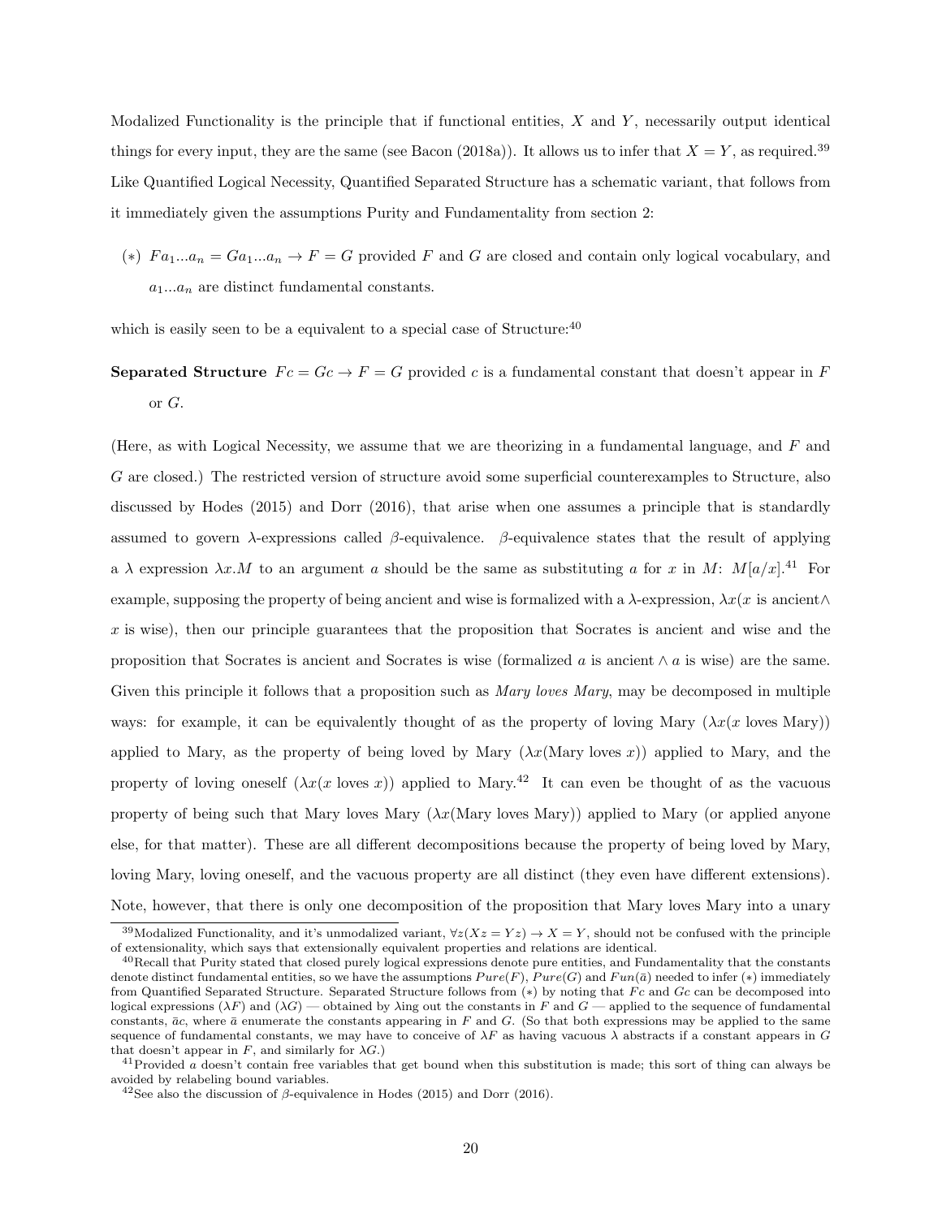Modalized Functionality is the principle that if functional entities, $X$ and $Y$, necessarily output identical things for every input, they are the same (see Bacon (2018a)). It allows us to infer that $X = Y$, as required.[39] Like Quantified Logical Necessity, Quantified Separated Structure has a schematic variant, that follows from it immediately given the assumptions Purity and Fundamentality from section 2:

(∗) $Fa_1...a_n = Ga_1...a_n \rightarrow F = G$ provided $F$ and $G$ are closed and contain only logical vocabulary, and $a_1...a_n$ are distinct fundamental constants.

which is easily seen to be a equivalent to a special case of Structure:[40]

**Separated Structure** $Fc = Gc \rightarrow F = G$ provided $c$ is a fundamental constant that doesn't appear in $F$ or $G$.

(Here, as with Logical Necessity, we assume that we are theorizing in a fundamental language, and $F$ and $G$ are closed.) The restricted version of structure avoid some superficial counterexamples to Structure, also discussed by Hodes (2015) and Dorr (2016), that arise when one assumes a principle that is standardly assumed to govern $\lambda$-expressions called $\beta$-equivalence. $\beta$-equivalence states that the result of applying a $\lambda$ expression $\lambda x.M$ to an argument $a$ should be the same as substituting $a$ for $x$ in $M$: $M[a/x]$.[41] For example, supposing the property of being ancient and wise is formalized with a $\lambda$-expression, $\lambda x(x \text{ is ancient} \wedge x \text{ is wise})$, then our principle guarantees that the proposition that Socrates is ancient and wise and the proposition that Socrates is ancient and Socrates is wise (formalized $a$ is ancient $\wedge$ $a$ is wise) are the same. Given this principle it follows that a proposition such as *Mary loves Mary*, may be decomposed in multiple ways: for example, it can be equivalently thought of as the property of loving Mary ($\lambda x(x \text{ loves Mary})$) applied to Mary, as the property of being loved by Mary ($\lambda x(\text{Mary loves } x)$) applied to Mary, and the property of loving oneself ($\lambda x(x \text{ loves } x)$) applied to Mary.[42] It can even be thought of as the vacuous property of being such that Mary loves Mary ($\lambda x(\text{Mary loves Mary})$) applied to Mary (or applied anyone else, for that matter). These are all different decompositions because the property of being loved by Mary, loving Mary, loving oneself, and the vacuous property are all distinct (they even have different extensions). Note, however, that there is only one decomposition of the proposition that Mary loves Mary into a unary

[39] Modalized Functionality, and it's unmodalized variant, $\forall z(Xz = Yz) \rightarrow X = Y$, should not be confused with the principle of extensionality, which says that extensionally equivalent properties and relations are identical.

[40] Recall that Purity stated that closed purely logical expressions denote pure entities, and Fundamentality that the constants denote distinct fundamental entities, so we have the assumptions $Pure(F)$, $Pure(G)$ and $Fun(\bar{a})$ needed to infer (∗) immediately from Quantified Separated Structure. Separated Structure follows from (∗) by noting that $Fc$ and $Gc$ can be decomposed into logical expressions ($\lambda F$) and ($\lambda G$) — obtained by λing out the constants in $F$ and $G$ — applied to the sequence of fundamental constants, $\bar{a}c$, where $\bar{a}$ enumerate the constants appearing in $F$ and $G$. (So that both expressions may be applied to the same sequence of fundamental constants, we may have to conceive of $\lambda F$ as having vacuous $\lambda$ abstracts if a constant appears in $G$ that doesn't appear in $F$, and similarly for $\lambda G$.)

[41] Provided $a$ doesn't contain free variables that get bound when this substitution is made; this sort of thing can always be avoided by relabeling bound variables.

[42] See also the discussion of $\beta$-equivalence in Hodes (2015) and Dorr (2016).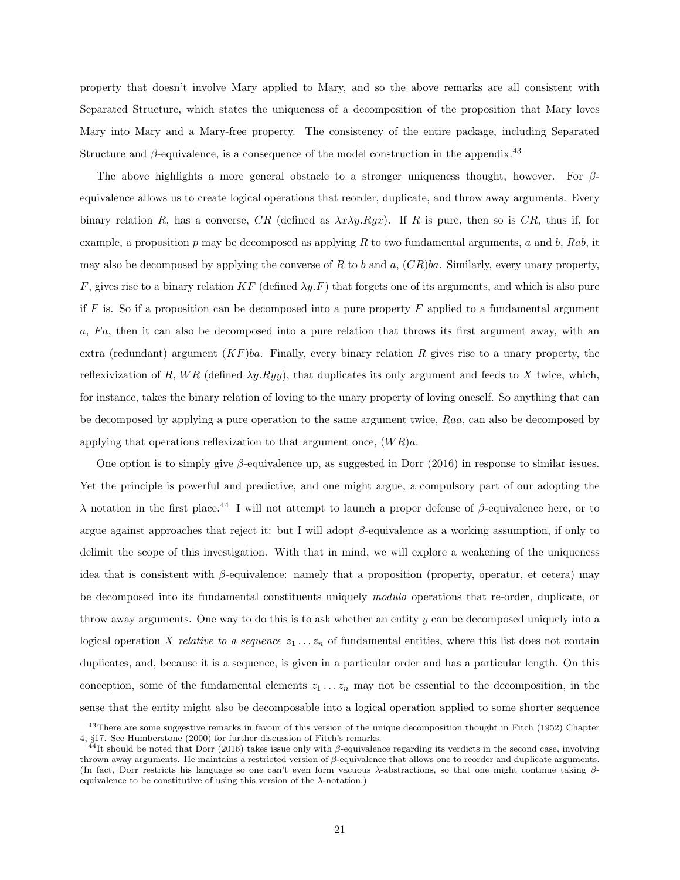property that doesn't involve Mary applied to Mary, and so the above remarks are all consistent with Separated Structure, which states the uniqueness of a decomposition of the proposition that Mary loves Mary into Mary and a Mary-free property. The consistency of the entire package, including Separated Structure and $\beta$-equivalence, is a consequence of the model construction in the appendix.[43]

The above highlights a more general obstacle to a stronger uniqueness thought, however. For $\beta$-equivalence allows us to create logical operations that reorder, duplicate, and throw away arguments. Every binary relation $R$, has a converse, $CR$ (defined as $\lambda x \lambda y.Ryx$). If $R$ is pure, then so is $CR$, thus if, for example, a proposition $p$ may be decomposed as applying $R$ to two fundamental arguments, $a$ and $b$, $Rab$, it may also be decomposed by applying the converse of $R$ to $b$ and $a$, $(CR)ba$. Similarly, every unary property, $F$, gives rise to a binary relation $KF$ (defined $\lambda y.F$) that forgets one of its arguments, and which is also pure if $F$ is. So if a proposition can be decomposed into a pure property $F$ applied to a fundamental argument $a$, $Fa$, then it can also be decomposed into a pure relation that throws its first argument away, with an extra (redundant) argument $(KF)ba$. Finally, every binary relation $R$ gives rise to a unary property, the reflexivization of $R$, $WR$ (defined $\lambda y.Ryy$), that duplicates its only argument and feeds to $X$ twice, which, for instance, takes the binary relation of loving to the unary property of loving oneself. So anything that can be decomposed by applying a pure operation to the same argument twice, $Raa$, can also be decomposed by applying that operations reflexization to that argument once, $(WR)a$.

One option is to simply give $\beta$-equivalence up, as suggested in Dorr (2016) in response to similar issues. Yet the principle is powerful and predictive, and one might argue, a compulsory part of our adopting the $\lambda$ notation in the first place.[44] I will not attempt to launch a proper defense of $\beta$-equivalence here, or to argue against approaches that reject it: but I will adopt $\beta$-equivalence as a working assumption, if only to delimit the scope of this investigation. With that in mind, we will explore a weakening of the uniqueness idea that is consistent with $\beta$-equivalence: namely that a proposition (property, operator, et cetera) may be decomposed into its fundamental constituents uniquely *modulo* operations that re-order, duplicate, or throw away arguments. One way to do this is to ask whether an entity $y$ can be decomposed uniquely into a logical operation $X$ *relative to a sequence* $z_1 \ldots z_n$ of fundamental entities, where this list does not contain duplicates, and, because it is a sequence, is given in a particular order and has a particular length. On this conception, some of the fundamental elements $z_1 \ldots z_n$ may not be essential to the decomposition, in the sense that the entity might also be decomposable into a logical operation applied to some shorter sequence

[43] There are some suggestive remarks in favour of this version of the unique decomposition thought in Fitch (1952) Chapter 4, §17. See Humberstone (2000) for further discussion of Fitch's remarks.

[44] It should be noted that Dorr (2016) takes issue only with $\beta$-equivalence regarding its verdicts in the second case, involving thrown away arguments. He maintains a restricted version of $\beta$-equivalence that allows one to reorder and duplicate arguments. (In fact, Dorr restricts his language so one can't even form vacuous $\lambda$-abstractions, so that one might continue taking $\beta$-equivalence to be constitutive of using this version of the $\lambda$-notation.)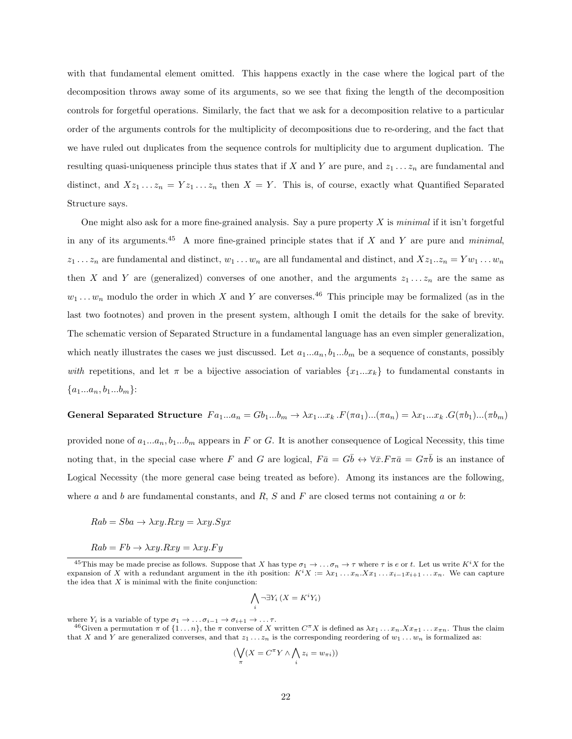with that fundamental element omitted. This happens exactly in the case where the logical part of the decomposition throws away some of its arguments, so we see that fixing the length of the decomposition controls for forgetful operations. Similarly, the fact that we ask for a decomposition relative to a particular order of the arguments controls for the multiplicity of decompositions due to re-ordering, and the fact that we have ruled out duplicates from the sequence controls for multiplicity due to argument duplication. The resulting quasi-uniqueness principle thus states that if $X$ and $Y$ are pure, and $z_1 \ldots z_n$ are fundamental and distinct, and $Xz_1 \ldots z_n = Yz_1 \ldots z_n$ then $X = Y$. This is, of course, exactly what Quantified Separated Structure says.

One might also ask for a more fine-grained analysis. Say a pure property $X$ is *minimal* if it isn't forgetful in any of its arguments.[45] A more fine-grained principle states that if $X$ and $Y$ are pure and *minimal*, $z_1 \ldots z_n$ are fundamental and distinct, $w_1 \ldots w_n$ are all fundamental and distinct, and $Xz_1..z_n = Yw_1 \ldots w_n$ then $X$ and $Y$ are (generalized) converses of one another, and the arguments $z_1 \ldots z_n$ are the same as $w_1 \ldots w_n$ modulo the order in which $X$ and $Y$ are converses.[46] This principle may be formalized (as in the last two footnotes) and proven in the present system, although I omit the details for the sake of brevity. The schematic version of Separated Structure in a fundamental language has an even simpler generalization, which neatly illustrates the cases we just discussed. Let $a_1...a_n, b_1...b_m$ be a sequence of constants, possibly *with* repetitions, and let $\pi$ be a bijective association of variables $\{x_1...x_k\}$ to fundamental constants in $\{a_1...a_n, b_1...b_m\}$:

**General Separated Structure** $Fa_1...a_n = Gb_1...b_m \to \lambda x_1...x_k.F(\pi a_1)...(\pi a_n) = \lambda x_1...x_k.G(\pi b_1)...(\pi b_m)$

provided none of $a_1...a_n, b_1...b_m$ appears in $F$ or $G$. It is another consequence of Logical Necessity, this time noting that, in the special case where $F$ and $G$ are logical, $F\bar{a} = G\bar{b} \leftrightarrow \forall \bar{x}.F\pi\bar{a} = G\pi\bar{b}$ is an instance of Logical Necessity (the more general case being treated as before). Among its instances are the following, where $a$ and $b$ are fundamental constants, and $R$, $S$ and $F$ are closed terms not containing $a$ or $b$:

$Rab = Sba \to \lambda xy.Rxy = \lambda xy.Syx$

$Rab = Fb \to \lambda xy.Rxy = \lambda xy.Fy$

---

[45] This may be made precise as follows. Suppose that $X$ has type $\sigma_1 \to \ldots \sigma_n \to \tau$ where $\tau$ is $e$ or $t$. Let us write $K^iX$ for the expansion of $X$ with a redundant argument in the $i$th position: $K^iX := \lambda x_1 \ldots x_n.Xx_1 \ldots x_{i-1}x_{i+1} \ldots x_n$. We can capture the idea that $X$ is minimal with the finite conjunction:

$$\bigwedge_i \neg\exists Y_i \, (X = K^iY_i)$$

where $Y_i$ is a variable of type $\sigma_1 \to \ldots \sigma_{i-1} \to \sigma_{i+1} \to \ldots \tau$.

[46] Given a permutation $\pi$ of $\{1 \ldots n\}$, the $\pi$ converse of $X$ written $C^\pi X$ is defined as $\lambda x_1 \ldots x_n.Xx_{\pi 1} \ldots x_{\pi n}$. Thus the claim that $X$ and $Y$ are generalized converses, and that $z_1 \ldots z_n$ is the corresponding reordering of $w_1 \ldots w_n$ is formalized as:

$$(\bigvee_\pi (X = C^\pi Y \wedge \bigwedge_i z_i = w_{\pi i}))$$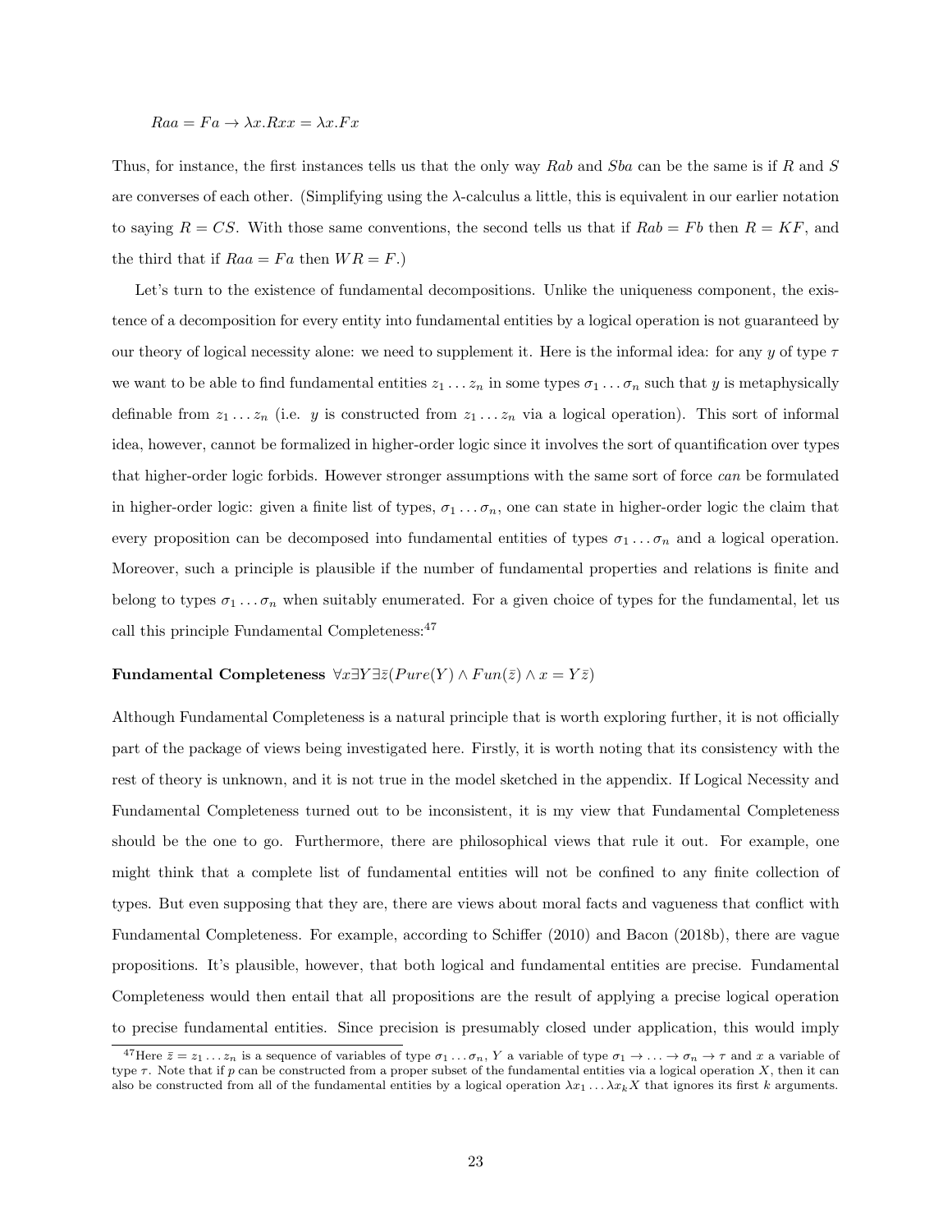$$Raa = Fa \rightarrow \lambda x.Rxx = \lambda x.Fx$$

Thus, for instance, the first instances tells us that the only way $Rab$ and $Sba$ can be the same is if $R$ and $S$ are converses of each other. (Simplifying using the $\lambda$-calculus a little, this is equivalent in our earlier notation to saying $R = CS$. With those same conventions, the second tells us that if $Rab = Fb$ then $R = KF$, and the third that if $Raa = Fa$ then $WR = F$.)

Let's turn to the existence of fundamental decompositions. Unlike the uniqueness component, the existence of a decomposition for every entity into fundamental entities by a logical operation is not guaranteed by our theory of logical necessity alone: we need to supplement it. Here is the informal idea: for any $y$ of type $\tau$ we want to be able to find fundamental entities $z_1 \ldots z_n$ in some types $\sigma_1 \ldots \sigma_n$ such that $y$ is metaphysically definable from $z_1 \ldots z_n$ (i.e. $y$ is constructed from $z_1 \ldots z_n$ via a logical operation). This sort of informal idea, however, cannot be formalized in higher-order logic since it involves the sort of quantification over types that higher-order logic forbids. However stronger assumptions with the same sort of force *can* be formulated in higher-order logic: given a finite list of types, $\sigma_1 \ldots \sigma_n$, one can state in higher-order logic the claim that every proposition can be decomposed into fundamental entities of types $\sigma_1 \ldots \sigma_n$ and a logical operation. Moreover, such a principle is plausible if the number of fundamental properties and relations is finite and belong to types $\sigma_1 \ldots \sigma_n$ when suitably enumerated. For a given choice of types for the fundamental, let us call this principle Fundamental Completeness:[47]

**Fundamental Completeness** $\forall x \exists Y \exists \bar{z}(Pure(Y) \wedge Fun(\bar{z}) \wedge x = Y\bar{z})$

Although Fundamental Completeness is a natural principle that is worth exploring further, it is not officially part of the package of views being investigated here. Firstly, it is worth noting that its consistency with the rest of theory is unknown, and it is not true in the model sketched in the appendix. If Logical Necessity and Fundamental Completeness turned out to be inconsistent, it is my view that Fundamental Completeness should be the one to go. Furthermore, there are philosophical views that rule it out. For example, one might think that a complete list of fundamental entities will not be confined to any finite collection of types. But even supposing that they are, there are views about moral facts and vagueness that conflict with Fundamental Completeness. For example, according to Schiffer (2010) and Bacon (2018b), there are vague propositions. It's plausible, however, that both logical and fundamental entities are precise. Fundamental Completeness would then entail that all propositions are the result of applying a precise logical operation to precise fundamental entities. Since precision is presumably closed under application, this would imply

[47] Here $\bar{z} = z_1 \ldots z_n$ is a sequence of variables of type $\sigma_1 \ldots \sigma_n$, $Y$ a variable of type $\sigma_1 \rightarrow \ldots \rightarrow \sigma_n \rightarrow \tau$ and $x$ a variable of type $\tau$. Note that if $p$ can be constructed from a proper subset of the fundamental entities via a logical operation $X$, then it can also be constructed from all of the fundamental entities by a logical operation $\lambda x_1 \ldots \lambda x_k X$ that ignores its first $k$ arguments.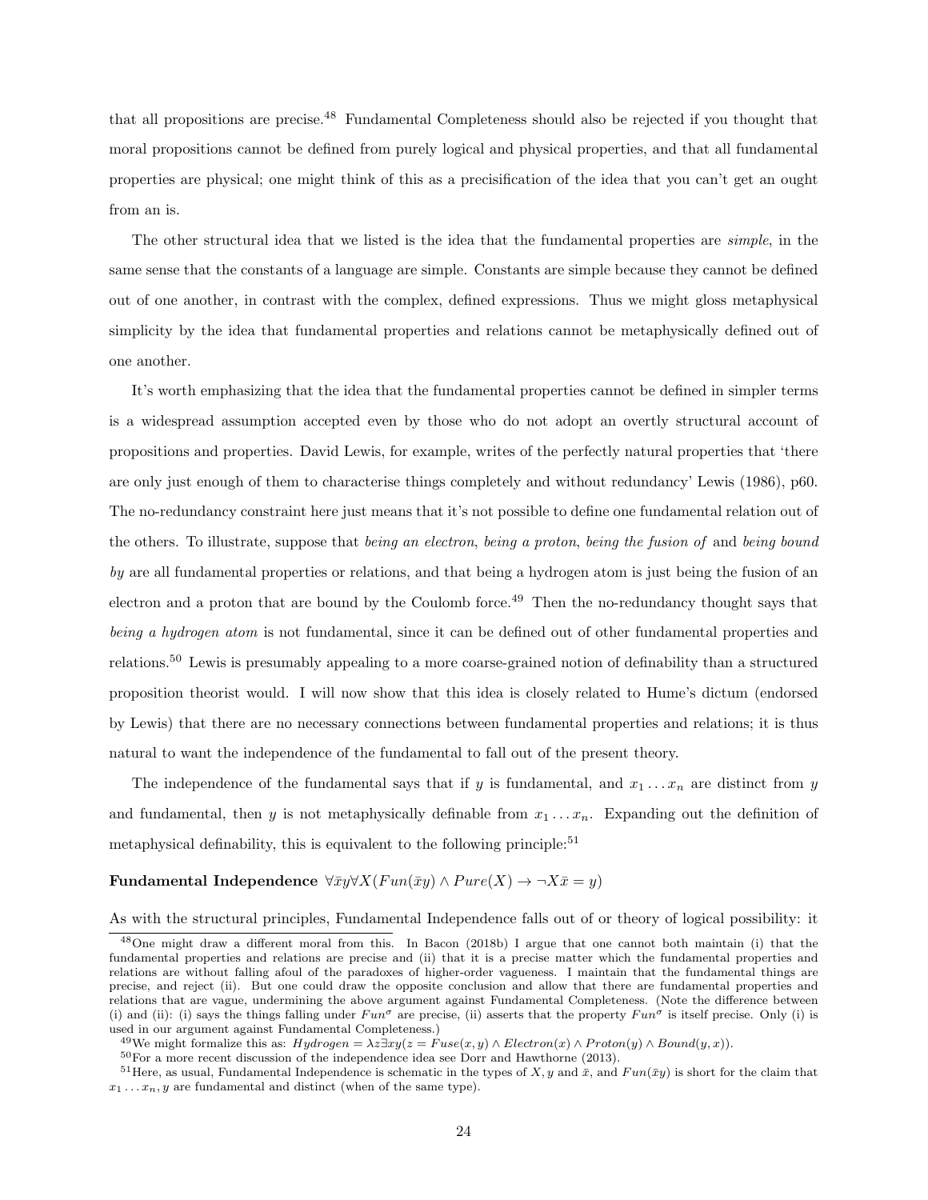that all propositions are precise.[48] Fundamental Completeness should also be rejected if you thought that moral propositions cannot be defined from purely logical and physical properties, and that all fundamental properties are physical; one might think of this as a precisification of the idea that you can't get an ought from an is.

The other structural idea that we listed is the idea that the fundamental properties are *simple*, in the same sense that the constants of a language are simple. Constants are simple because they cannot be defined out of one another, in contrast with the complex, defined expressions. Thus we might gloss metaphysical simplicity by the idea that fundamental properties and relations cannot be metaphysically defined out of one another.

It's worth emphasizing that the idea that the fundamental properties cannot be defined in simpler terms is a widespread assumption accepted even by those who do not adopt an overtly structural account of propositions and properties. David Lewis, for example, writes of the perfectly natural properties that 'there are only just enough of them to characterise things completely and without redundancy' Lewis (1986), p60. The no-redundancy constraint here just means that it's not possible to define one fundamental relation out of the others. To illustrate, suppose that *being an electron*, *being a proton*, *being the fusion of* and *being bound by* are all fundamental properties or relations, and that being a hydrogen atom is just being the fusion of an electron and a proton that are bound by the Coulomb force.[49] Then the no-redundancy thought says that *being a hydrogen atom* is not fundamental, since it can be defined out of other fundamental properties and relations.[50] Lewis is presumably appealing to a more coarse-grained notion of definability than a structured proposition theorist would. I will now show that this idea is closely related to Hume's dictum (endorsed by Lewis) that there are no necessary connections between fundamental properties and relations; it is thus natural to want the independence of the fundamental to fall out of the present theory.

The independence of the fundamental says that if $y$ is fundamental, and $x_1 \ldots x_n$ are distinct from $y$ and fundamental, then $y$ is not metaphysically definable from $x_1 \ldots x_n$. Expanding out the definition of metaphysical definability, this is equivalent to the following principle:[51]

**Fundamental Independence** $\forall \bar{x} y \forall X(Fun(\bar{x}y) \wedge Pure(X) \rightarrow \neg X\bar{x} = y)$

As with the structural principles, Fundamental Independence falls out of or theory of logical possibility: it

[48] One might draw a different moral from this. In Bacon (2018b) I argue that one cannot both maintain (i) that the fundamental properties and relations are precise and (ii) that it is a precise matter which the fundamental properties and relations are without falling afoul of the paradoxes of higher-order vagueness. I maintain that the fundamental things are precise, and reject (ii). But one could draw the opposite conclusion and allow that there are fundamental properties and relations that are vague, undermining the above argument against Fundamental Completeness. (Note the difference between (i) and (ii): (i) says the things falling under $Fun^{\sigma}$ are precise, (ii) asserts that the property $Fun^{\sigma}$ is itself precise. Only (i) is used in our argument against Fundamental Completeness.)

[49] We might formalize this as: $Hydrogen = \lambda z \exists xy(z = Fuse(x, y) \wedge Electron(x) \wedge Proton(y) \wedge Bound(y, x))$.

[50] For a more recent discussion of the independence idea see Dorr and Hawthorne (2013).

[51] Here, as usual, Fundamental Independence is schematic in the types of $X$, $y$ and $\bar{x}$, and $Fun(\bar{x}y)$ is short for the claim that $x_1 \ldots x_n, y$ are fundamental and distinct (when of the same type).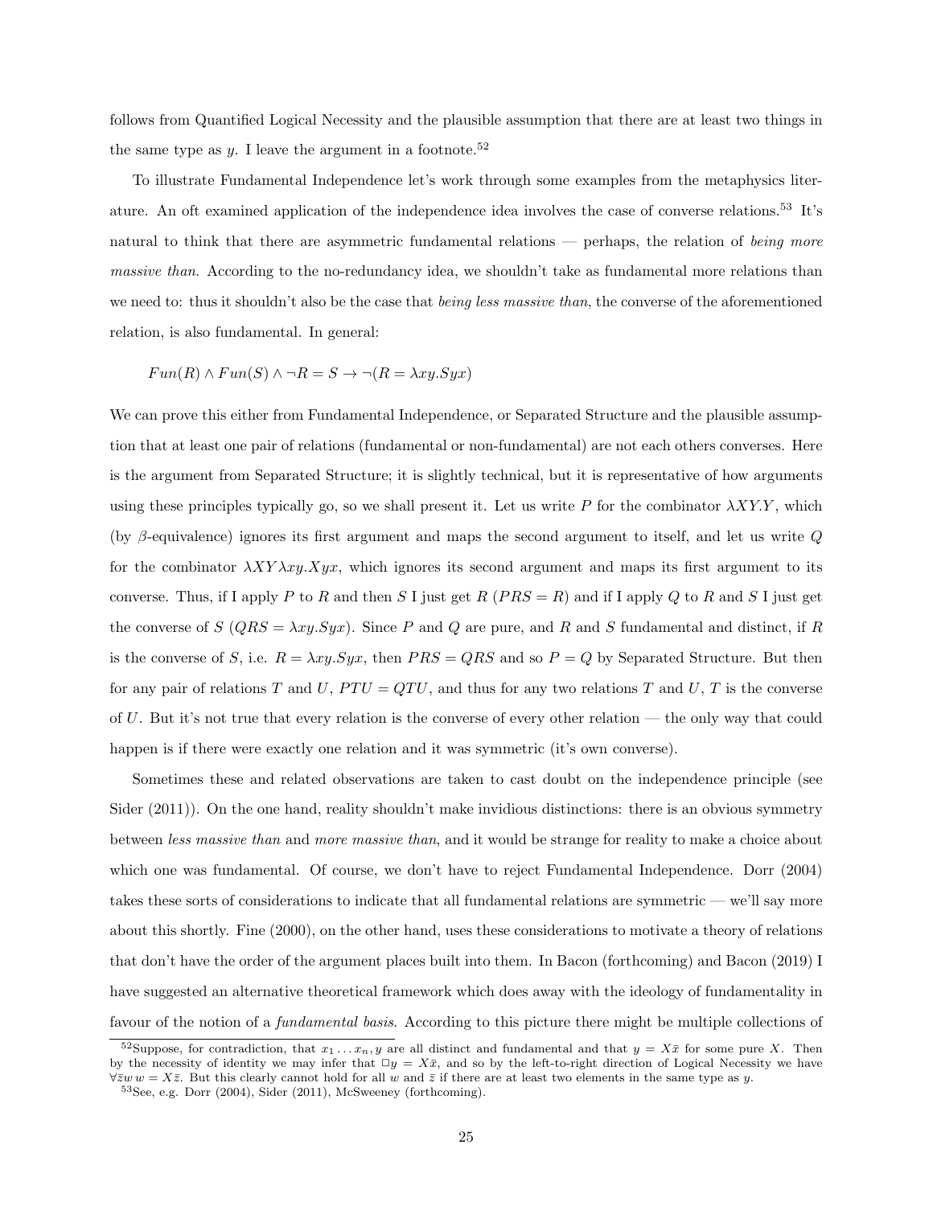follows from Quantified Logical Necessity and the plausible assumption that there are at least two things in the same type as $y$. I leave the argument in a footnote.[52]

To illustrate Fundamental Independence let's work through some examples from the metaphysics literature. An oft examined application of the independence idea involves the case of converse relations.[53] It's natural to think that there are asymmetric fundamental relations — perhaps, the relation of *being more massive than*. According to the no-redundancy idea, we shouldn't take as fundamental more relations than we need to: thus it shouldn't also be the case that *being less massive than*, the converse of the aforementioned relation, is also fundamental. In general:

$$Fun(R) \wedge Fun(S) \wedge \neg R = S \rightarrow \neg(R = \lambda xy.Syx)$$

We can prove this either from Fundamental Independence, or Separated Structure and the plausible assumption that at least one pair of relations (fundamental or non-fundamental) are not each others converses. Here is the argument from Separated Structure; it is slightly technical, but it is representative of how arguments using these principles typically go, so we shall present it. Let us write $P$ for the combinator $\lambda XY.Y$, which (by $\beta$-equivalence) ignores its first argument and maps the second argument to itself, and let us write $Q$ for the combinator $\lambda XY\lambda xy.Xyx$, which ignores its second argument and maps its first argument to its converse. Thus, if I apply $P$ to $R$ and then $S$ I just get $R$ ($PRS = R$) and if I apply $Q$ to $R$ and $S$ I just get the converse of $S$ ($QRS = \lambda xy.Syx$). Since $P$ and $Q$ are pure, and $R$ and $S$ fundamental and distinct, if $R$ is the converse of $S$, i.e. $R = \lambda xy.Syx$, then $PRS = QRS$ and so $P = Q$ by Separated Structure. But then for any pair of relations $T$ and $U$, $PTU = QTU$, and thus for any two relations $T$ and $U$, $T$ is the converse of $U$. But it's not true that every relation is the converse of every other relation — the only way that could happen is if there were exactly one relation and it was symmetric (it's own converse).

Sometimes these and related observations are taken to cast doubt on the independence principle (see Sider (2011)). On the one hand, reality shouldn't make invidious distinctions: there is an obvious symmetry between *less massive than* and *more massive than*, and it would be strange for reality to make a choice about which one was fundamental. Of course, we don't have to reject Fundamental Independence. Dorr (2004) takes these sorts of considerations to indicate that all fundamental relations are symmetric — we'll say more about this shortly. Fine (2000), on the other hand, uses these considerations to motivate a theory of relations that don't have the order of the argument places built into them. In Bacon (forthcoming) and Bacon (2019) I have suggested an alternative theoretical framework which does away with the ideology of fundamentality in favour of the notion of a *fundamental basis*. According to this picture there might be multiple collections of

---

[52] Suppose, for contradiction, that $x_1 \ldots x_n, y$ are all distinct and fundamental and that $y = X\bar{x}$ for some pure $X$. Then by the necessity of identity we may infer that $\Box y = X\bar{x}$, and so by the left-to-right direction of Logical Necessity we have $\forall \bar{z} w\, w = X\bar{z}$. But this clearly cannot hold for all $w$ and $\bar{z}$ if there are at least two elements in the same type as $y$.

[53] See, e.g. Dorr (2004), Sider (2011), McSweeney (forthcoming).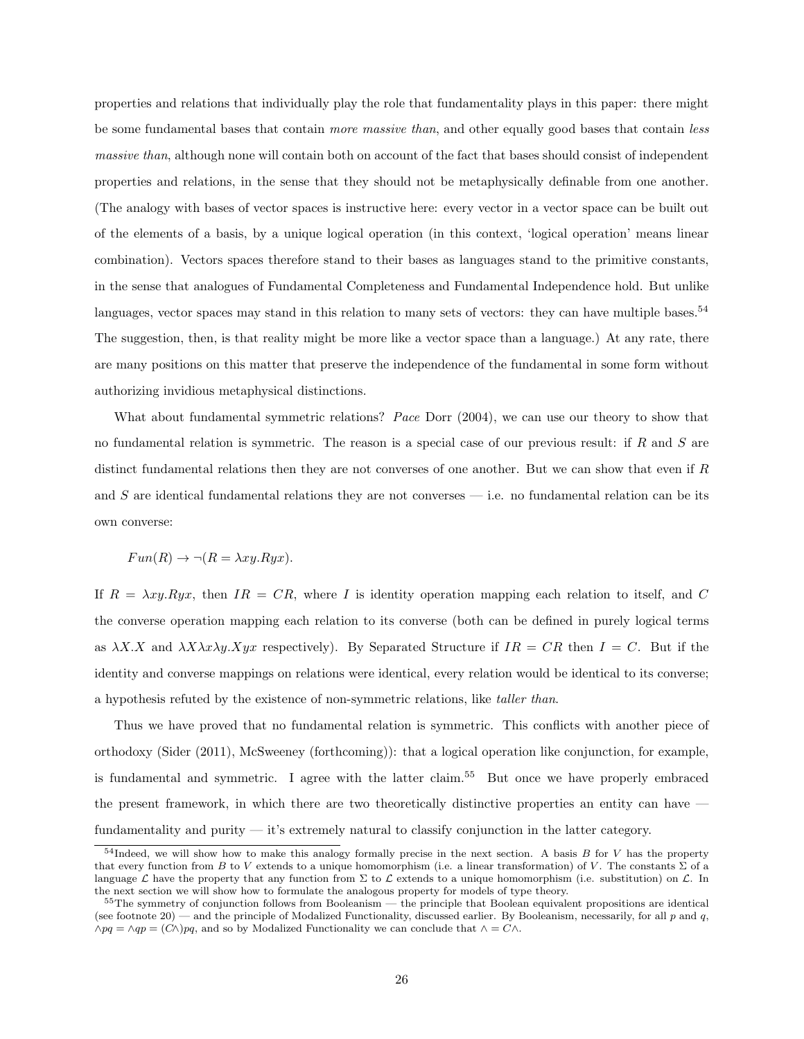properties and relations that individually play the role that fundamentality plays in this paper: there might be some fundamental bases that contain *more massive than*, and other equally good bases that contain *less massive than*, although none will contain both on account of the fact that bases should consist of independent properties and relations, in the sense that they should not be metaphysically definable from one another. (The analogy with bases of vector spaces is instructive here: every vector in a vector space can be built out of the elements of a basis, by a unique logical operation (in this context, 'logical operation' means linear combination). Vectors spaces therefore stand to their bases as languages stand to the primitive constants, in the sense that analogues of Fundamental Completeness and Fundamental Independence hold. But unlike languages, vector spaces may stand in this relation to many sets of vectors: they can have multiple bases.[54] The suggestion, then, is that reality might be more like a vector space than a language.) At any rate, there are many positions on this matter that preserve the independence of the fundamental in some form without authorizing invidious metaphysical distinctions.

What about fundamental symmetric relations? *Pace* Dorr (2004), we can use our theory to show that no fundamental relation is symmetric. The reason is a special case of our previous result: if $R$ and $S$ are distinct fundamental relations then they are not converses of one another. But we can show that even if $R$ and $S$ are identical fundamental relations they are not converses — i.e. no fundamental relation can be its own converse:

$$Fun(R) \rightarrow \neg(R = \lambda xy.Ryx).$$

If $R = \lambda xy.Ryx$, then $IR = CR$, where $I$ is identity operation mapping each relation to itself, and $C$ the converse operation mapping each relation to its converse (both can be defined in purely logical terms as $\lambda X.X$ and $\lambda X \lambda x \lambda y.Xyx$ respectively). By Separated Structure if $IR = CR$ then $I = C$. But if the identity and converse mappings on relations were identical, every relation would be identical to its converse; a hypothesis refuted by the existence of non-symmetric relations, like *taller than*.

Thus we have proved that no fundamental relation is symmetric. This conflicts with another piece of orthodoxy (Sider (2011), McSweeney (forthcoming)): that a logical operation like conjunction, for example, is fundamental and symmetric. I agree with the latter claim.[55] But once we have properly embraced the present framework, in which there are two theoretically distinctive properties an entity can have — fundamentality and purity — it's extremely natural to classify conjunction in the latter category.

[54] Indeed, we will show how to make this analogy formally precise in the next section. A basis $B$ for $V$ has the property that every function from $B$ to $V$ extends to a unique homomorphism (i.e. a linear transformation) of $V$. The constants $\Sigma$ of a language $\mathcal{L}$ have the property that any function from $\Sigma$ to $\mathcal{L}$ extends to a unique homomorphism (i.e. substitution) on $\mathcal{L}$. In the next section we will show how to formulate the analogous property for models of type theory.

[55] The symmetry of conjunction follows from Booleanism — the principle that Boolean equivalent propositions are identical (see footnote 20) — and the principle of Modalized Functionality, discussed earlier. By Booleanism, necessarily, for all $p$ and $q$, $\wedge pq = \wedge qp = (C\wedge)pq$, and so by Modalized Functionality we can conclude that $\wedge = C\wedge$.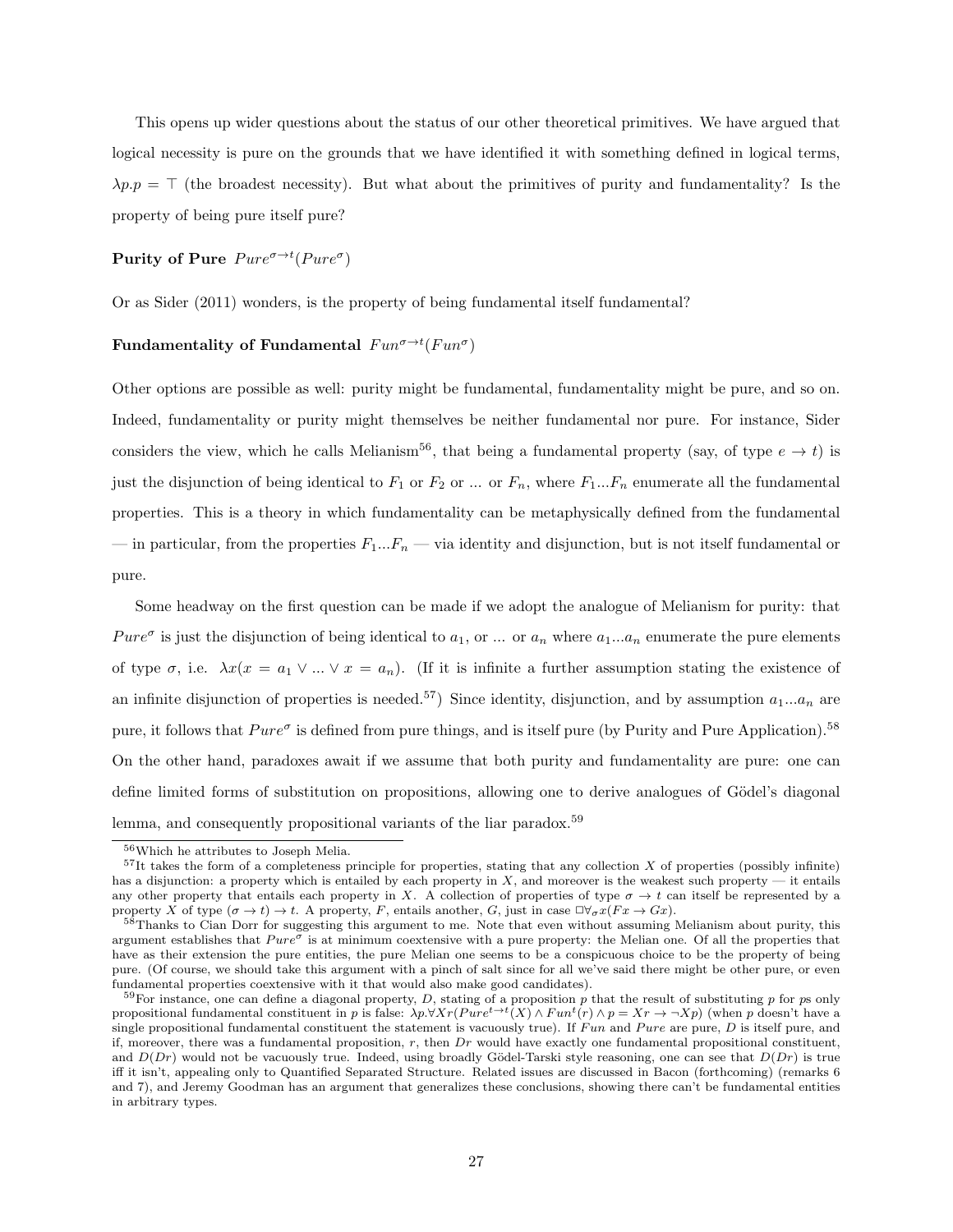This opens up wider questions about the status of our other theoretical primitives. We have argued that logical necessity is pure on the grounds that we have identified it with something defined in logical terms, $\lambda p.p = \top$ (the broadest necessity). But what about the primitives of purity and fundamentality? Is the property of being pure itself pure?

**Purity of Pure** $Pure^{\sigma \to t}(Pure^{\sigma})$

Or as Sider (2011) wonders, is the property of being fundamental itself fundamental?

**Fundamentality of Fundamental** $Fun^{\sigma \to t}(Fun^{\sigma})$

Other options are possible as well: purity might be fundamental, fundamentality might be pure, and so on. Indeed, fundamentality or purity might themselves be neither fundamental nor pure. For instance, Sider considers the view, which he calls Melianism[56], that being a fundamental property (say, of type $e \to t$) is just the disjunction of being identical to $F_1$ or $F_2$ or ... or $F_n$, where $F_1 ... F_n$ enumerate all the fundamental properties. This is a theory in which fundamentality can be metaphysically defined from the fundamental — in particular, from the properties $F_1 ... F_n$ — via identity and disjunction, but is not itself fundamental or pure.

Some headway on the first question can be made if we adopt the analogue of Melianism for purity: that $Pure^{\sigma}$ is just the disjunction of being identical to $a_1$, or ... or $a_n$ where $a_1 ... a_n$ enumerate the pure elements of type $\sigma$, i.e. $\lambda x(x = a_1 \vee ... \vee x = a_n)$. (If it is infinite a further assumption stating the existence of an infinite disjunction of properties is needed.[57]) Since identity, disjunction, and by assumption $a_1 ... a_n$ are pure, it follows that $Pure^{\sigma}$ is defined from pure things, and is itself pure (by Purity and Pure Application).[58] On the other hand, paradoxes await if we assume that both purity and fundamentality are pure: one can define limited forms of substitution on propositions, allowing one to derive analogues of Gödel's diagonal lemma, and consequently propositional variants of the liar paradox.[59]

---

[56] Which he attributes to Joseph Melia.

[57] It takes the form of a completeness principle for properties, stating that any collection $X$ of properties (possibly infinite) has a disjunction: a property which is entailed by each property in $X$, and moreover is the weakest such property — it entails any other property that entails each property in $X$. A collection of properties of type $\sigma \to t$ can itself be represented by a property $X$ of type $(\sigma \to t) \to t$. A property, $F$, entails another, $G$, just in case $\Box \forall_{\sigma} x(Fx \to Gx)$.

[58] Thanks to Cian Dorr for suggesting this argument to me. Note that even without assuming Melianism about purity, this argument establishes that $Pure^{\sigma}$ is at minimum coextensive with a pure property: the Melian one. Of all the properties that have as their extension the pure entities, the pure Melian one seems to be a conspicuous choice to be the property of being pure. (Of course, we should take this argument with a pinch of salt since for all we've said there might be other pure, or even fundamental properties coextensive with it that would also make good candidates).

[59] For instance, one can define a diagonal property, $D$, stating of a proposition $p$ that the result of substituting $p$ for $p$s only propositional fundamental constituent in $p$ is false: $\lambda p.\forall Xr(Pure^{t \to t}(X) \wedge Fun^{t}(r) \wedge p = Xr \to \neg Xp)$ (when $p$ doesn't have a single propositional fundamental constituent the statement is vacuously true). If $Fun$ and $Pure$ are pure, $D$ is itself pure, and if, moreover, there was a fundamental proposition, $r$, then $Dr$ would have exactly one fundamental propositional constituent, and $D(Dr)$ would not be vacuously true. Indeed, using broadly Gödel-Tarski style reasoning, one can see that $D(Dr)$ is true iff it isn't, appealing only to Quantified Separated Structure. Related issues are discussed in Bacon (forthcoming) (remarks 6 and 7), and Jeremy Goodman has an argument that generalizes these conclusions, showing there can't be fundamental entities in arbitrary types.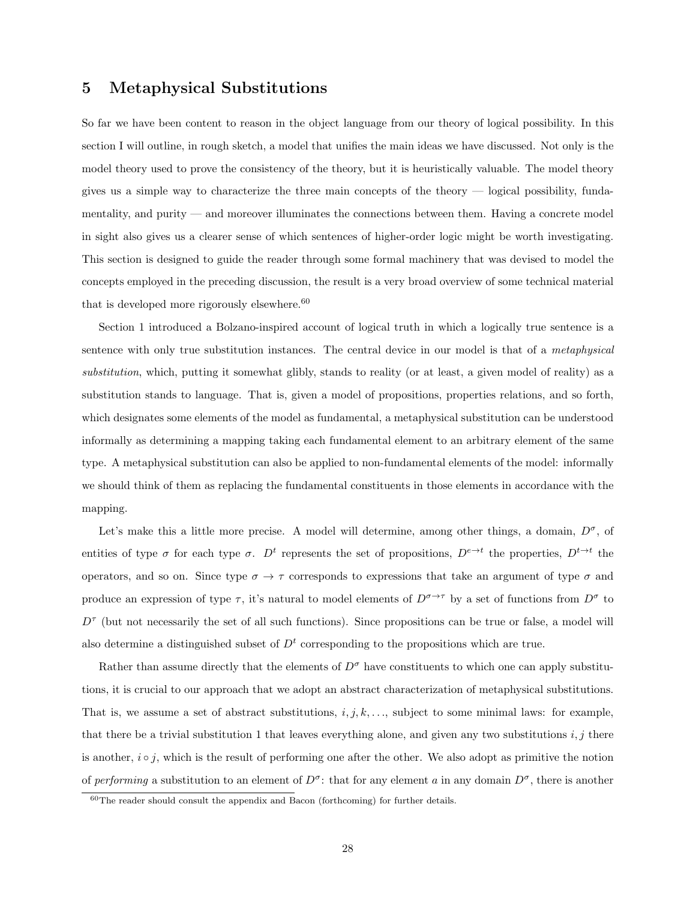## 5 Metaphysical Substitutions

So far we have been content to reason in the object language from our theory of logical possibility. In this section I will outline, in rough sketch, a model that unifies the main ideas we have discussed. Not only is the model theory used to prove the consistency of the theory, but it is heuristically valuable. The model theory gives us a simple way to characterize the three main concepts of the theory — logical possibility, fundamentality, and purity — and moreover illuminates the connections between them. Having a concrete model in sight also gives us a clearer sense of which sentences of higher-order logic might be worth investigating. This section is designed to guide the reader through some formal machinery that was devised to model the concepts employed in the preceding discussion, the result is a very broad overview of some technical material that is developed more rigorously elsewhere.[60]

Section 1 introduced a Bolzano-inspired account of logical truth in which a logically true sentence is a sentence with only true substitution instances. The central device in our model is that of a *metaphysical substitution*, which, putting it somewhat glibly, stands to reality (or at least, a given model of reality) as a substitution stands to language. That is, given a model of propositions, properties relations, and so forth, which designates some elements of the model as fundamental, a metaphysical substitution can be understood informally as determining a mapping taking each fundamental element to an arbitrary element of the same type. A metaphysical substitution can also be applied to non-fundamental elements of the model: informally we should think of them as replacing the fundamental constituents in those elements in accordance with the mapping.

Let's make this a little more precise. A model will determine, among other things, a domain, $D^\sigma$, of entities of type $\sigma$ for each type $\sigma$. $D^t$ represents the set of propositions, $D^{e\to t}$ the properties, $D^{t\to t}$ the operators, and so on. Since type $\sigma \to \tau$ corresponds to expressions that take an argument of type $\sigma$ and produce an expression of type $\tau$, it's natural to model elements of $D^{\sigma\to\tau}$ by a set of functions from $D^\sigma$ to $D^\tau$ (but not necessarily the set of all such functions). Since propositions can be true or false, a model will also determine a distinguished subset of $D^t$ corresponding to the propositions which are true.

Rather than assume directly that the elements of $D^\sigma$ have constituents to which one can apply substitutions, it is crucial to our approach that we adopt an abstract characterization of metaphysical substitutions. That is, we assume a set of abstract substitutions, $i, j, k, \ldots$, subject to some minimal laws: for example, that there be a trivial substitution 1 that leaves everything alone, and given any two substitutions $i, j$ there is another, $i \circ j$, which is the result of performing one after the other. We also adopt as primitive the notion of *performing* a substitution to an element of $D^\sigma$: that for any element $a$ in any domain $D^\sigma$, there is another

[60] The reader should consult the appendix and Bacon (forthcoming) for further details.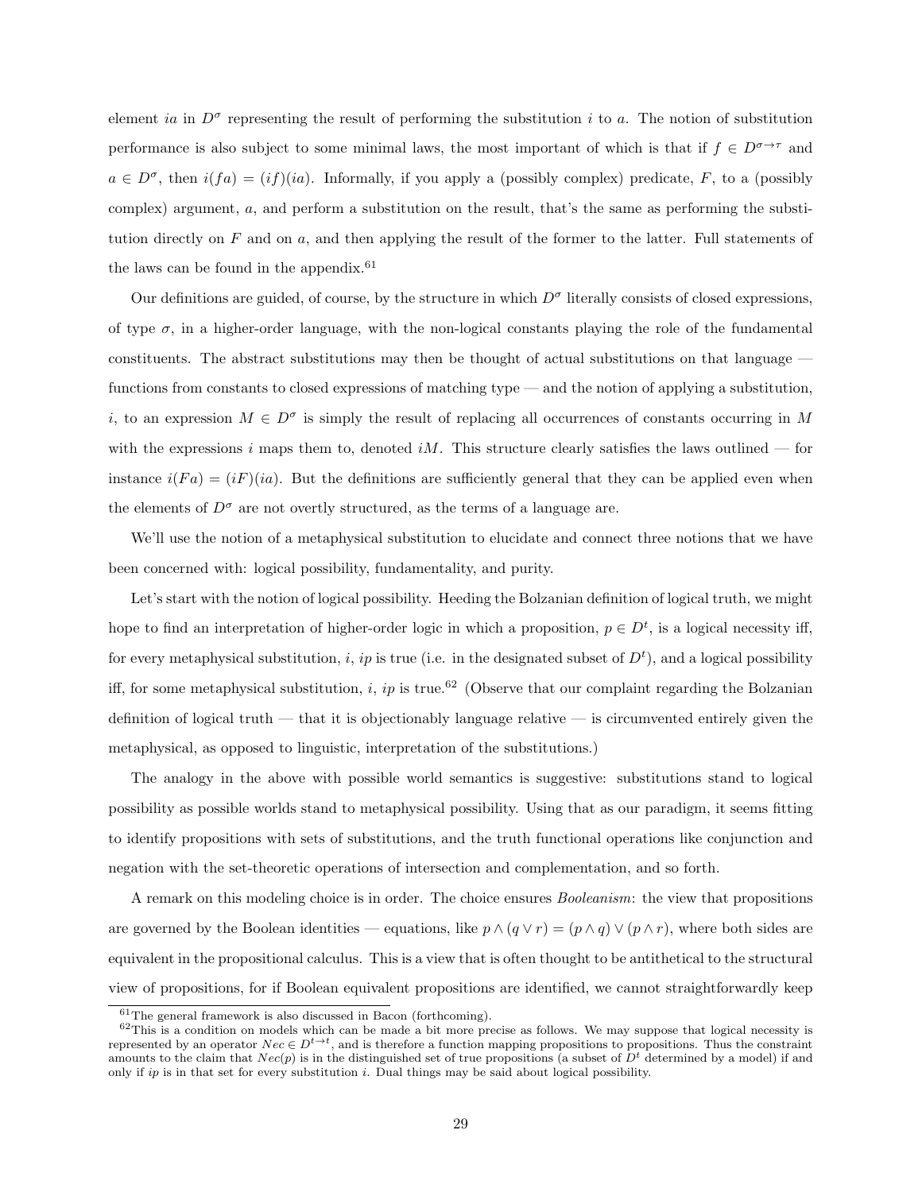element $ia$ in $D^\sigma$ representing the result of performing the substitution $i$ to $a$. The notion of substitution performance is also subject to some minimal laws, the most important of which is that if $f \in D^{\sigma\to\tau}$ and $a \in D^\sigma$, then $i(fa) = (if)(ia)$. Informally, if you apply a (possibly complex) predicate, $F$, to a (possibly complex) argument, $a$, and perform a substitution on the result, that's the same as performing the substitution directly on $F$ and on $a$, and then applying the result of the former to the latter. Full statements of the laws can be found in the appendix.[61]

Our definitions are guided, of course, by the structure in which $D^\sigma$ literally consists of closed expressions, of type $\sigma$, in a higher-order language, with the non-logical constants playing the role of the fundamental constituents. The abstract substitutions may then be thought of actual substitutions on that language — functions from constants to closed expressions of matching type — and the notion of applying a substitution, $i$, to an expression $M \in D^\sigma$ is simply the result of replacing all occurrences of constants occurring in $M$ with the expressions $i$ maps them to, denoted $iM$. This structure clearly satisfies the laws outlined — for instance $i(Fa) = (iF)(ia)$. But the definitions are sufficiently general that they can be applied even when the elements of $D^\sigma$ are not overtly structured, as the terms of a language are.

We'll use the notion of a metaphysical substitution to elucidate and connect three notions that we have been concerned with: logical possibility, fundamentality, and purity.

Let's start with the notion of logical possibility. Heeding the Bolzanian definition of logical truth, we might hope to find an interpretation of higher-order logic in which a proposition, $p \in D^t$, is a logical necessity iff, for every metaphysical substitution, $i$, $ip$ is true (i.e. in the designated subset of $D^t$), and a logical possibility iff, for some metaphysical substitution, $i$, $ip$ is true.[62] (Observe that our complaint regarding the Bolzanian definition of logical truth — that it is objectionably language relative — is circumvented entirely given the metaphysical, as opposed to linguistic, interpretation of the substitutions.)

The analogy in the above with possible world semantics is suggestive: substitutions stand to logical possibility as possible worlds stand to metaphysical possibility. Using that as our paradigm, it seems fitting to identify propositions with sets of substitutions, and the truth functional operations like conjunction and negation with the set-theoretic operations of intersection and complementation, and so forth.

A remark on this modeling choice is in order. The choice ensures *Booleanism*: the view that propositions are governed by the Boolean identities — equations, like $p \wedge (q \vee r) = (p \wedge q) \vee (p \wedge r)$, where both sides are equivalent in the propositional calculus. This is a view that is often thought to be antithetical to the structural view of propositions, for if Boolean equivalent propositions are identified, we cannot straightforwardly keep

[61] The general framework is also discussed in Bacon (forthcoming).

[62] This is a condition on models which can be made a bit more precise as follows. We may suppose that logical necessity is represented by an operator $Nec \in D^{t\to t}$, and is therefore a function mapping propositions to propositions. Thus the constraint amounts to the claim that $Nec(p)$ is in the distinguished set of true propositions (a subset of $D^t$ determined by a model) if and only if $ip$ is in that set for every substitution $i$. Dual things may be said about logical possibility.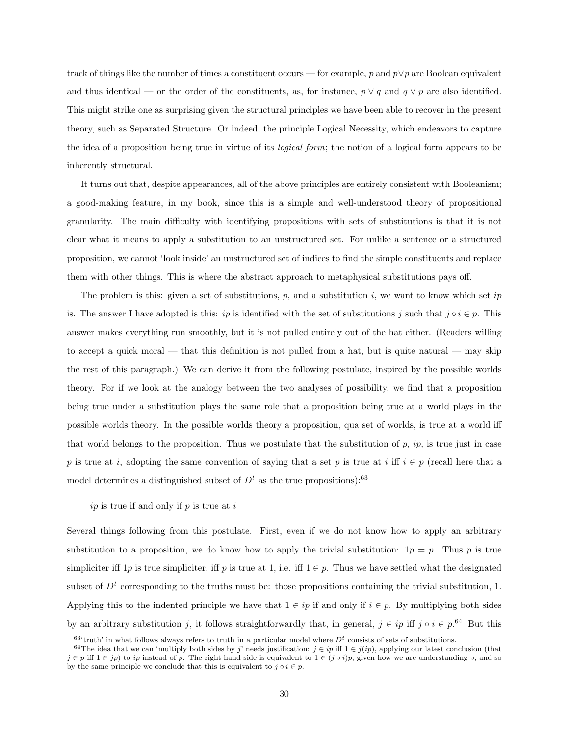track of things like the number of times a constituent occurs — for example, $p$ and $p \vee p$ are Boolean equivalent and thus identical — or the order of the constituents, as, for instance, $p \vee q$ and $q \vee p$ are also identified. This might strike one as surprising given the structural principles we have been able to recover in the present theory, such as Separated Structure. Or indeed, the principle Logical Necessity, which endeavors to capture the idea of a proposition being true in virtue of its *logical form*; the notion of a logical form appears to be inherently structural.

It turns out that, despite appearances, all of the above principles are entirely consistent with Booleanism; a good-making feature, in my book, since this is a simple and well-understood theory of propositional granularity. The main difficulty with identifying propositions with sets of substitutions is that it is not clear what it means to apply a substitution to an unstructured set. For unlike a sentence or a structured proposition, we cannot 'look inside' an unstructured set of indices to find the simple constituents and replace them with other things. This is where the abstract approach to metaphysical substitutions pays off.

The problem is this: given a set of substitutions, $p$, and a substitution $i$, we want to know which set $ip$ is. The answer I have adopted is this: $ip$ is identified with the set of substitutions $j$ such that $j \circ i \in p$. This answer makes everything run smoothly, but it is not pulled entirely out of the hat either. (Readers willing to accept a quick moral — that this definition is not pulled from a hat, but is quite natural — may skip the rest of this paragraph.) We can derive it from the following postulate, inspired by the possible worlds theory. For if we look at the analogy between the two analyses of possibility, we find that a proposition being true under a substitution plays the same role that a proposition being true at a world plays in the possible worlds theory. In the possible worlds theory a proposition, qua set of worlds, is true at a world iff that world belongs to the proposition. Thus we postulate that the substitution of $p$, $ip$, is true just in case $p$ is true at $i$, adopting the same convention of saying that a set $p$ is true at $i$ iff $i \in p$ (recall here that a model determines a distinguished subset of $D^t$ as the true propositions):[63]

> $ip$ is true if and only if $p$ is true at $i$

Several things following from this postulate. First, even if we do not know how to apply an arbitrary substitution to a proposition, we do know how to apply the trivial substitution: $1p = p$. Thus $p$ is true simpliciter iff $1p$ is true simpliciter, iff $p$ is true at 1, i.e. iff $1 \in p$. Thus we have settled what the designated subset of $D^t$ corresponding to the truths must be: those propositions containing the trivial substitution, 1. Applying this to the indented principle we have that $1 \in ip$ if and only if $i \in p$. By multiplying both sides by an arbitrary substitution $j$, it follows straightforwardly that, in general, $j \in ip$ iff $j \circ i \in p$.[64] But this

[63]'truth' in what follows always refers to truth in a particular model where $D^t$ consists of sets of substitutions.

[64]The idea that we can 'multiply both sides by $j$' needs justification: $j \in ip$ iff $1 \in j(ip)$, applying our latest conclusion (that $j \in p$ iff $1 \in jp$) to $ip$ instead of $p$. The right hand side is equivalent to $1 \in (j \circ i)p$, given how we are understanding $\circ$, and so by the same principle we conclude that this is equivalent to $j \circ i \in p$.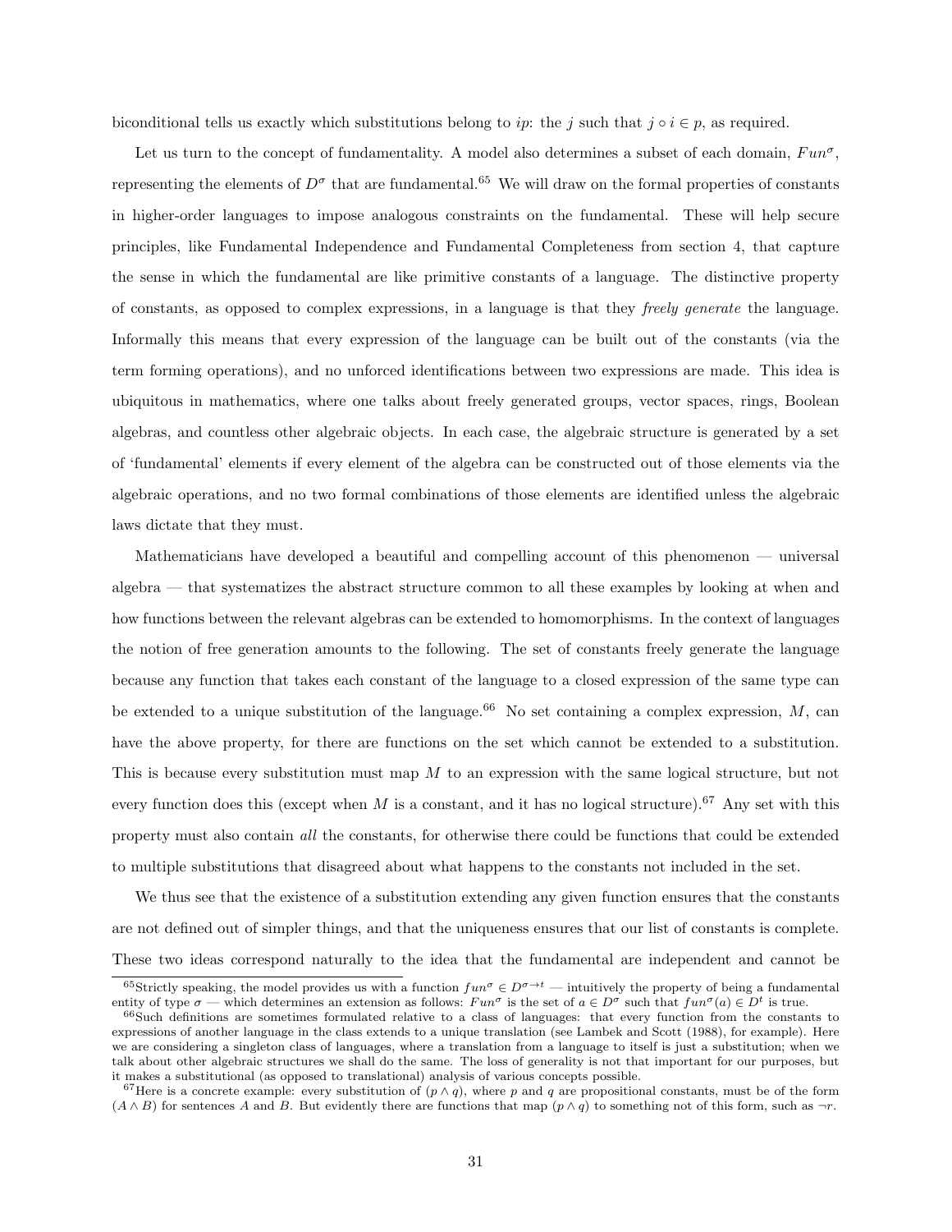biconditional tells us exactly which substitutions belong to $ip$: the $j$ such that $j \circ i \in p$, as required.

Let us turn to the concept of fundamentality. A model also determines a subset of each domain, $Fun^{\sigma}$, representing the elements of $D^{\sigma}$ that are fundamental.[65] We will draw on the formal properties of constants in higher-order languages to impose analogous constraints on the fundamental. These will help secure principles, like Fundamental Independence and Fundamental Completeness from section 4, that capture the sense in which the fundamental are like primitive constants of a language. The distinctive property of constants, as opposed to complex expressions, in a language is that they *freely generate* the language. Informally this means that every expression of the language can be built out of the constants (via the term forming operations), and no unforced identifications between two expressions are made. This idea is ubiquitous in mathematics, where one talks about freely generated groups, vector spaces, rings, Boolean algebras, and countless other algebraic objects. In each case, the algebraic structure is generated by a set of 'fundamental' elements if every element of the algebra can be constructed out of those elements via the algebraic operations, and no two formal combinations of those elements are identified unless the algebraic laws dictate that they must.

Mathematicians have developed a beautiful and compelling account of this phenomenon — universal algebra — that systematizes the abstract structure common to all these examples by looking at when and how functions between the relevant algebras can be extended to homomorphisms. In the context of languages the notion of free generation amounts to the following. The set of constants freely generate the language because any function that takes each constant of the language to a closed expression of the same type can be extended to a unique substitution of the language.[66] No set containing a complex expression, $M$, can have the above property, for there are functions on the set which cannot be extended to a substitution. This is because every substitution must map $M$ to an expression with the same logical structure, but not every function does this (except when $M$ is a constant, and it has no logical structure).[67] Any set with this property must also contain *all* the constants, for otherwise there could be functions that could be extended to multiple substitutions that disagreed about what happens to the constants not included in the set.

We thus see that the existence of a substitution extending any given function ensures that the constants are not defined out of simpler things, and that the uniqueness ensures that our list of constants is complete. These two ideas correspond naturally to the idea that the fundamental are independent and cannot be

---

[65] Strictly speaking, the model provides us with a function $fun^{\sigma} \in D^{\sigma \to t}$ — intuitively the property of being a fundamental entity of type $\sigma$ — which determines an extension as follows: $Fun^{\sigma}$ is the set of $a \in D^{\sigma}$ such that $fun^{\sigma}(a) \in D^{t}$ is true.

[66] Such definitions are sometimes formulated relative to a class of languages: that every function from the constants to expressions of another language in the class extends to a unique translation (see Lambek and Scott (1988), for example). Here we are considering a singleton class of languages, where a translation from a language to itself is just a substitution; when we talk about other algebraic structures we shall do the same. The loss of generality is not that important for our purposes, but it makes a substitutional (as opposed to translational) analysis of various concepts possible.

[67] Here is a concrete example: every substitution of $(p \wedge q)$, where $p$ and $q$ are propositional constants, must be of the form $(A \wedge B)$ for sentences $A$ and $B$. But evidently there are functions that map $(p \wedge q)$ to something not of this form, such as $\neg r$.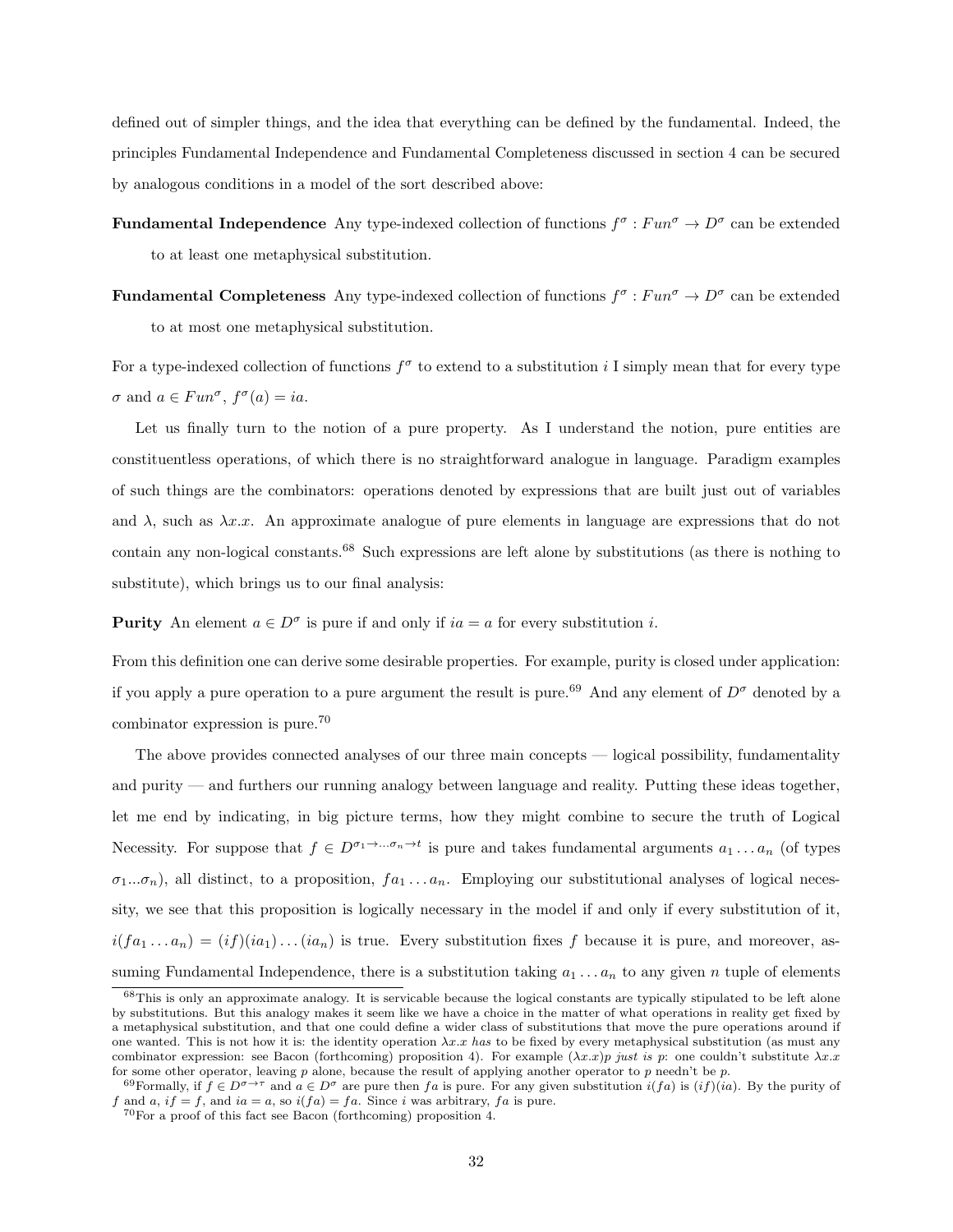defined out of simpler things, and the idea that everything can be defined by the fundamental. Indeed, the principles Fundamental Independence and Fundamental Completeness discussed in section 4 can be secured by analogous conditions in a model of the sort described above:

**Fundamental Independence** Any type-indexed collection of functions $f^\sigma : Fun^\sigma \to D^\sigma$ can be extended to at least one metaphysical substitution.

**Fundamental Completeness** Any type-indexed collection of functions $f^\sigma : Fun^\sigma \to D^\sigma$ can be extended to at most one metaphysical substitution.

For a type-indexed collection of functions $f^\sigma$ to extend to a substitution $i$ I simply mean that for every type $\sigma$ and $a \in Fun^\sigma$, $f^\sigma(a) = ia$.

Let us finally turn to the notion of a pure property. As I understand the notion, pure entities are constituentless operations, of which there is no straightforward analogue in language. Paradigm examples of such things are the combinators: operations denoted by expressions that are built just out of variables and $\lambda$, such as $\lambda x.x$. An approximate analogue of pure elements in language are expressions that do not contain any non-logical constants.[68] Such expressions are left alone by substitutions (as there is nothing to substitute), which brings us to our final analysis:

**Purity** An element $a \in D^\sigma$ is pure if and only if $ia = a$ for every substitution $i$.

From this definition one can derive some desirable properties. For example, purity is closed under application: if you apply a pure operation to a pure argument the result is pure.[69] And any element of $D^\sigma$ denoted by a combinator expression is pure.[70]

The above provides connected analyses of our three main concepts — logical possibility, fundamentality and purity — and furthers our running analogy between language and reality. Putting these ideas together, let me end by indicating, in big picture terms, how they might combine to secure the truth of Logical Necessity. For suppose that $f \in D^{\sigma_1 \to \ldots \sigma_n \to t}$ is pure and takes fundamental arguments $a_1 \ldots a_n$ (of types $\sigma_1 ... \sigma_n$), all distinct, to a proposition, $fa_1 \ldots a_n$. Employing our substitutional analyses of logical necessity, we see that this proposition is logically necessary in the model if and only if every substitution of it, $i(fa_1 \ldots a_n) = (if)(ia_1) \ldots (ia_n)$ is true. Every substitution fixes $f$ because it is pure, and moreover, assuming Fundamental Independence, there is a substitution taking $a_1 \ldots a_n$ to any given $n$ tuple of elements

[68] This is only an approximate analogy. It is servicable because the logical constants are typically stipulated to be left alone by substitutions. But this analogy makes it seem like we have a choice in the matter of what operations in reality get fixed by a metaphysical substitution, and that one could define a wider class of substitutions that move the pure operations around if one wanted. This is not how it is: the identity operation $\lambda x.x$ *has* to be fixed by every metaphysical substitution (as must any combinator expression: see Bacon (forthcoming) proposition 4). For example $(\lambda x.x)p$ *just is* $p$: one couldn't substitute $\lambda x.x$ for some other operator, leaving $p$ alone, because the result of applying another operator to $p$ needn't be $p$.

[69] Formally, if $f \in D^{\sigma \to \tau}$ and $a \in D^\sigma$ are pure then $fa$ is pure. For any given substitution $i(fa)$ is $(if)(ia)$. By the purity of $f$ and $a$, $if = f$, and $ia = a$, so $i(fa) = fa$. Since $i$ was arbitrary, $fa$ is pure.

[70] For a proof of this fact see Bacon (forthcoming) proposition 4.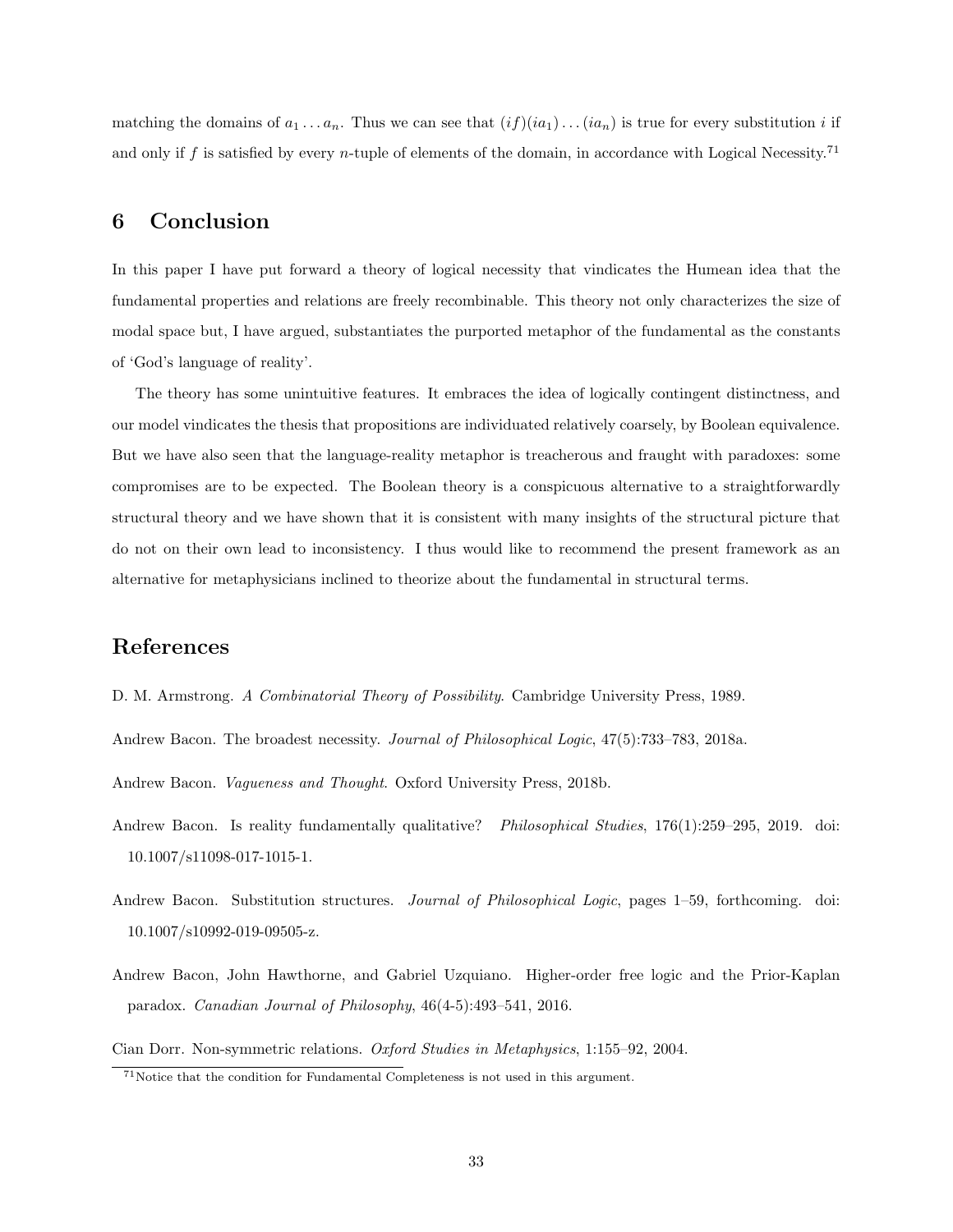matching the domains of $a_1 \ldots a_n$. Thus we can see that $(if)(ia_1)\ldots(ia_n)$ is true for every substitution $i$ if and only if $f$ is satisfied by every $n$-tuple of elements of the domain, in accordance with Logical Necessity.[71]

## 6 Conclusion

In this paper I have put forward a theory of logical necessity that vindicates the Humean idea that the fundamental properties and relations are freely recombinable. This theory not only characterizes the size of modal space but, I have argued, substantiates the purported metaphor of the fundamental as the constants of 'God's language of reality'.

The theory has some unintuitive features. It embraces the idea of logically contingent distinctness, and our model vindicates the thesis that propositions are individuated relatively coarsely, by Boolean equivalence. But we have also seen that the language-reality metaphor is treacherous and fraught with paradoxes: some compromises are to be expected. The Boolean theory is a conspicuous alternative to a straightforwardly structural theory and we have shown that it is consistent with many insights of the structural picture that do not on their own lead to inconsistency. I thus would like to recommend the present framework as an alternative for metaphysicians inclined to theorize about the fundamental in structural terms.

## References

D. M. Armstrong. *A Combinatorial Theory of Possibility*. Cambridge University Press, 1989.

Andrew Bacon. The broadest necessity. *Journal of Philosophical Logic*, 47(5):733–783, 2018a.

Andrew Bacon. *Vagueness and Thought*. Oxford University Press, 2018b.

Andrew Bacon. Is reality fundamentally qualitative? *Philosophical Studies*, 176(1):259–295, 2019. doi: 10.1007/s11098-017-1015-1.

Andrew Bacon. Substitution structures. *Journal of Philosophical Logic*, pages 1–59, forthcoming. doi: 10.1007/s10992-019-09505-z.

Andrew Bacon, John Hawthorne, and Gabriel Uzquiano. Higher-order free logic and the Prior-Kaplan paradox. *Canadian Journal of Philosophy*, 46(4-5):493–541, 2016.

Cian Dorr. Non-symmetric relations. *Oxford Studies in Metaphysics*, 1:155–92, 2004.

[71] Notice that the condition for Fundamental Completeness is not used in this argument.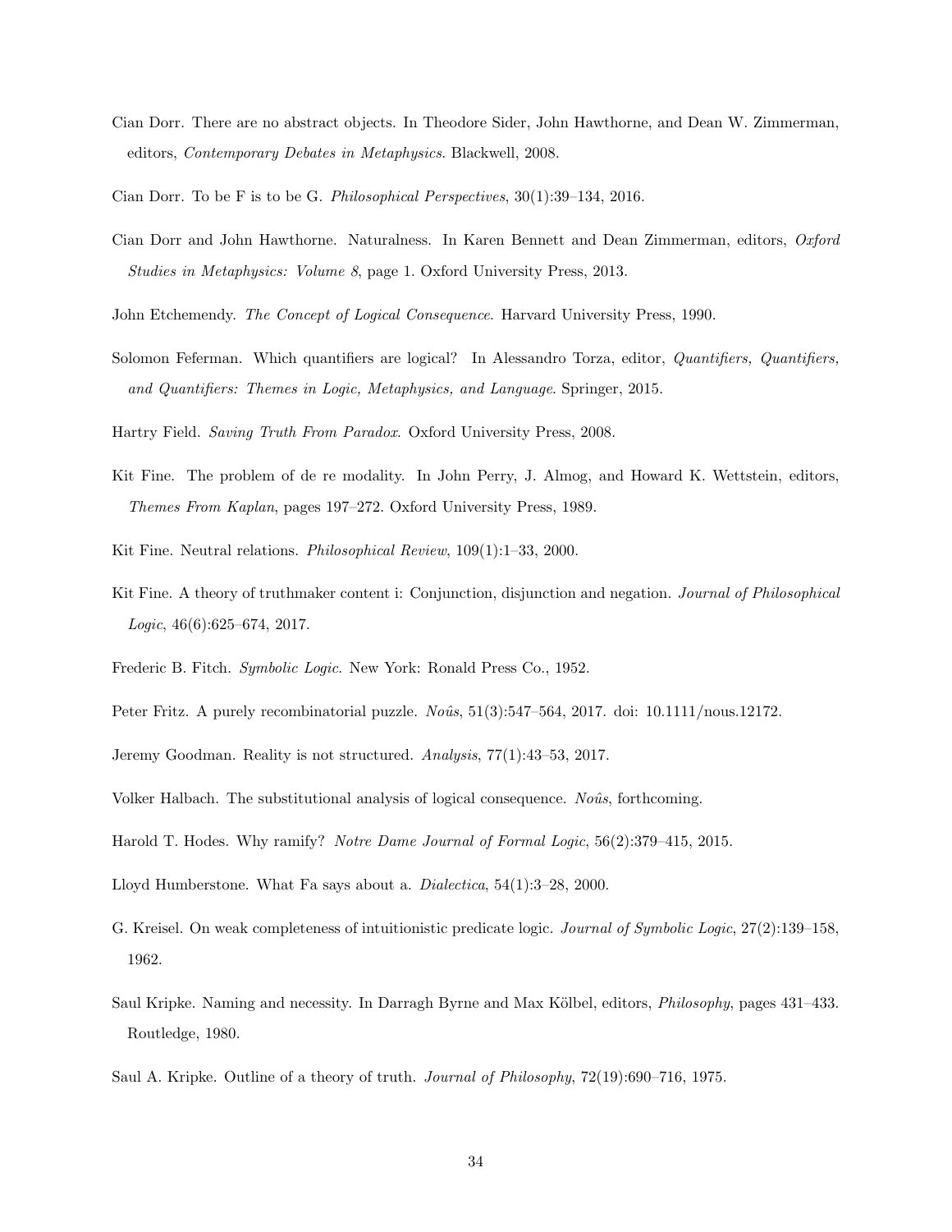Cian Dorr. There are no abstract objects. In Theodore Sider, John Hawthorne, and Dean W. Zimmerman, editors, *Contemporary Debates in Metaphysics*. Blackwell, 2008.

Cian Dorr. To be F is to be G. *Philosophical Perspectives*, 30(1):39–134, 2016.

Cian Dorr and John Hawthorne. Naturalness. In Karen Bennett and Dean Zimmerman, editors, *Oxford Studies in Metaphysics: Volume 8*, page 1. Oxford University Press, 2013.

John Etchemendy. *The Concept of Logical Consequence*. Harvard University Press, 1990.

Solomon Feferman. Which quantifiers are logical? In Alessandro Torza, editor, *Quantifiers, Quantifiers, and Quantifiers: Themes in Logic, Metaphysics, and Language*. Springer, 2015.

Hartry Field. *Saving Truth From Paradox*. Oxford University Press, 2008.

Kit Fine. The problem of de re modality. In John Perry, J. Almog, and Howard K. Wettstein, editors, *Themes From Kaplan*, pages 197–272. Oxford University Press, 1989.

Kit Fine. Neutral relations. *Philosophical Review*, 109(1):1–33, 2000.

Kit Fine. A theory of truthmaker content i: Conjunction, disjunction and negation. *Journal of Philosophical Logic*, 46(6):625–674, 2017.

Frederic B. Fitch. *Symbolic Logic*. New York: Ronald Press Co., 1952.

Peter Fritz. A purely recombinatorial puzzle. *Noûs*, 51(3):547–564, 2017. doi: 10.1111/nous.12172.

Jeremy Goodman. Reality is not structured. *Analysis*, 77(1):43–53, 2017.

Volker Halbach. The substitutional analysis of logical consequence. *Noûs*, forthcoming.

Harold T. Hodes. Why ramify? *Notre Dame Journal of Formal Logic*, 56(2):379–415, 2015.

Lloyd Humberstone. What Fa says about a. *Dialectica*, 54(1):3–28, 2000.

G. Kreisel. On weak completeness of intuitionistic predicate logic. *Journal of Symbolic Logic*, 27(2):139–158, 1962.

Saul Kripke. Naming and necessity. In Darragh Byrne and Max Kölbel, editors, *Philosophy*, pages 431–433. Routledge, 1980.

Saul A. Kripke. Outline of a theory of truth. *Journal of Philosophy*, 72(19):690–716, 1975.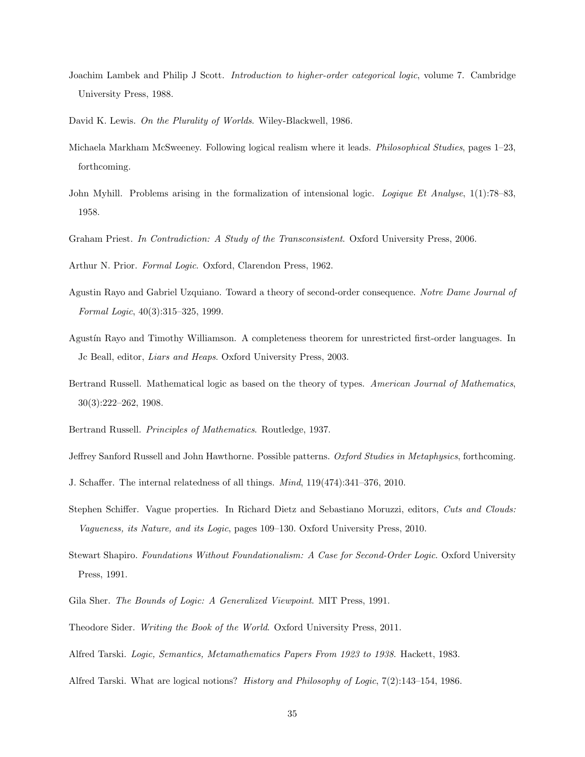Joachim Lambek and Philip J Scott. *Introduction to higher-order categorical logic*, volume 7. Cambridge University Press, 1988.

David K. Lewis. *On the Plurality of Worlds*. Wiley-Blackwell, 1986.

Michaela Markham McSweeney. Following logical realism where it leads. *Philosophical Studies*, pages 1–23, forthcoming.

John Myhill. Problems arising in the formalization of intensional logic. *Logique Et Analyse*, 1(1):78–83, 1958.

Graham Priest. *In Contradiction: A Study of the Transconsistent*. Oxford University Press, 2006.

Arthur N. Prior. *Formal Logic*. Oxford, Clarendon Press, 1962.

Agustin Rayo and Gabriel Uzquiano. Toward a theory of second-order consequence. *Notre Dame Journal of Formal Logic*, 40(3):315–325, 1999.

Agustín Rayo and Timothy Williamson. A completeness theorem for unrestricted first-order languages. In Jc Beall, editor, *Liars and Heaps*. Oxford University Press, 2003.

Bertrand Russell. Mathematical logic as based on the theory of types. *American Journal of Mathematics*, 30(3):222–262, 1908.

Bertrand Russell. *Principles of Mathematics*. Routledge, 1937.

Jeffrey Sanford Russell and John Hawthorne. Possible patterns. *Oxford Studies in Metaphysics*, forthcoming.

J. Schaffer. The internal relatedness of all things. *Mind*, 119(474):341–376, 2010.

Stephen Schiffer. Vague properties. In Richard Dietz and Sebastiano Moruzzi, editors, *Cuts and Clouds: Vagueness, its Nature, and its Logic*, pages 109–130. Oxford University Press, 2010.

Stewart Shapiro. *Foundations Without Foundationalism: A Case for Second-Order Logic*. Oxford University Press, 1991.

Gila Sher. *The Bounds of Logic: A Generalized Viewpoint*. MIT Press, 1991.

Theodore Sider. *Writing the Book of the World*. Oxford University Press, 2011.

Alfred Tarski. *Logic, Semantics, Metamathematics Papers From 1923 to 1938*. Hackett, 1983.

Alfred Tarski. What are logical notions? *History and Philosophy of Logic*, 7(2):143–154, 1986.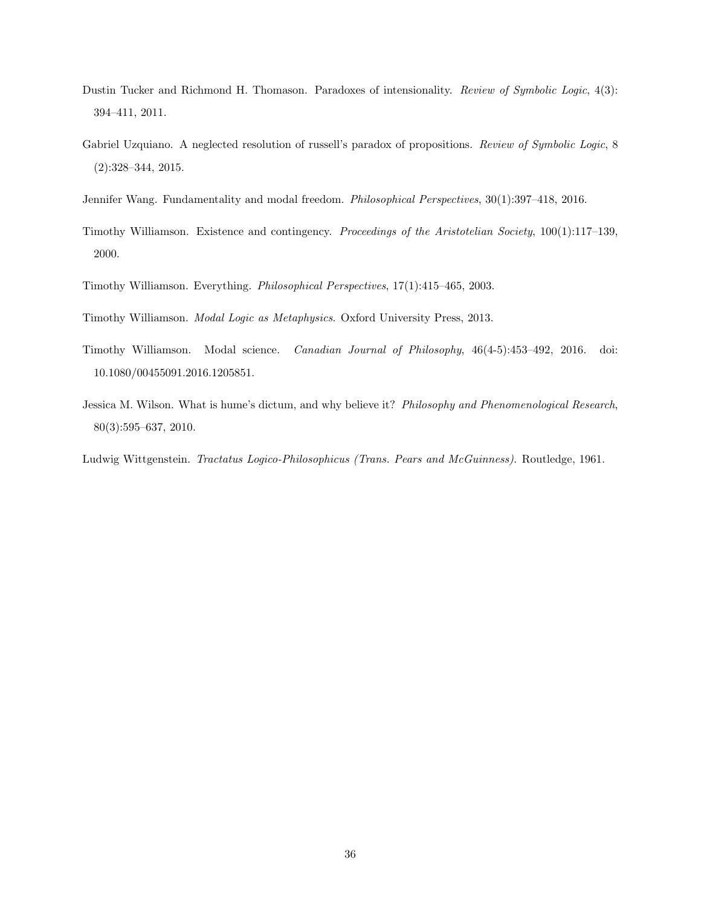Dustin Tucker and Richmond H. Thomason. Paradoxes of intensionality. *Review of Symbolic Logic*, 4(3): 394–411, 2011.

Gabriel Uzquiano. A neglected resolution of russell's paradox of propositions. *Review of Symbolic Logic*, 8 (2):328–344, 2015.

Jennifer Wang. Fundamentality and modal freedom. *Philosophical Perspectives*, 30(1):397–418, 2016.

Timothy Williamson. Existence and contingency. *Proceedings of the Aristotelian Society*, 100(1):117–139, 2000.

Timothy Williamson. Everything. *Philosophical Perspectives*, 17(1):415–465, 2003.

Timothy Williamson. *Modal Logic as Metaphysics*. Oxford University Press, 2013.

Timothy Williamson. Modal science. *Canadian Journal of Philosophy*, 46(4-5):453–492, 2016. doi: 10.1080/00455091.2016.1205851.

Jessica M. Wilson. What is hume's dictum, and why believe it? *Philosophy and Phenomenological Research*, 80(3):595–637, 2010.

Ludwig Wittgenstein. *Tractatus Logico-Philosophicus (Trans. Pears and McGuinness)*. Routledge, 1961.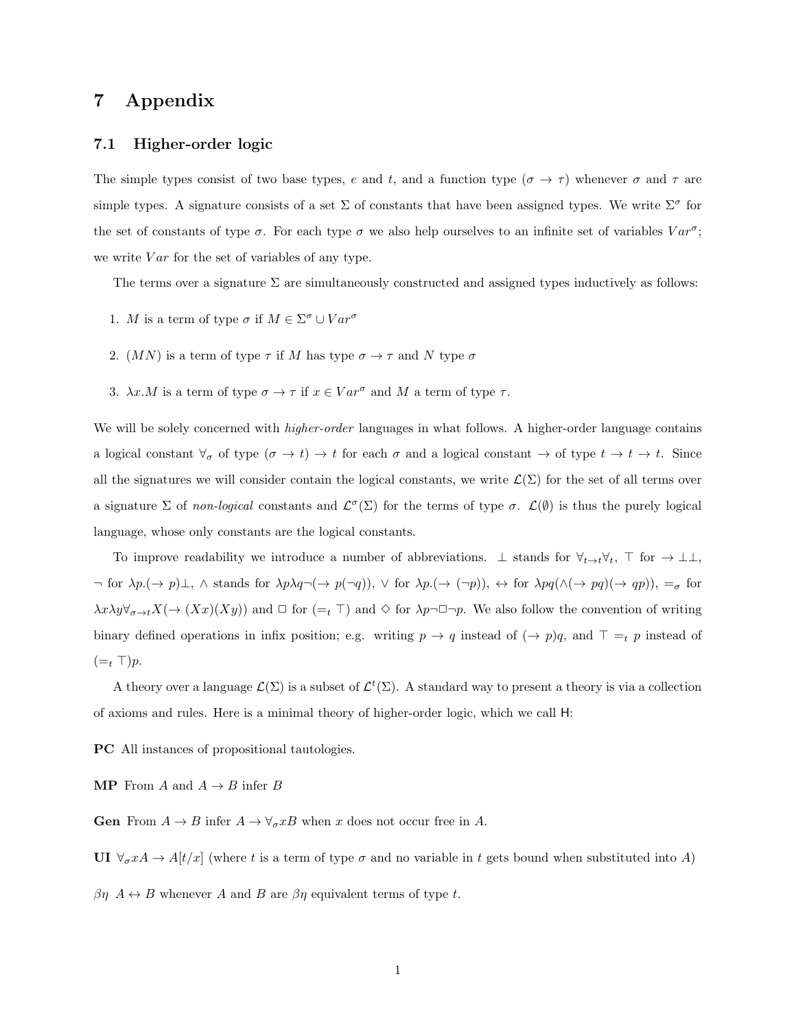# 7 Appendix

## 7.1 Higher-order logic

The simple types consist of two base types, $e$ and $t$, and a function type $(\sigma \to \tau)$ whenever $\sigma$ and $\tau$ are simple types. A signature consists of a set $\Sigma$ of constants that have been assigned types. We write $\Sigma^\sigma$ for the set of constants of type $\sigma$. For each type $\sigma$ we also help ourselves to an infinite set of variables $Var^\sigma$; we write $Var$ for the set of variables of any type.

The terms over a signature $\Sigma$ are simultaneously constructed and assigned types inductively as follows:

1. $M$ is a term of type $\sigma$ if $M \in \Sigma^\sigma \cup Var^\sigma$
2. $(MN)$ is a term of type $\tau$ if $M$ has type $\sigma \to \tau$ and $N$ type $\sigma$
3. $\lambda x.M$ is a term of type $\sigma \to \tau$ if $x \in Var^\sigma$ and $M$ a term of type $\tau$.

We will be solely concerned with *higher-order* languages in what follows. A higher-order language contains a logical constant $\forall_\sigma$ of type $(\sigma \to t) \to t$ for each $\sigma$ and a logical constant $\to$ of type $t \to t \to t$. Since all the signatures we will consider contain the logical constants, we write $\mathcal{L}(\Sigma)$ for the set of all terms over a signature $\Sigma$ of *non-logical* constants and $\mathcal{L}^\sigma(\Sigma)$ for the terms of type $\sigma$. $\mathcal{L}(\emptyset)$ is thus the purely logical language, whose only constants are the logical constants.

To improve readability we introduce a number of abbreviations. $\bot$ stands for $\forall_{t\to t}\forall_t$, $\top$ for $\to \bot\bot$, $\neg$ for $\lambda p.(\to p)\bot$, $\wedge$ stands for $\lambda p \lambda q \neg(\to p(\neg q))$, $\vee$ for $\lambda p.(\to (\neg p))$, $\leftrightarrow$ for $\lambda pq(\wedge(\to pq)(\to qp))$, $=_\sigma$ for $\lambda x \lambda y \forall_{\sigma\to t} X(\to (Xx)(Xy))$ and $\Box$ for $(=_t \top)$ and $\Diamond$ for $\lambda p \neg \Box \neg p$. We also follow the convention of writing binary defined operations in infix position; e.g. writing $p \to q$ instead of $(\to p)q$, and $\top =_t p$ instead of $(=_t \top)p$.

A theory over a language $\mathcal{L}(\Sigma)$ is a subset of $\mathcal{L}^t(\Sigma)$. A standard way to present a theory is via a collection of axioms and rules. Here is a minimal theory of higher-order logic, which we call H:

**PC** All instances of propositional tautologies.

**MP** From $A$ and $A \to B$ infer $B$

**Gen** From $A \to B$ infer $A \to \forall_\sigma x B$ when $x$ does not occur free in $A$.

**UI** $\forall_\sigma x A \to A[t/x]$ (where $t$ is a term of type $\sigma$ and no variable in $t$ gets bound when substituted into $A$)

**$\beta\eta$** $A \leftrightarrow B$ whenever $A$ and $B$ are $\beta\eta$ equivalent terms of type $t$.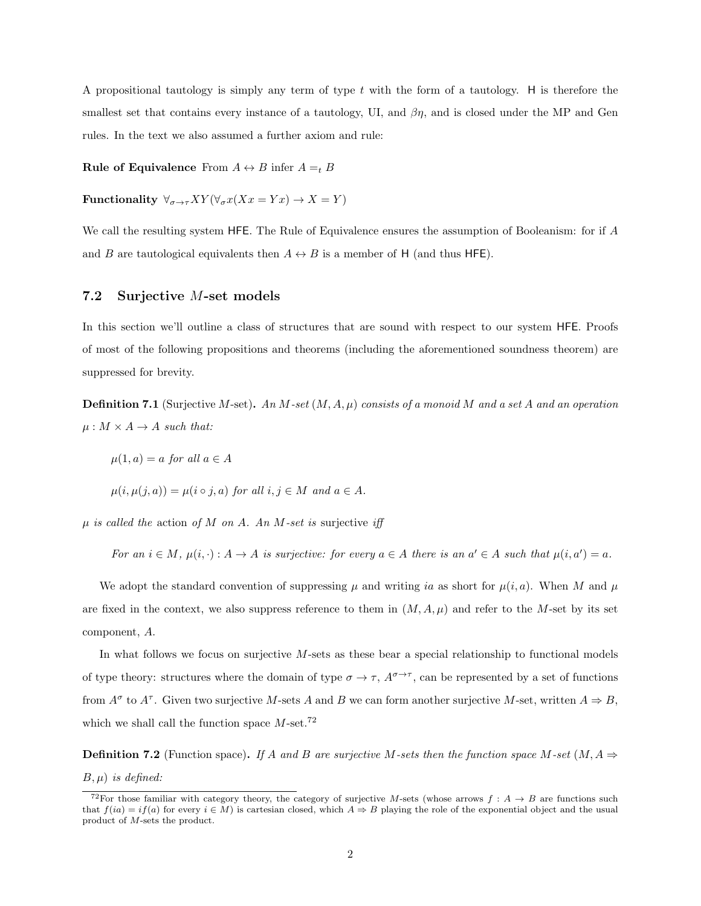A propositional tautology is simply any term of type $t$ with the form of a tautology. H is therefore the smallest set that contains every instance of a tautology, UI, and $\beta\eta$, and is closed under the MP and Gen rules. In the text we also assumed a further axiom and rule:

**Rule of Equivalence** From $A \leftrightarrow B$ infer $A =_t B$

**Functionality** $\forall_{\sigma\to\tau}XY(\forall_\sigma x(Xx = Yx) \to X = Y)$

We call the resulting system HFE. The Rule of Equivalence ensures the assumption of Booleanism: for if $A$ and $B$ are tautological equivalents then $A \leftrightarrow B$ is a member of H (and thus HFE).

## 7.2 Surjective $M$-set models

In this section we'll outline a class of structures that are sound with respect to our system HFE. Proofs of most of the following propositions and theorems (including the aforementioned soundness theorem) are suppressed for brevity.

**Definition 7.1** (Surjective $M$-set)**.** *An $M$-set $(M, A, \mu)$ consists of a monoid $M$ and a set $A$ and an operation $\mu : M \times A \to A$ such that:*

$\mu(1, a) = a$ *for all* $a \in A$

$\mu(i, \mu(j, a)) = \mu(i \circ j, a)$ *for all* $i, j \in M$ *and* $a \in A$.

*$\mu$ is called the* action *of $M$ on $A$. An $M$-set is* surjective *iff*

*For an $i \in M$, $\mu(i, \cdot) : A \to A$ is surjective: for every $a \in A$ there is an $a' \in A$ such that $\mu(i, a') = a$.*

We adopt the standard convention of suppressing $\mu$ and writing $ia$ as short for $\mu(i, a)$. When $M$ and $\mu$ are fixed in the context, we also suppress reference to them in $(M, A, \mu)$ and refer to the $M$-set by its set component, $A$.

In what follows we focus on surjective $M$-sets as these bear a special relationship to functional models of type theory: structures where the domain of type $\sigma \to \tau$, $A^{\sigma\to\tau}$, can be represented by a set of functions from $A^\sigma$ to $A^\tau$. Given two surjective $M$-sets $A$ and $B$ we can form another surjective $M$-set, written $A \Rightarrow B$, which we shall call the function space $M$-set.[72]

**Definition 7.2** (Function space)**.** *If $A$ and $B$ are surjective $M$-sets then the function space $M$-set $(M, A \Rightarrow B, \mu)$ is defined:*

[72] For those familiar with category theory, the category of surjective $M$-sets (whose arrows $f : A \to B$ are functions such that $f(ia) = if(a)$ for every $i \in M$) is cartesian closed, which $A \Rightarrow B$ playing the role of the exponential object and the usual product of $M$-sets the product.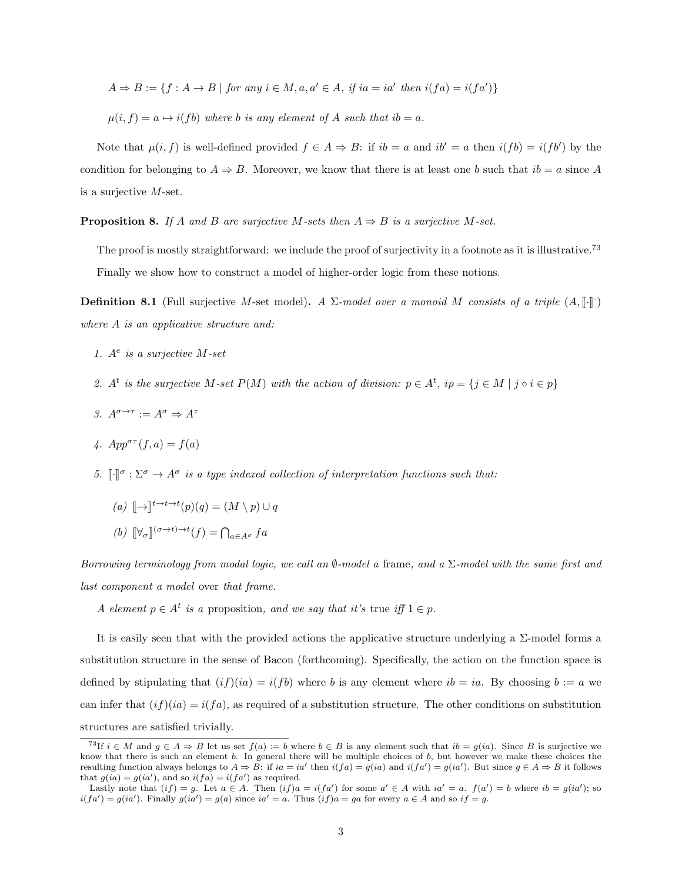$$A \Rightarrow B := \{f : A \to B \mid \textit{for any } i \in M, a, a' \in A, \textit{ if } ia = ia' \textit{ then } i(fa) = i(fa')\}$$

$$\mu(i, f) = a \mapsto i(fb) \textit{ where } b \textit{ is any element of } A \textit{ such that } ib = a.$$

Note that $\mu(i, f)$ is well-defined provided $f \in A \Rightarrow B$: if $ib = a$ and $ib' = a$ then $i(fb) = i(fb')$ by the condition for belonging to $A \Rightarrow B$. Moreover, we know that there is at least one $b$ such that $ib = a$ since $A$ is a surjective $M$-set.

**Proposition 8.** *If $A$ and $B$ are surjective $M$-sets then $A \Rightarrow B$ is a surjective $M$-set.*

The proof is mostly straightforward: we include the proof of surjectivity in a footnote as it is illustrative.[73]

Finally we show how to construct a model of higher-order logic from these notions.

**Definition 8.1** (Full surjective $M$-set model)**.** *A $\Sigma$-model over a monoid $M$ consists of a triple $(A, [\![\cdot]\!]^{\cdot})$ where $A$ is an applicative structure and:*

1. *$A^e$ is a surjective $M$-set*
2. *$A^t$ is the surjective $M$-set $P(M)$ with the action of division: $p \in A^t$, $ip = \{j \in M \mid j \circ i \in p\}$*
3. *$A^{\sigma \to \tau} := A^\sigma \Rightarrow A^\tau$*
4. *$App^{\sigma\tau}(f, a) = f(a)$*
5. *$[\![\cdot]\!]^\sigma : \Sigma^\sigma \to A^\sigma$ is a type indexed collection of interpretation functions such that:*
   - *(a) $[\![\to]\!]^{t \to t \to t}(p)(q) = (M \setminus p) \cup q$*
   - *(b) $[\![\forall_\sigma]\!]^{(\sigma \to t) \to t}(f) = \bigcap_{a \in A^\sigma} fa$*

*Borrowing terminology from modal logic, we call an $\emptyset$-model a* frame*, and a $\Sigma$-model with the same first and last component a model* over *that frame.*

*A element $p \in A^t$ is a* proposition*, and we say that it's* true *iff $1 \in p$.*

It is easily seen that with the provided actions the applicative structure underlying a $\Sigma$-model forms a substitution structure in the sense of Bacon (forthcoming). Specifically, the action on the function space is defined by stipulating that $(if)(ia) = i(fb)$ where $b$ is any element where $ib = ia$. By choosing $b := a$ we can infer that $(if)(ia) = i(fa)$, as required of a substitution structure. The other conditions on substitution structures are satisfied trivially.

---

[73] If $i \in M$ and $g \in A \Rightarrow B$ let us set $f(a) := b$ where $b \in B$ is any element such that $ib = g(ia)$. Since $B$ is surjective we know that there is such an element $b$. In general there will be multiple choices of $b$, but however we make these choices the resulting function always belongs to $A \Rightarrow B$: if $ia = ia'$ then $i(fa) = g(ia)$ and $i(fa') = g(ia')$. But since $g \in A \Rightarrow B$ it follows that $g(ia) = g(ia')$, and so $i(fa) = i(fa')$ as required.

Lastly note that $(if) = g$. Let $a \in A$. Then $(if)a = i(fa')$ for some $a' \in A$ with $ia' = a$. $f(a') = b$ where $ib = g(ia')$; so $i(fa') = g(ia')$. Finally $g(ia') = g(a)$ since $ia' = a$. Thus $(if)a = ga$ for every $a \in A$ and so $if = g$.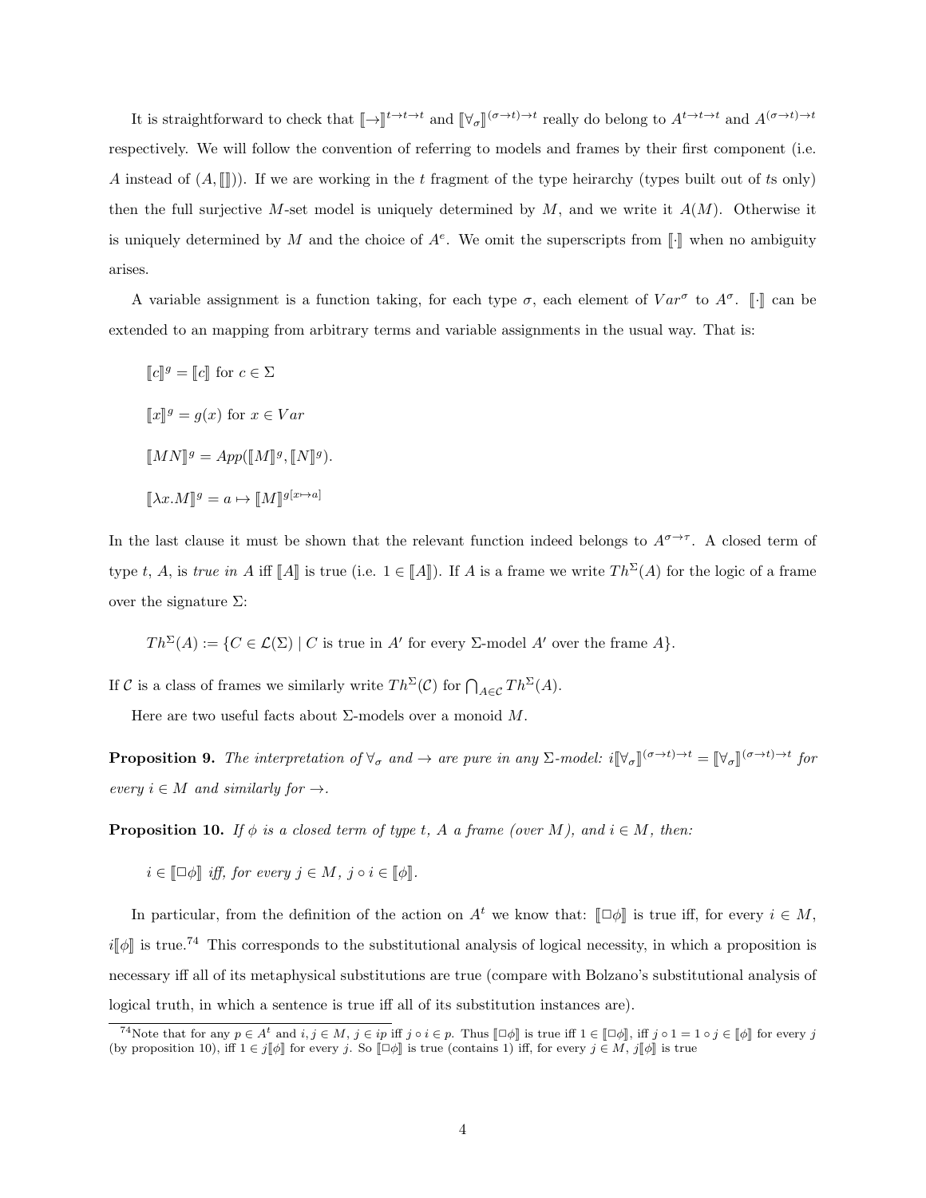It is straightforward to check that $[\![\to]\!]^{t\to t\to t}$ and $[\![\forall_\sigma]\!]^{(\sigma\to t)\to t}$ really do belong to $A^{t\to t\to t}$ and $A^{(\sigma\to t)\to t}$ respectively. We will follow the convention of referring to models and frames by their first component (i.e. $A$ instead of $(A, [\![]\!])$). If we are working in the $t$ fragment of the type heirarchy (types built out of $t$s only) then the full surjective $M$-set model is uniquely determined by $M$, and we write it $A(M)$. Otherwise it is uniquely determined by $M$ and the choice of $A^e$. We omit the superscripts from $[\![\cdot]\!]$ when no ambiguity arises.

A variable assignment is a function taking, for each type $\sigma$, each element of $Var^\sigma$ to $A^\sigma$. $[\![\cdot]\!]$ can be extended to an mapping from arbitrary terms and variable assignments in the usual way. That is:

$[\![c]\!]^g = [\![c]\!]$ for $c \in \Sigma$

$[\![x]\!]^g = g(x)$ for $x \in Var$

$[\![MN]\!]^g = App([\![M]\!]^g, [\![N]\!]^g)$.

$[\![\lambda x.M]\!]^g = a \mapsto [\![M]\!]^{g[x\mapsto a]}$

In the last clause it must be shown that the relevant function indeed belongs to $A^{\sigma\to\tau}$. A closed term of type $t$, $A$, is *true in* $A$ iff $[\![A]\!]$ is true (i.e. $1 \in [\![A]\!]$). If $A$ is a frame we write $Th^\Sigma(A)$ for the logic of a frame over the signature $\Sigma$:

$Th^\Sigma(A) := \{C \in \mathcal{L}(\Sigma) \mid C$ is true in $A'$ for every $\Sigma$-model $A'$ over the frame $A\}$.

If $\mathcal{C}$ is a class of frames we similarly write $Th^\Sigma(\mathcal{C})$ for $\bigcap_{A\in\mathcal{C}} Th^\Sigma(A)$.

Here are two useful facts about $\Sigma$-models over a monoid $M$.

**Proposition 9.** *The interpretation of $\forall_\sigma$ and $\to$ are pure in any $\Sigma$-model: $i[\![\forall_\sigma]\!]^{(\sigma\to t)\to t} = [\![\forall_\sigma]\!]^{(\sigma\to t)\to t}$ for every $i \in M$ and similarly for $\to$.*

**Proposition 10.** *If $\phi$ is a closed term of type $t$, $A$ a frame (over $M$), and $i \in M$, then:*

*$i \in [\![\Box\phi]\!]$ iff, for every $j \in M$, $j \circ i \in [\![\phi]\!]$.*

In particular, from the definition of the action on $A^t$ we know that: $[\![\Box\phi]\!]$ is true iff, for every $i \in M$, $i[\![\phi]\!]$ is true.[74] This corresponds to the substitutional analysis of logical necessity, in which a proposition is necessary iff all of its metaphysical substitutions are true (compare with Bolzano's substitutional analysis of logical truth, in which a sentence is true iff all of its substitution instances are).

[74]Note that for any $p \in A^t$ and $i, j \in M$, $j \in ip$ iff $j \circ i \in p$. Thus $[\![\Box\phi]\!]$ is true iff $1 \in [\![\Box\phi]\!]$, iff $j \circ 1 = 1 \circ j \in [\![\phi]\!]$ for every $j$ (by proposition 10), iff $1 \in j[\![\phi]\!]$ for every $j$. So $[\![\Box\phi]\!]$ is true (contains 1) iff, for every $j \in M$, $j[\![\phi]\!]$ is true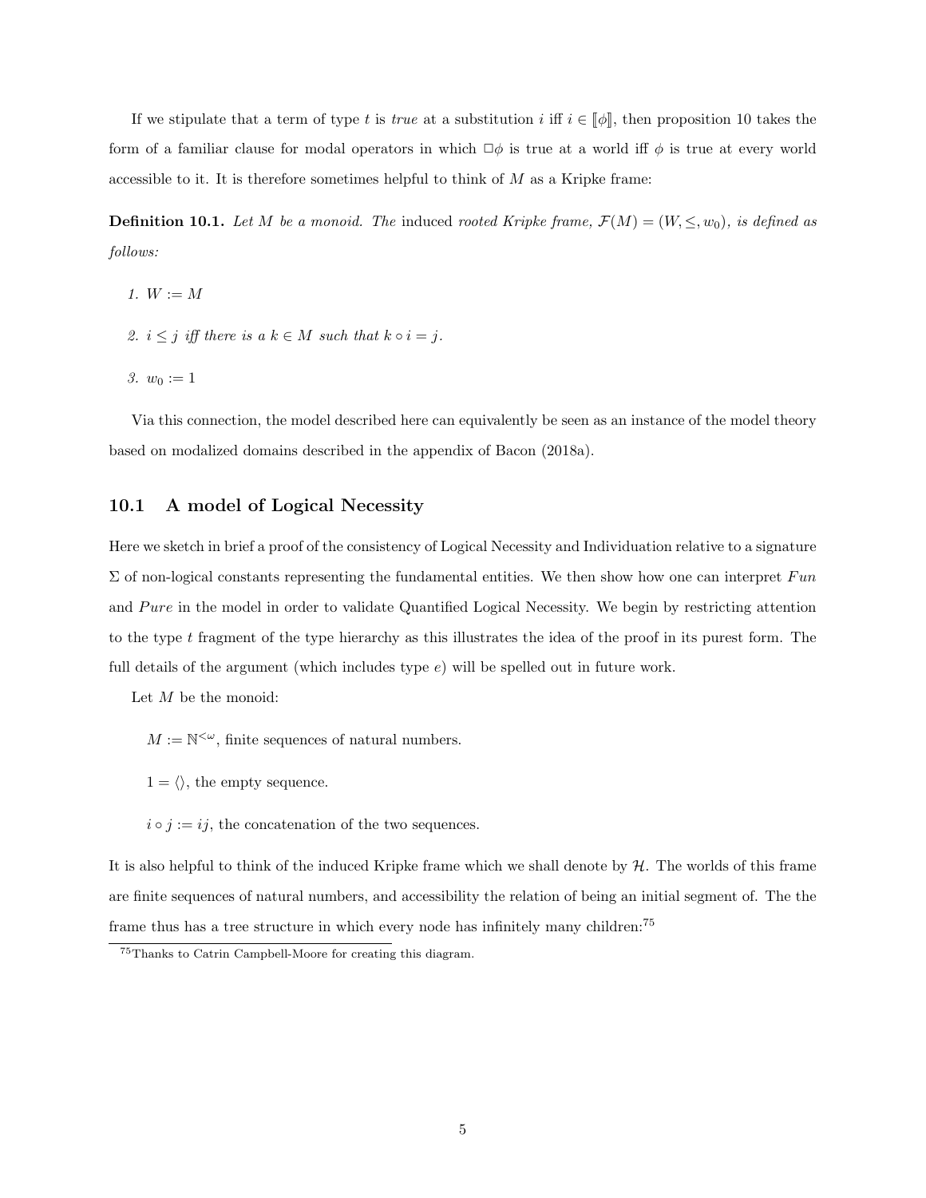If we stipulate that a term of type $t$ is *true* at a substitution $i$ iff $i \in [\![\phi]\!]$, then proposition 10 takes the form of a familiar clause for modal operators in which $\Box\phi$ is true at a world iff $\phi$ is true at every world accessible to it. It is therefore sometimes helpful to think of $M$ as a Kripke frame:

**Definition 10.1.** *Let $M$ be a monoid. The* induced *rooted Kripke frame, $\mathcal{F}(M) = (W, \leq, w_0)$, is defined as follows:*

1. $W := M$
2. $i \leq j$ *iff there is a $k \in M$ such that $k \circ i = j$.*
3. $w_0 := 1$

Via this connection, the model described here can equivalently be seen as an instance of the model theory based on modalized domains described in the appendix of Bacon (2018a).

## 10.1 A model of Logical Necessity

Here we sketch in brief a proof of the consistency of Logical Necessity and Individuation relative to a signature $\Sigma$ of non-logical constants representing the fundamental entities. We then show how one can interpret *Fun* and *Pure* in the model in order to validate Quantified Logical Necessity. We begin by restricting attention to the type $t$ fragment of the type hierarchy as this illustrates the idea of the proof in its purest form. The full details of the argument (which includes type $e$) will be spelled out in future work.

Let $M$ be the monoid:

$M := \mathbb{N}^{<\omega}$, finite sequences of natural numbers.

$1 = \langle\rangle$, the empty sequence.

$i \circ j := ij$, the concatenation of the two sequences.

It is also helpful to think of the induced Kripke frame which we shall denote by $\mathcal{H}$. The worlds of this frame are finite sequences of natural numbers, and accessibility the relation of being an initial segment of. The the frame thus has a tree structure in which every node has infinitely many children:[75]

[75]Thanks to Catrin Campbell-Moore for creating this diagram.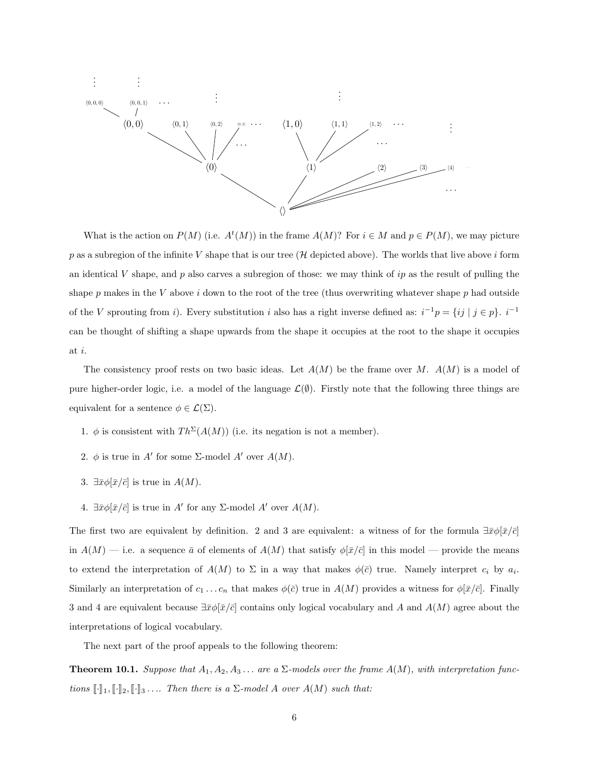What is the action on $P(M)$ (i.e. $A^t(M)$) in the frame $A(M)$? For $i \in M$ and $p \in P(M)$, we may picture $p$ as a subregion of the infinite $V$ shape that is our tree ($\mathcal{H}$ depicted above). The worlds that live above $i$ form an identical $V$ shape, and $p$ also carves a subregion of those: we may think of $ip$ as the result of pulling the shape $p$ makes in the $V$ above $i$ down to the root of the tree (thus overwriting whatever shape $p$ had outside of the $V$ sprouting from $i$). Every substitution $i$ also has a right inverse defined as: $i^{-1}p = \{ij \mid j \in p\}$. $i^{-1}$ can be thought of shifting a shape upwards from the shape it occupies at the root to the shape it occupies at $i$.

The consistency proof rests on two basic ideas. Let $A(M)$ be the frame over $M$. $A(M)$ is a model of pure higher-order logic, i.e. a model of the language $\mathcal{L}(\emptyset)$. Firstly note that the following three things are equivalent for a sentence $\phi \in \mathcal{L}(\Sigma)$.

1. $\phi$ is consistent with $Th^{\Sigma}(A(M))$ (i.e. its negation is not a member).
2. $\phi$ is true in $A'$ for some $\Sigma$-model $A'$ over $A(M)$.
3. $\exists \bar{x}\phi[\bar{x}/\bar{c}]$ is true in $A(M)$.
4. $\exists \bar{x}\phi[\bar{x}/\bar{c}]$ is true in $A'$ for any $\Sigma$-model $A'$ over $A(M)$.

The first two are equivalent by definition. 2 and 3 are equivalent: a witness of for the formula $\exists \bar{x}\phi[\bar{x}/\bar{c}]$ in $A(M)$ — i.e. a sequence $\bar{a}$ of elements of $A(M)$ that satisfy $\phi[\bar{x}/\bar{c}]$ in this model — provide the means to extend the interpretation of $A(M)$ to $\Sigma$ in a way that makes $\phi(\bar{c})$ true. Namely interpret $c_i$ by $a_i$. Similarly an interpretation of $c_1 \ldots c_n$ that makes $\phi(\bar{c})$ true in $A(M)$ provides a witness for $\phi[\bar{x}/\bar{c}]$. Finally 3 and 4 are equivalent because $\exists \bar{x}\phi[\bar{x}/\bar{c}]$ contains only logical vocabulary and $A$ and $A(M)$ agree about the interpretations of logical vocabulary.

The next part of the proof appeals to the following theorem:

**Theorem 10.1.** *Suppose that $A_1, A_2, A_3 \ldots$ are a $\Sigma$-models over the frame $A(M)$, with interpretation functions $[\![\cdot]\!]_1, [\![\cdot]\!]_2, [\![\cdot]\!]_3 \ldots$. Then there is a $\Sigma$-model $A$ over $A(M)$ such that:*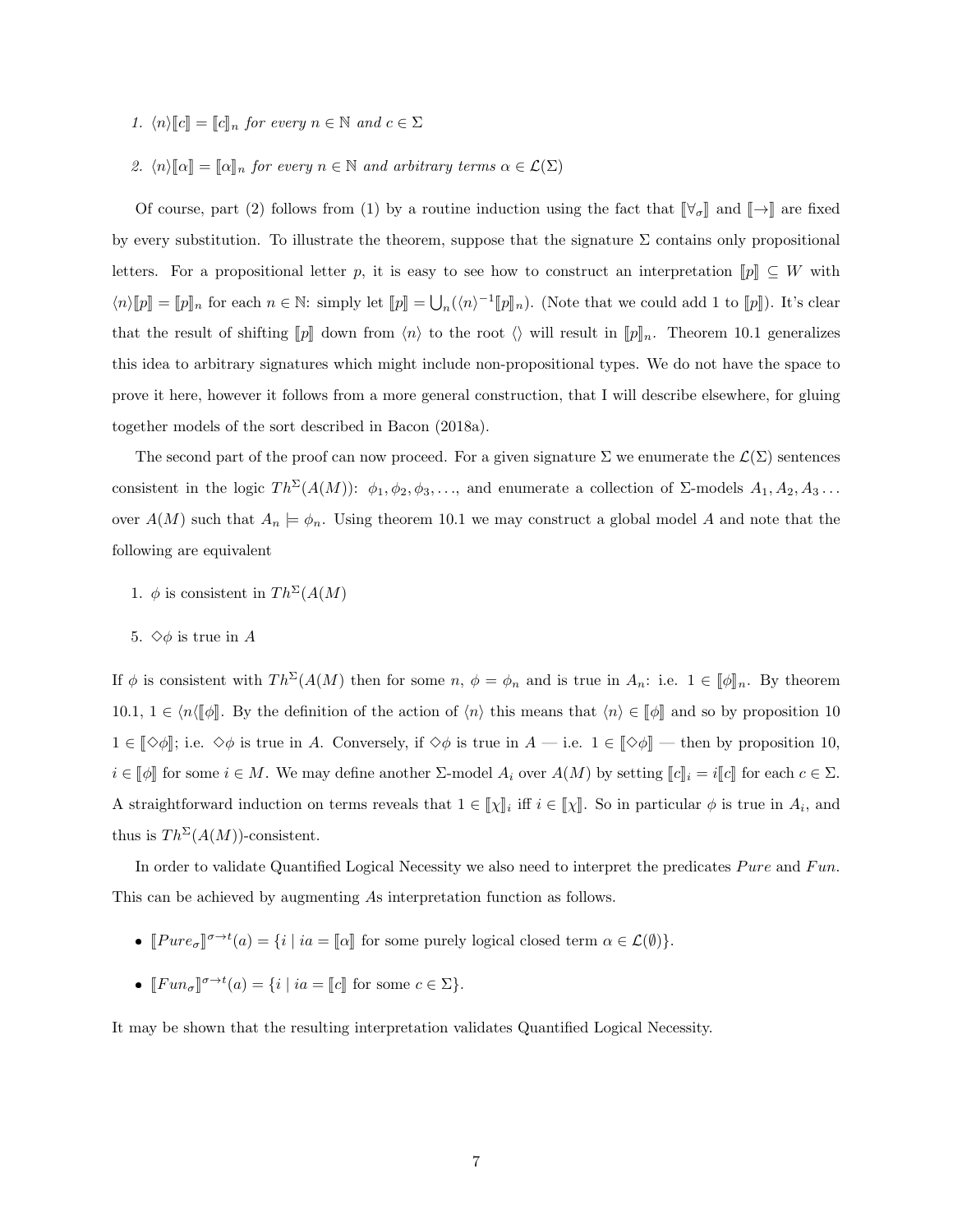1. *$\langle n\rangle[\![c]\!] = [\![c]\!]_n$ for every $n \in \mathbb{N}$ and $c \in \Sigma$*

2. *$\langle n\rangle[\![\alpha]\!] = [\![\alpha]\!]_n$ for every $n \in \mathbb{N}$ and arbitrary terms $\alpha \in \mathcal{L}(\Sigma)$*

Of course, part (2) follows from (1) by a routine induction using the fact that $[\![\forall_\sigma]\!]$ and $[\![\rightarrow]\!]$ are fixed by every substitution. To illustrate the theorem, suppose that the signature $\Sigma$ contains only propositional letters. For a propositional letter $p$, it is easy to see how to construct an interpretation $[\![p]\!] \subseteq W$ with $\langle n\rangle[\![p]\!] = [\![p]\!]_n$ for each $n \in \mathbb{N}$: simply let $[\![p]\!] = \bigcup_n(\langle n\rangle^{-1}[\![p]\!]_n)$. (Note that we could add 1 to $[\![p]\!]$). It's clear that the result of shifting $[\![p]\!]$ down from $\langle n\rangle$ to the root $\langle\rangle$ will result in $[\![p]\!]_n$. Theorem 10.1 generalizes this idea to arbitrary signatures which might include non-propositional types. We do not have the space to prove it here, however it follows from a more general construction, that I will describe elsewhere, for gluing together models of the sort described in Bacon (2018a).

The second part of the proof can now proceed. For a given signature $\Sigma$ we enumerate the $\mathcal{L}(\Sigma)$ sentences consistent in the logic $Th^\Sigma(A(M))$: $\phi_1, \phi_2, \phi_3, \ldots$, and enumerate a collection of $\Sigma$-models $A_1, A_2, A_3 \ldots$ over $A(M)$ such that $A_n \models \phi_n$. Using theorem 10.1 we may construct a global model $A$ and note that the following are equivalent

1. $\phi$ is consistent in $Th^\Sigma(A(M)$

5. $\Diamond\phi$ is true in $A$

If $\phi$ is consistent with $Th^\Sigma(A(M)$ then for some $n$, $\phi = \phi_n$ and is true in $A_n$: i.e. $1 \in [\![\phi]\!]_n$. By theorem 10.1, $1 \in \langle n\langle[\![\phi]\!]$. By the definition of the action of $\langle n\rangle$ this means that $\langle n\rangle \in [\![\phi]\!]$ and so by proposition 10 $1 \in [\![\Diamond\phi]\!]$; i.e. $\Diamond\phi$ is true in $A$. Conversely, if $\Diamond\phi$ is true in $A$ — i.e. $1 \in [\![\Diamond\phi]\!]$ — then by proposition 10, $i \in [\![\phi]\!]$ for some $i \in M$. We may define another $\Sigma$-model $A_i$ over $A(M)$ by setting $[\![c]\!]_i = i[\![c]\!]$ for each $c \in \Sigma$. A straightforward induction on terms reveals that $1 \in [\![\chi]\!]_i$ iff $i \in [\![\chi]\!]$. So in particular $\phi$ is true in $A_i$, and thus is $Th^\Sigma(A(M))$-consistent.

In order to validate Quantified Logical Necessity we also need to interpret the predicates *Pure* and *Fun*. This can be achieved by augmenting *A*s interpretation function as follows.

- $[\![Pure_\sigma]\!]^{\sigma\rightarrow t}(a) = \{i \mid ia = [\![\alpha]\!]$ for some purely logical closed term $\alpha \in \mathcal{L}(\emptyset)\}$.
- $[\![Fun_\sigma]\!]^{\sigma\rightarrow t}(a) = \{i \mid ia = [\![c]\!]$ for some $c \in \Sigma\}$.

It may be shown that the resulting interpretation validates Quantified Logical Necessity.